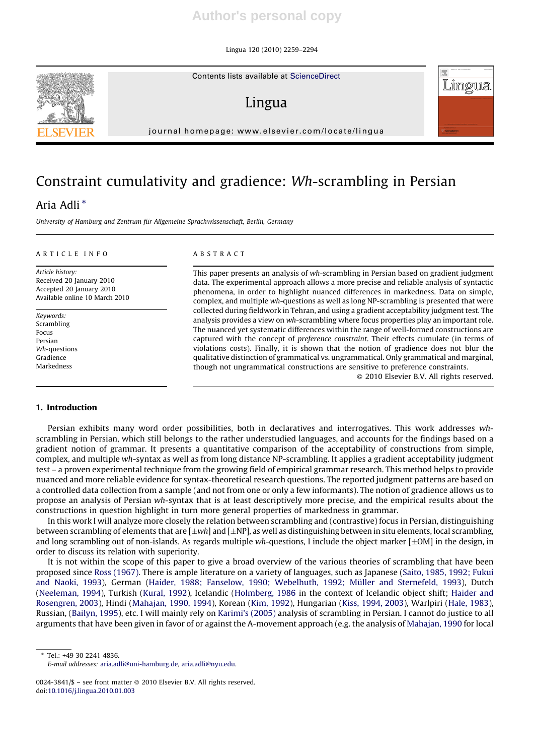# Constraint cumulativity and gradience: *Wh*-scrambling in Persian

Aria Adli *

*University of Hamburg and Zentrum für Allgemeine Sprachwissenschaft, Berlin, Germany*

ARTICLE INFO

*Article history:*
Received 20 January 2010
Accepted 20 January 2010
Available online 10 March 2010

*Keywords:*
Scrambling
Focus
Persian
*Wh*-questions
Gradience
Markedness

ABSTRACT

This paper presents an analysis of *wh*-scrambling in Persian based on gradient judgment data. The experimental approach allows a more precise and reliable analysis of syntactic phenomena, in order to highlight nuanced differences in markedness. Data on simple, complex, and multiple *wh*-questions as well as long NP-scrambling is presented that were collected during fieldwork in Tehran, and using a gradient acceptability judgment test. The analysis provides a view on *wh*-scrambling where focus properties play an important role. The nuanced yet systematic differences within the range of well-formed constructions are captured with the concept of *preference constraint*. Their effects cumulate (in terms of violations costs). Finally, it is shown that the notion of gradience does not blur the qualitative distinction of grammatical vs. ungrammatical. Only grammatical and marginal, though not ungrammatical constructions are sensitive to preference constraints.

© 2010 Elsevier B.V. All rights reserved.

## 1. Introduction

Persian exhibits many word order possibilities, both in declaratives and interrogatives. This work addresses *wh*-scrambling in Persian, which still belongs to the rather understudied languages, and accounts for the findings based on a gradient notion of grammar. It presents a quantitative comparison of the acceptability of constructions from simple, complex, and multiple *wh*-syntax as well as from long distance NP-scrambling. It applies a gradient acceptability judgment test – a proven experimental technique from the growing field of empirical grammar research. This method helps to provide nuanced and more reliable evidence for syntax-theoretical research questions. The reported judgment patterns are based on a controlled data collection from a sample (and not from one or only a few informants). The notion of gradience allows us to propose an analysis of Persian *wh*-syntax that is at least descriptively more precise, and the empirical results about the constructions in question highlight in turn more general properties of markedness in grammar.

In this work I will analyze more closely the relation between scrambling and (contrastive) focus in Persian, distinguishing between scrambling of elements that are [±*wh*] and [±NP], as well as distinguishing between in situ elements, local scrambling, and long scrambling out of non-islands. As regards multiple *wh*-questions, I include the object marker [±OM] in the design, in order to discuss its relation with superiority.

It is not within the scope of this paper to give a broad overview of the various theories of scrambling that have been proposed since Ross (1967). There is ample literature on a variety of languages, such as Japanese (Saito, 1985, 1992; Fukui and Naoki, 1993), German (Haider, 1988; Fanselow, 1990; Webelhuth, 1992; Müller and Sternefeld, 1993), Dutch (Neeleman, 1994), Turkish (Kural, 1992), Icelandic (Holmberg, 1986 in the context of Icelandic object shift; Haider and Rosengren, 2003), Hindi (Mahajan, 1990, 1994), Korean (Kim, 1992), Hungarian (Kiss, 1994, 2003), Warlpiri (Hale, 1983), Russian, (Bailyn, 1995), etc. I will mainly rely on Karimi's (2005) analysis of scrambling in Persian. I cannot do justice to all arguments that have been given in favor of or against the A-movement approach (e.g. the analysis of Mahajan, 1990 for local

---

* Tel.: +49 30 2241 4836.
*E-mail addresses:* aria.adli@uni-hamburg.de, aria.adli@nyu.edu.

0024-3841/$ – see front matter © 2010 Elsevier B.V. All rights reserved.
doi:10.1016/j.lingua.2010.01.003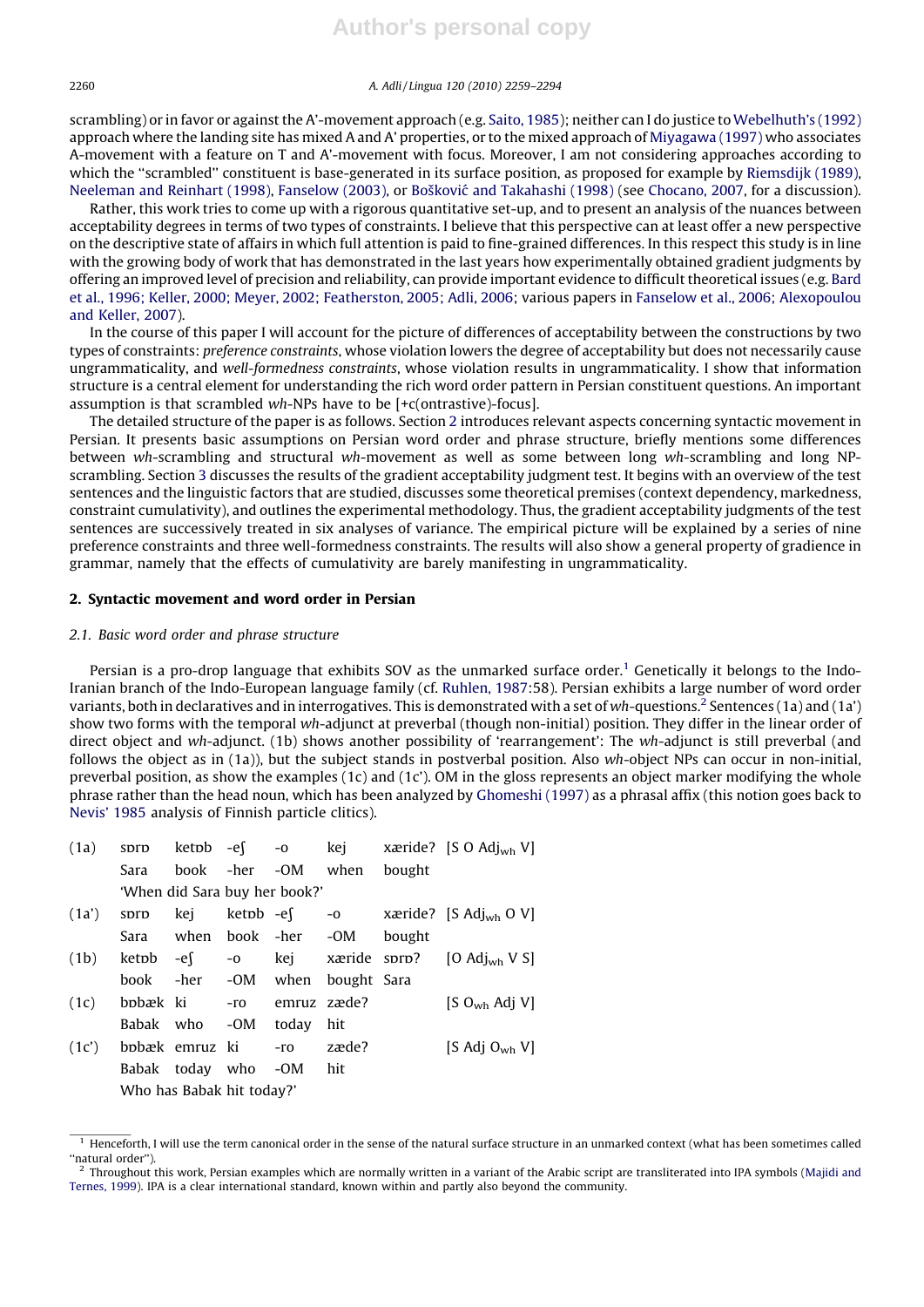scrambling) or in favor or against the A'-movement approach (e.g. Saito, 1985); neither can I do justice to Webelhuth's (1992) approach where the landing site has mixed A and A' properties, or to the mixed approach of Miyagawa (1997) who associates A-movement with a feature on T and A'-movement with focus. Moreover, I am not considering approaches according to which the ''scrambled'' constituent is base-generated in its surface position, as proposed for example by Riemsdijk (1989), Neeleman and Reinhart (1998), Fanselow (2003), or Bošković and Takahashi (1998) (see Chocano, 2007, for a discussion).

Rather, this work tries to come up with a rigorous quantitative set-up, and to present an analysis of the nuances between acceptability degrees in terms of two types of constraints. I believe that this perspective can at least offer a new perspective on the descriptive state of affairs in which full attention is paid to fine-grained differences. In this respect this study is in line with the growing body of work that has demonstrated in the last years how experimentally obtained gradient judgments by offering an improved level of precision and reliability, can provide important evidence to difficult theoretical issues (e.g. Bard et al., 1996; Keller, 2000; Meyer, 2002; Featherston, 2005; Adli, 2006; various papers in Fanselow et al., 2006; Alexopoulou and Keller, 2007).

In the course of this paper I will account for the picture of differences of acceptability between the constructions by two types of constraints: *preference constraints*, whose violation lowers the degree of acceptability but does not necessarily cause ungrammaticality, and *well-formedness constraints*, whose violation results in ungrammaticality. I show that information structure is a central element for understanding the rich word order pattern in Persian constituent questions. An important assumption is that scrambled *wh*-NPs have to be [+c(ontrastive)-focus].

The detailed structure of the paper is as follows. Section 2 introduces relevant aspects concerning syntactic movement in Persian. It presents basic assumptions on Persian word order and phrase structure, briefly mentions some differences between *wh*-scrambling and structural *wh*-movement as well as some between long *wh*-scrambling and long NP-scrambling. Section 3 discusses the results of the gradient acceptability judgment test. It begins with an overview of the test sentences and the linguistic factors that are studied, discusses some theoretical premises (context dependency, markedness, constraint cumulativity), and outlines the experimental methodology. Thus, the gradient acceptability judgments of the test sentences are successively treated in six analyses of variance. The empirical picture will be explained by a series of nine preference constraints and three well-formedness constraints. The results will also show a general property of gradience in grammar, namely that the effects of cumulativity are barely manifesting in ungrammaticality.

## 2. Syntactic movement and word order in Persian

### 2.1. Basic word order and phrase structure

Persian is a pro-drop language that exhibits SOV as the unmarked surface order.[1] Genetically it belongs to the Indo-Iranian branch of the Indo-European language family (cf. Ruhlen, 1987:58). Persian exhibits a large number of word order variants, both in declaratives and in interrogatives. This is demonstrated with a set of *wh*-questions.[2] Sentences (1a) and (1a') show two forms with the temporal *wh*-adjunct at preverbal (though non-initial) position. They differ in the linear order of direct object and *wh*-adjunct. (1b) shows another possibility of 'rearrangement': The *wh*-adjunct is still preverbal (and follows the object as in (1a)), but the subject stands in postverbal position. Also *wh*-object NPs can occur in non-initial, preverbal position, as show the examples (1c) and (1c'). OM in the gloss represents an object marker modifying the whole phrase rather than the head noun, which has been analyzed by Ghomeshi (1997) as a phrasal affix (this notion goes back to Nevis' 1985 analysis of Finnish particle clitics).

| | | | | | | | |
|---|---|---|---|---|---|---|---|
| (1a) | sɒrɒ | ketɒb | -eʃ | -o | kej | xæride? | [S O $Adj_{wh}$ V] |
| | Sara | book | -her | -OM | when | bought | |
| | 'When did Sara buy her book?' | | | | | | |
| (1a') | sɒrɒ | kej | ketɒb | -eʃ | -o | xæride? | [S $Adj_{wh}$ O V] |
| | Sara | when | book | -her | -OM | bought | |
| (1b) | ketɒb | -eʃ | -o | kej | xæride | sɒrɒ? | [O $Adj_{wh}$ V S] |
| | book | -her | -OM | when | bought | Sara | |
| (1c) | bɒbæk | ki | -ro | emruz | zæde? | | [S $O_{wh}$ Adj V] |
| | Babak | who | -OM | today | hit | | |
| (1c') | bɒbæk | emruz | ki | -ro | zæde? | | [S Adj $O_{wh}$ V] |
| | Babak | today | who | -OM | hit | | |
| | Who has Babak hit today?' | | | | | | |

[1] Henceforth, I will use the term canonical order in the sense of the natural surface structure in an unmarked context (what has been sometimes called ''natural order'').

[2] Throughout this work, Persian examples which are normally written in a variant of the Arabic script are transliterated into IPA symbols (Majidi and Ternes, 1999). IPA is a clear international standard, known within and partly also beyond the community.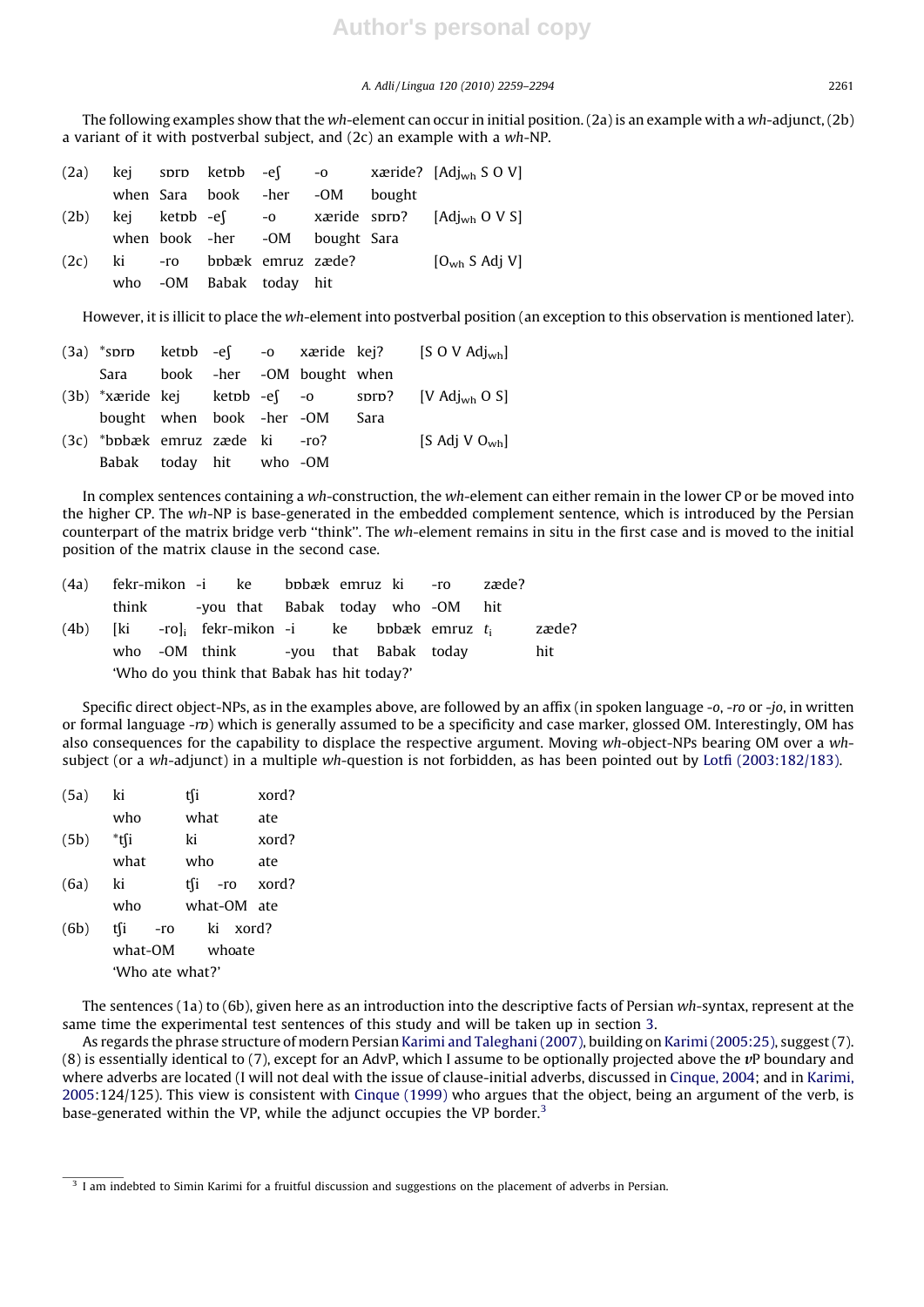The following examples show that the *wh*-element can occur in initial position. (2a) is an example with a *wh*-adjunct, (2b) a variant of it with postverbal subject, and (2c) an example with a *wh*-NP.

| | | | | | | | |
|---|---|---|---|---|---|---|---|
| (2a) | kej | sɒrɒ | ketɒb | -eʃ | -o | xæride? | [Adj$_{wh}$ S O V] |
| | when | Sara | book | -her | -OM | bought | |
| (2b) | kej | ketɒb | -eʃ | -o | xæride | sɒrɒ? | [Adj$_{wh}$ O V S] |
| | when | book | -her | -OM | bought | Sara | |
| (2c) | ki | -ro | bɒbæk | emruz | zæde? | | [O$_{wh}$ S Adj V] |
| | who | -OM | Babak | today | hit | | |

However, it is illicit to place the *wh*-element into postverbal position (an exception to this observation is mentioned later).

| | | | | | | | |
|---|---|---|---|---|---|---|---|
| (3a) | *sɒrɒ | ketɒb | -eʃ | -o | xæride | kej? | [S O V Adj$_{wh}$] |
| | Sara | book | -her | -OM | bought | when | |
| (3b) | *xæride | kej | ketɒb | -eʃ | -o | sɒrɒ? | [V Adj$_{wh}$ O S] |
| | bought | when | book | -her | -OM | Sara | |
| (3c) | *bɒbæk | emruz | zæde | ki | -ro? | | [S Adj V O$_{wh}$] |
| | Babak | today | hit | who | -OM | | |

In complex sentences containing a *wh*-construction, the *wh*-element can either remain in the lower CP or be moved into the higher CP. The *wh*-NP is base-generated in the embedded complement sentence, which is introduced by the Persian counterpart of the matrix bridge verb "think". The *wh*-element remains in situ in the first case and is moved to the initial position of the matrix clause in the second case.

| | | | | | | | | | |
|---|---|---|---|---|---|---|---|---|---|
| (4a) | fekr-mikon | -i | ke | bɒbæk | emruz | ki | -ro | zæde? | |
| | think | -you | that | Babak | today | who | -OM | hit | |
| (4b) | [ki | -ro]$_i$ | fekr-mikon | -i | ke | bɒbæk | emruz | $t_i$ | zæde? |
| | who | -OM | think | -you | that | Babak | today | | hit |

'Who do you think that Babak has hit today?'

Specific direct object-NPs, as in the examples above, are followed by an affix (in spoken language *-o*, *-ro* or *-jo*, in written or formal language *-rɒ*) which is generally assumed to be a specificity and case marker, glossed OM. Interestingly, OM has also consequences for the capability to displace the respective argument. Moving *wh*-object-NPs bearing OM over a *wh*-subject (or a *wh*-adjunct) in a multiple *wh*-question is not forbidden, as has been pointed out by Lotfi (2003:182/183).

| | | | |
|---|---|---|---|
| (5a) | ki | tʃi | xord? |
| | who | what | ate |
| (5b) | *tʃi | ki | xord? |
| | what | who | ate |
| (6a) | ki | tʃi -ro | xord? |
| | who | what-OM | ate |
| (6b) | tʃi -ro | ki | xord? |
| | what-OM | who | ate |

'Who ate what?'

The sentences (1a) to (6b), given here as an introduction into the descriptive facts of Persian *wh*-syntax, represent at the same time the experimental test sentences of this study and will be taken up in section 3.

As regards the phrase structure of modern Persian Karimi and Taleghani (2007), building on Karimi (2005:25), suggest (7). (8) is essentially identical to (7), except for an AdvP, which I assume to be optionally projected above the *v*P boundary and where adverbs are located (I will not deal with the issue of clause-initial adverbs, discussed in Cinque, 2004; and in Karimi, 2005:124/125). This view is consistent with Cinque (1999) who argues that the object, being an argument of the verb, is base-generated within the VP, while the adjunct occupies the VP border.[3]

[3] I am indebted to Simin Karimi for a fruitful discussion and suggestions on the placement of adverbs in Persian.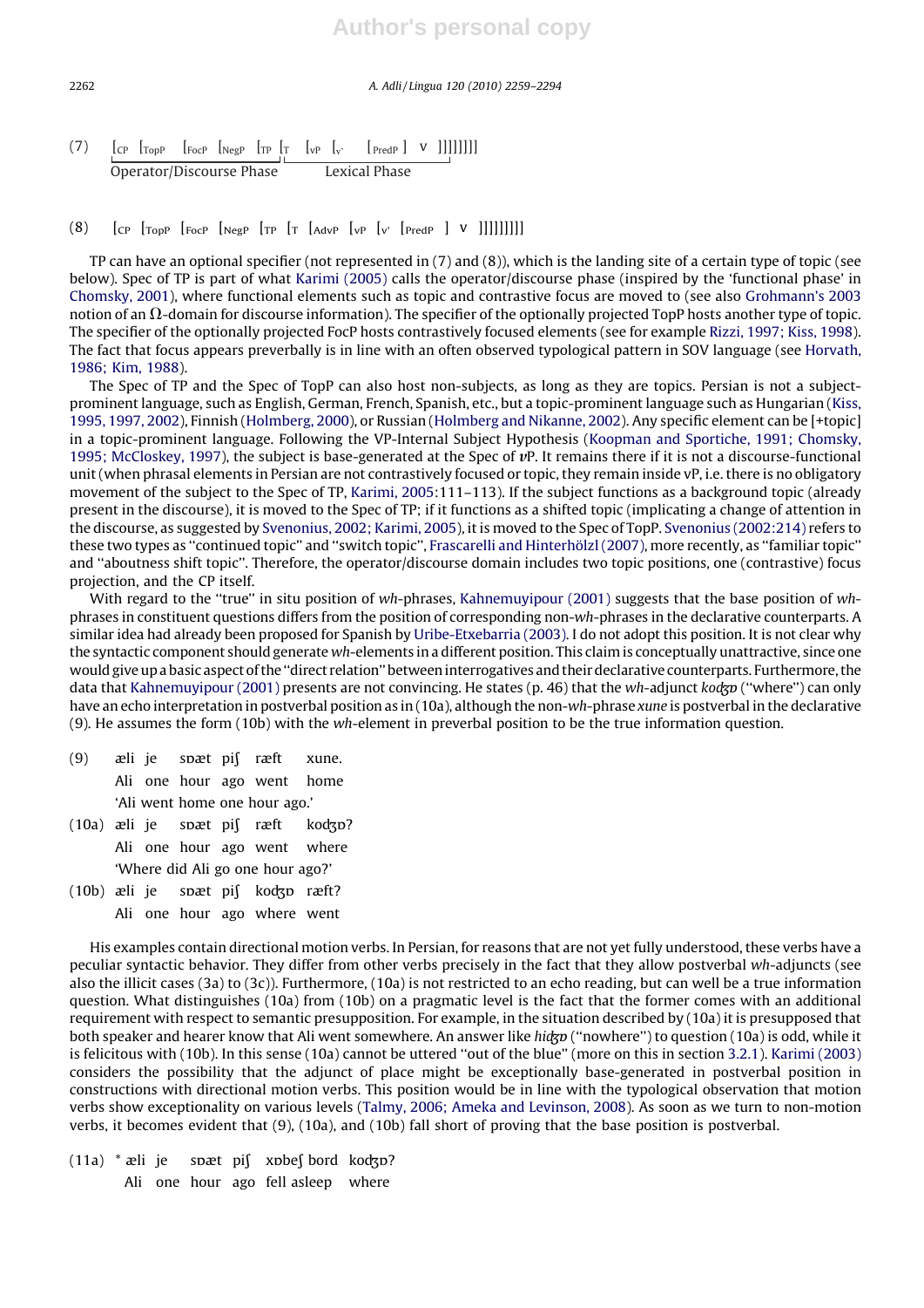(7) [CP [TopP [FocP [NegP [TP [T [vP [v' [PredP ] V ]]]]]]]]
Operator/Discourse Phase — Lexical Phase

(8) [CP [TopP [FocP [NegP [TP [T [AdvP [vP [v' [PredP ] V ]]]]]]]]]

TP can have an optional specifier (not represented in (7) and (8)), which is the landing site of a certain type of topic (see below). Spec of TP is part of what Karimi (2005) calls the operator/discourse phase (inspired by the 'functional phase' in Chomsky, 2001), where functional elements such as topic and contrastive focus are moved to (see also Grohmann's 2003 notion of an Ω-domain for discourse information). The specifier of the optionally projected TopP hosts another type of topic. The specifier of the optionally projected FocP hosts contrastively focused elements (see for example Rizzi, 1997; Kiss, 1998). The fact that focus appears preverbally is in line with an often observed typological pattern in SOV language (see Horvath, 1986; Kim, 1988).

The Spec of TP and the Spec of TopP can also host non-subjects, as long as they are topics. Persian is not a subject-prominent language, such as English, German, French, Spanish, etc., but a topic-prominent language such as Hungarian (Kiss, 1995, 1997, 2002), Finnish (Holmberg, 2000), or Russian (Holmberg and Nikanne, 2002). Any specific element can be [+topic] in a topic-prominent language. Following the VP-Internal Subject Hypothesis (Koopman and Sportiche, 1991; Chomsky, 1995; McCloskey, 1997), the subject is base-generated at the Spec of *v*P. It remains there if it is not a discourse-functional unit (when phrasal elements in Persian are not contrastively focused or topic, they remain inside vP, i.e. there is no obligatory movement of the subject to the Spec of TP, Karimi, 2005:111–113). If the subject functions as a background topic (already present in the discourse), it is moved to the Spec of TP; if it functions as a shifted topic (implicating a change of attention in the discourse, as suggested by Svenonius, 2002; Karimi, 2005), it is moved to the Spec of TopP. Svenonius (2002:214) refers to these two types as "continued topic" and "switch topic", Frascarelli and Hinterhölzl (2007), more recently, as "familiar topic" and "aboutness shift topic". Therefore, the operator/discourse domain includes two topic positions, one (contrastive) focus projection, and the CP itself.

With regard to the "true" in situ position of *wh*-phrases, Kahnemuyipour (2001) suggests that the base position of *wh*-phrases in constituent questions differs from the position of corresponding non-*wh*-phrases in the declarative counterparts. A similar idea had already been proposed for Spanish by Uribe-Etxebarria (2003). I do not adopt this position. It is not clear why the syntactic component should generate *wh*-elements in a different position. This claim is conceptually unattractive, since one would give up a basic aspect of the "direct relation" between interrogatives and their declarative counterparts. Furthermore, the data that Kahnemuyipour (2001) presents are not convincing. He states (p. 46) that the *wh*-adjunct *kodʒɒ* ("where") can only have an echo interpretation in postverbal position as in (10a), although the non-*wh*-phrase *xune* is postverbal in the declarative (9). He assumes the form (10b) with the *wh*-element in preverbal position to be the true information question.

(9) æli je sɒæt piʃ ræft xune.
Ali one hour ago went home
'Ali went home one hour ago.'

(10a) æli je sɒæt piʃ ræft kodʒɒ?
Ali one hour ago went where
'Where did Ali go one hour ago?'

(10b) æli je sɒæt piʃ kodʒɒ ræft?
Ali one hour ago where went

His examples contain directional motion verbs. In Persian, for reasons that are not yet fully understood, these verbs have a peculiar syntactic behavior. They differ from other verbs precisely in the fact that they allow postverbal *wh*-adjuncts (see also the illicit cases (3a) to (3c)). Furthermore, (10a) is not restricted to an echo reading, but can well be a true information question. What distinguishes (10a) from (10b) on a pragmatic level is the fact that the former comes with an additional requirement with respect to semantic presupposition. For example, in the situation described by (10a) it is presupposed that both speaker and hearer know that Ali went somewhere. An answer like *hidʒɒ* ("nowhere") to question (10a) is odd, while it is felicitous with (10b). In this sense (10a) cannot be uttered "out of the blue" (more on this in section 3.2.1). Karimi (2003) considers the possibility that the adjunct of place might be exceptionally base-generated in postverbal position in constructions with directional motion verbs. This position would be in line with the typological observation that motion verbs show exceptionality on various levels (Talmy, 2006; Ameka and Levinson, 2008). As soon as we turn to non-motion verbs, it becomes evident that (9), (10a), and (10b) fall short of proving that the base position is postverbal.

(11a) * æli je sɒæt piʃ xɒbeʃ bord kodʒɒ?
Ali one hour ago fell asleep where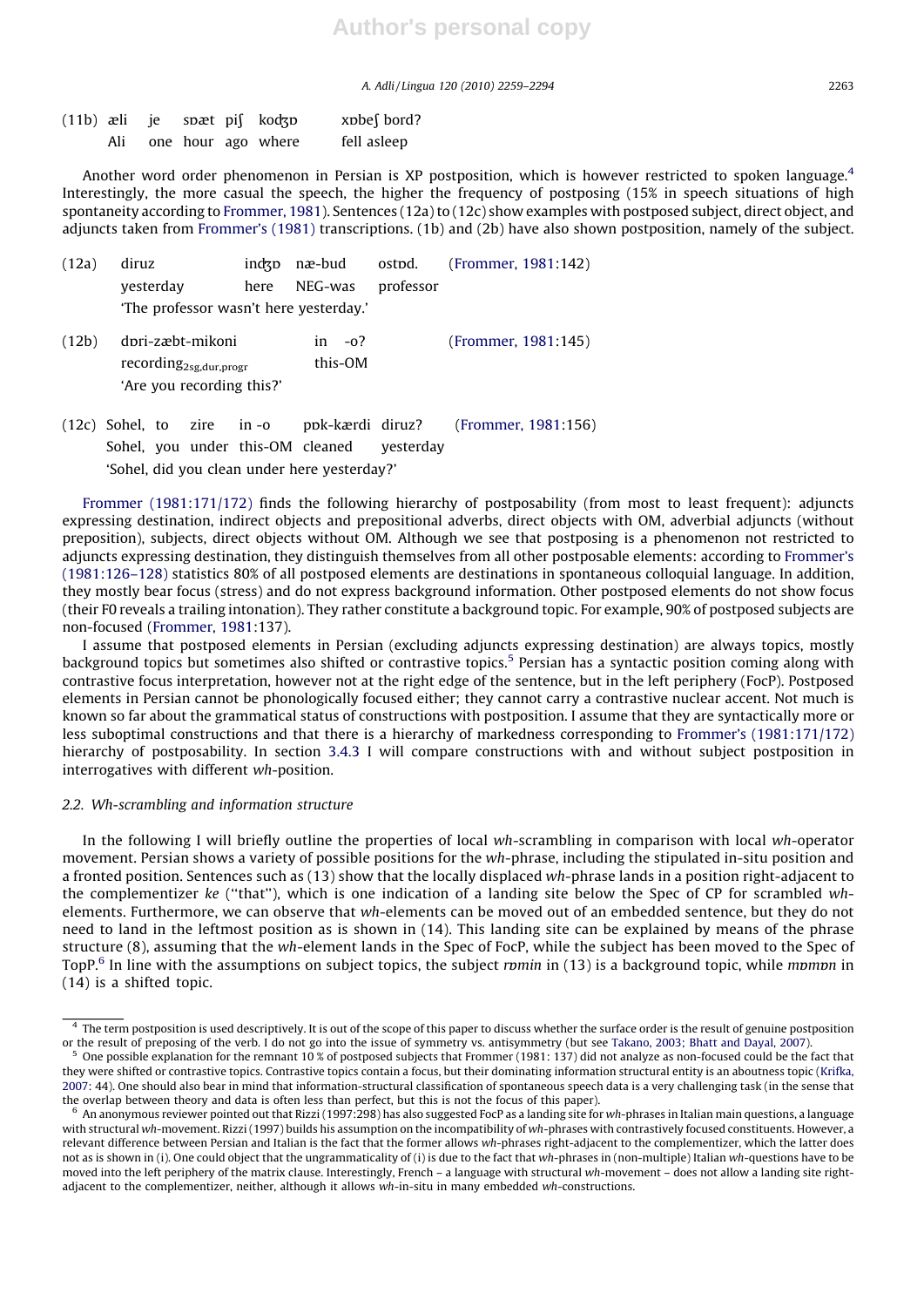(11b) æli je spæt piʃ kodʒɒ xɒbeʃ bord?
Ali one hour ago where fell asleep

Another word order phenomenon in Persian is XP postposition, which is however restricted to spoken language.[4] Interestingly, the more casual the speech, the higher the frequency of postposing (15% in speech situations of high spontaneity according to Frommer, 1981). Sentences (12a) to (12c) show examples with postposed subject, direct object, and adjuncts taken from Frommer's (1981) transcriptions. (1b) and (2b) have also shown postposition, namely of the subject.

(12a) diruz indʒɒ næ-bud ostɒd. (Frommer, 1981:142)
yesterday here NEG-was professor
'The professor wasn't here yesterday.'

(12b) dɒri-zæbt-mikoni in -o? (Frommer, 1981:145)
recording$_{2sg,dur,progr}$ this-OM
'Are you recording this?'

(12c) Sohel, to zire in -o pɒk-kærdi diruz? (Frommer, 1981:156)
Sohel, you under this-OM cleaned yesterday
'Sohel, did you clean under here yesterday?'

Frommer (1981:171/172) finds the following hierarchy of postposability (from most to least frequent): adjuncts expressing destination, indirect objects and prepositional adverbs, direct objects with OM, adverbial adjuncts (without preposition), subjects, direct objects without OM. Although we see that postposing is a phenomenon not restricted to adjuncts expressing destination, they distinguish themselves from all other postposable elements: according to Frommer's (1981:126–128) statistics 80% of all postposed elements are destinations in spontaneous colloquial language. In addition, they mostly bear focus (stress) and do not express background information. Other postposed elements do not show focus (their F0 reveals a trailing intonation). They rather constitute a background topic. For example, 90% of postposed subjects are non-focused (Frommer, 1981:137).

I assume that postposed elements in Persian (excluding adjuncts expressing destination) are always topics, mostly background topics but sometimes also shifted or contrastive topics.[5] Persian has a syntactic position coming along with contrastive focus interpretation, however not at the right edge of the sentence, but in the left periphery (FocP). Postposed elements in Persian cannot be phonologically focused either; they cannot carry a contrastive nuclear accent. Not much is known so far about the grammatical status of constructions with postposition. I assume that they are syntactically more or less suboptimal constructions and that there is a hierarchy of markedness corresponding to Frommer's (1981:171/172) hierarchy of postposability. In section 3.4.3 I will compare constructions with and without subject postposition in interrogatives with different *wh*-position.

### 2.2. *Wh*-scrambling and information structure

In the following I will briefly outline the properties of local *wh*-scrambling in comparison with local *wh*-operator movement. Persian shows a variety of possible positions for the *wh*-phrase, including the stipulated in-situ position and a fronted position. Sentences such as (13) show that the locally displaced *wh*-phrase lands in a position right-adjacent to the complementizer *ke* ("that"), which is one indication of a landing site below the Spec of CP for scrambled *wh*-elements. Furthermore, we can observe that *wh*-elements can be moved out of an embedded sentence, but they do not need to land in the leftmost position as is shown in (14). This landing site can be explained by means of the phrase structure (8), assuming that the *wh*-element lands in the Spec of FocP, while the subject has been moved to the Spec of TopP.[6] In line with the assumptions on subject topics, the subject *rɒmin* in (13) is a background topic, while *mɒmɒn* in (14) is a shifted topic.

---

[4] The term postposition is used descriptively. It is out of the scope of this paper to discuss whether the surface order is the result of genuine postposition or the result of preposing of the verb. I do not go into the issue of symmetry vs. antisymmetry (but see Takano, 2003; Bhatt and Dayal, 2007).

[5] One possible explanation for the remnant 10 % of postposed subjects that Frommer (1981: 137) did not analyze as non-focused could be the fact that they were shifted or contrastive topics. Contrastive topics contain a focus, but their dominating information structural entity is an aboutness topic (Krifka, 2007: 44). One should also bear in mind that information-structural classification of spontaneous speech data is a very challenging task (in the sense that the overlap between theory and data is often less than perfect, but this is not the focus of this paper).

[6] An anonymous reviewer pointed out that Rizzi (1997:298) has also suggested FocP as a landing site for *wh*-phrases in Italian main questions, a language with structural *wh*-movement. Rizzi (1997) builds his assumption on the incompatibility of *wh*-phrases with contrastively focused constituents. However, a relevant difference between Persian and Italian is the fact that the former allows *wh*-phrases right-adjacent to the complementizer, which the latter does not as is shown in (i). One could object that the ungrammaticality of (i) is due to the fact that *wh*-phrases in (non-multiple) Italian *wh*-questions have to be moved into the left periphery of the matrix clause. Interestingly, French – a language with structural *wh*-movement – does not allow a landing site right-adjacent to the complementizer, neither, although it allows *wh*-in-situ in many embedded *wh*-constructions.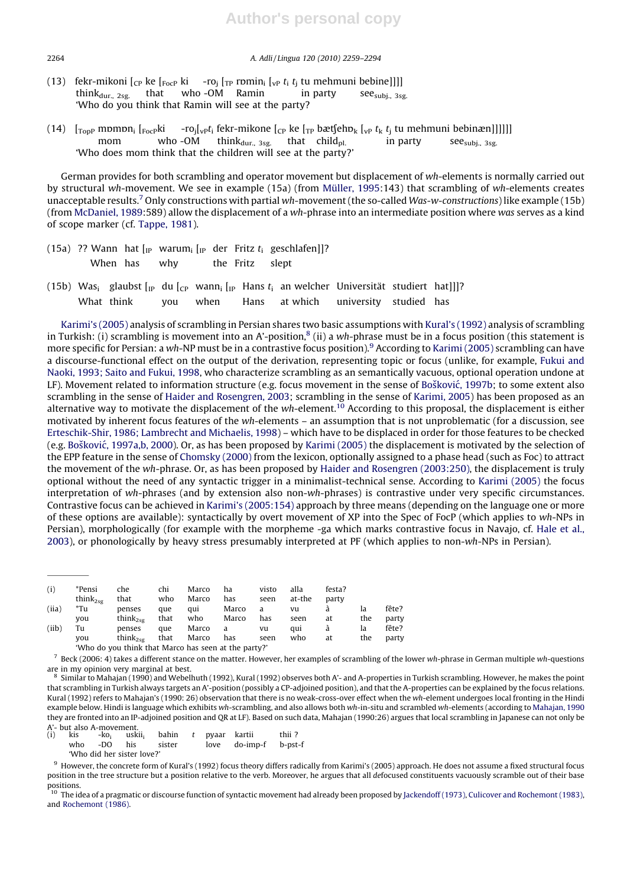(13) fekr-mikoni [CP ke [FocP ki -roj [TP rɒmini [vP $t_i$ $t_j$ tu mehmuni bebine]]]]
think$_{dur., 2sg.}$ that who -OM Ramin in party see$_{subj., 3sg.}$
'Who do you think that Ramin will see at the party?

(14) [TopP mɒmɒni [FocPki -roj[vP$t_i$ fekr-mikone [CP ke [TP bætʃehɒk [vP $t_k$ $t_j$ tu mehmuni bebinæn]]]]]]
mom who -OM think$_{dur., 3sg.}$ that child$_{pl.}$ in party see$_{subj., 3sg.}$
'Who does mom think that the children will see at the party?'

German provides for both scrambling and operator movement but displacement of *wh*-elements is normally carried out by structural *wh*-movement. We see in example (15a) (from Müller, 1995:143) that scrambling of *wh*-elements creates unacceptable results.[7] Only constructions with partial *wh*-movement (the so-called *Was-w-constructions*) like example (15b) (from McDaniel, 1989:589) allow the displacement of a *wh*-phrase into an intermediate position where *was* serves as a kind of scope marker (cf. Tappe, 1981).

(15a) ?? Wann hat [IP warumi [IP der Fritz $t_i$ geschlafen]]?
When has why the Fritz slept

(15b) Wasi glaubst [IP du [CP wanni [IP Hans $t_i$ an welcher Universität studiert hat]]]?
What think you when Hans at which university studied has

Karimi's (2005) analysis of scrambling in Persian shares two basic assumptions with Kural's (1992) analysis of scrambling in Turkish: (i) scrambling is movement into an A'-position,[8] (ii) a *wh*-phrase must be in a focus position (this statement is more specific for Persian: a *wh*-NP must be in a contrastive focus position).[9] According to Karimi (2005) scrambling can have a discourse-functional effect on the output of the derivation, representing topic or focus (unlike, for example, Fukui and Naoki, 1993; Saito and Fukui, 1998, who characterize scrambling as an semantically vacuous, optional operation undone at LF). Movement related to information structure (e.g. focus movement in the sense of Bošković, 1997b; to some extent also scrambling in the sense of Haider and Rosengren, 2003; scrambling in the sense of Karimi, 2005) has been proposed as an alternative way to motivate the displacement of the *wh*-element.[10] According to this proposal, the displacement is either motivated by inherent focus features of the *wh*-elements – an assumption that is not unproblematic (for a discussion, see Erteschik-Shir, 1986; Lambrecht and Michaelis, 1998) – which have to be displaced in order for those features to be checked (e.g. Bošković, 1997a,b, 2000). Or, as has been proposed by Karimi (2005) the displacement is motivated by the selection of the EPP feature in the sense of Chomsky (2000) from the lexicon, optionally assigned to a phase head (such as Foc) to attract the movement of the *wh*-phrase. Or, as has been proposed by Haider and Rosengren (2003:250), the displacement is truly optional without the need of any syntactic trigger in a minimalist-technical sense. According to Karimi (2005) the focus interpretation of *wh*-phrases (and by extension also non-*wh*-phrases) is contrastive under very specific circumstances. Contrastive focus can be achieved in Karimi's (2005:154) approach by three means (depending on the language one or more of these options are available): syntactically by overt movement of XP into the Spec of FocP (which applies to *wh*-NPs in Persian), morphologically (for example with the morpheme -ga which marks contrastive focus in Navajo, cf. Hale et al., 2003), or phonologically by heavy stress presumably interpreted at PF (which applies to non-*wh*-NPs in Persian).

---

| (i) | *Pensi | che | chi | Marco | ha | visto | alla | festa? | | |
|---|---|---|---|---|---|---|---|---|---|---|
| | think$_{2sg}$ | that | who | Marco | has | seen | at-the | party | | |
| (iia) | *Tu | penses | que | qui | Marco | a | vu | à | la | fête? |
| | you | think$_{2sg}$ | that | who | Marco | has | seen | at | the | party |
| (iib) | Tu | penses | que | Marco | a | vu | qui | à | la | fête? |
| | you | think$_{2sg}$ | that | Marco | has | seen | who | at | the | party |

'Who do you think that Marco has seen at the party?'

[7] Beck (2006: 4) takes a different stance on the matter. However, her examples of scrambling of the lower *wh*-phrase in German multiple *wh*-questions are in my opinion very marginal at best.

[8] Similar to Mahajan (1990) and Webelhuth (1992), Kural (1992) observes both A'- and A-properties in Turkish scrambling. However, he makes the point that scrambling in Turkish always targets an A'-position (possibly a CP-adjoined position), and that the A-properties can be explained by the focus relations. Kural (1992) refers to Mahajan's (1990: 26) observation that there is no weak-cross-over effect when the *wh*-element undergoes local fronting in the Hindi example below. Hindi is language which exhibits *wh*-scrambling, and also allows both *wh*-in-situ and scrambled *wh*-elements (according to Mahajan, 1990 they are fronted into an IP-adjoined position and QR at LF). Based on such data, Mahajan (1990:26) argues that local scrambling in Japanese can not only be A'- but also A-movement.

(i) kis -koi uskiii bahin $t$ pyaar kartii thii ?
who -DO his sister love do-imp-f b-pst-f
'Who did her sister love?'

[9] However, the concrete form of Kural's (1992) focus theory differs radically from Karimi's (2005) approach. He does not assume a fixed structural focus position in the tree structure but a position relative to the verb. Moreover, he argues that all defocused constituents vacuously scramble out of their base positions.

[10] The idea of a pragmatic or discourse function of syntactic movement had already been proposed by Jackendoff (1973), Culicover and Rochemont (1983), and Rochemont (1986).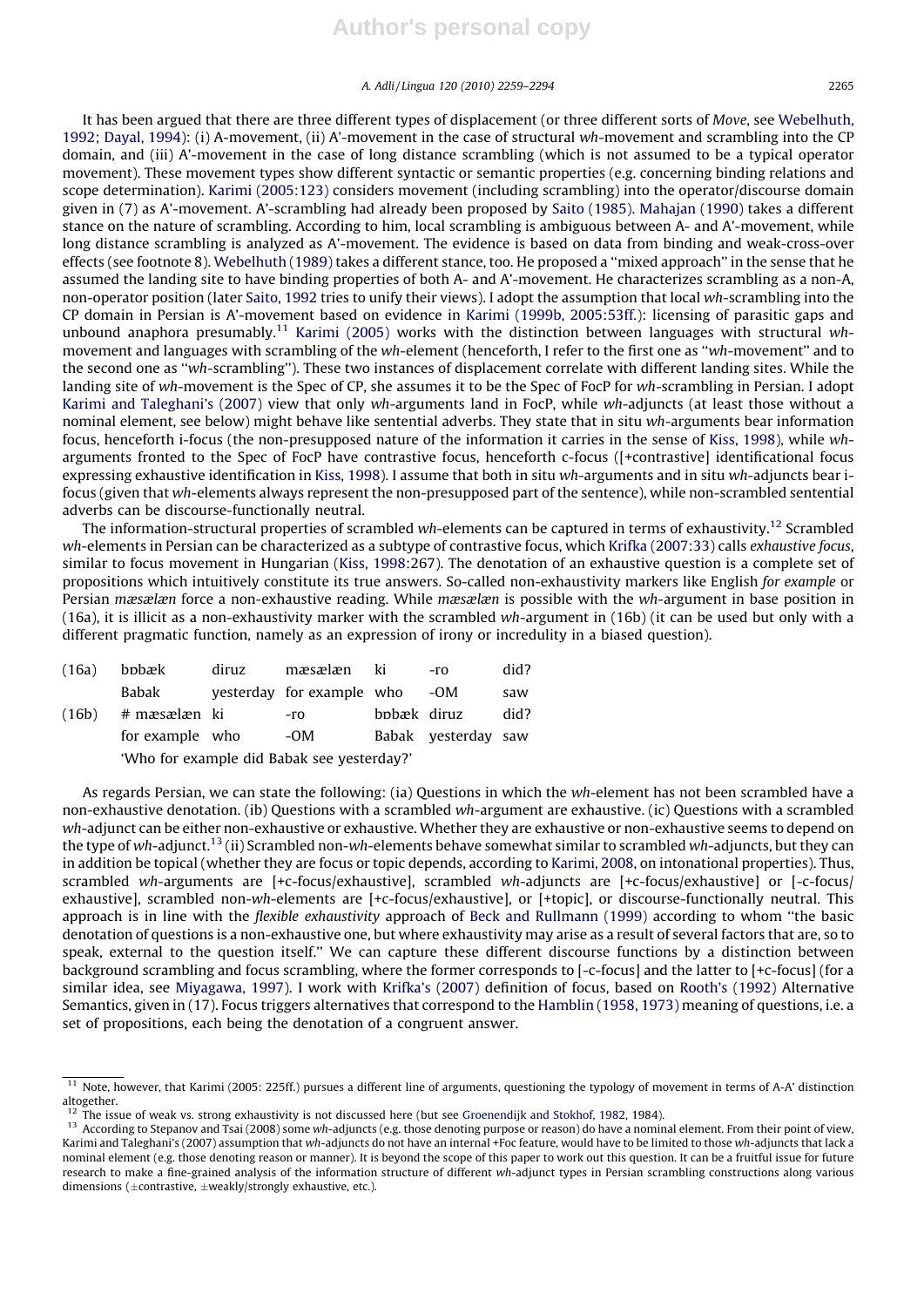It has been argued that there are three different types of displacement (or three different sorts of *Move*, see Webelhuth, 1992; Dayal, 1994): (i) A-movement, (ii) A'-movement in the case of structural *wh*-movement and scrambling into the CP domain, and (iii) A'-movement in the case of long distance scrambling (which is not assumed to be a typical operator movement). These movement types show different syntactic or semantic properties (e.g. concerning binding relations and scope determination). Karimi (2005:123) considers movement (including scrambling) into the operator/discourse domain given in (7) as A'-movement. A'-scrambling had already been proposed by Saito (1985). Mahajan (1990) takes a different stance on the nature of scrambling. According to him, local scrambling is ambiguous between A- and A'-movement, while long distance scrambling is analyzed as A'-movement. The evidence is based on data from binding and weak-cross-over effects (see footnote 8). Webelhuth (1989) takes a different stance, too. He proposed a ''mixed approach'' in the sense that he assumed the landing site to have binding properties of both A- and A'-movement. He characterizes scrambling as a non-A, non-operator position (later Saito, 1992 tries to unify their views). I adopt the assumption that local *wh*-scrambling into the CP domain in Persian is A'-movement based on evidence in Karimi (1999b, 2005:53ff.): licensing of parasitic gaps and unbound anaphora presumably.[11] Karimi (2005) works with the distinction between languages with structural *wh*-movement and languages with scrambling of the *wh*-element (henceforth, I refer to the first one as ''*wh*-movement'' and to the second one as ''*wh*-scrambling''). These two instances of displacement correlate with different landing sites. While the landing site of *wh*-movement is the Spec of CP, she assumes it to be the Spec of FocP for *wh*-scrambling in Persian. I adopt Karimi and Taleghani's (2007) view that only *wh*-arguments land in FocP, while *wh*-adjuncts (at least those without a nominal element, see below) might behave like sentential adverbs. They state that in situ *wh*-arguments bear information focus, henceforth i-focus (the non-presupposed nature of the information it carries in the sense of Kiss, 1998), while *wh*-arguments fronted to the Spec of FocP have contrastive focus, henceforth c-focus ([+contrastive] identificational focus expressing exhaustive identification in Kiss, 1998). I assume that both in situ *wh*-arguments and in situ *wh*-adjuncts bear i-focus (given that *wh*-elements always represent the non-presupposed part of the sentence), while non-scrambled sentential adverbs can be discourse-functionally neutral.

The information-structural properties of scrambled *wh*-elements can be captured in terms of exhaustivity.[12] Scrambled *wh*-elements in Persian can be characterized as a subtype of contrastive focus, which Krifka (2007:33) calls *exhaustive focus*, similar to focus movement in Hungarian (Kiss, 1998:267). The denotation of an exhaustive question is a complete set of propositions which intuitively constitute its true answers. So-called non-exhaustivity markers like English *for example* or Persian *mæsælæn* force a non-exhaustive reading. While *mæsælæn* is possible with the *wh*-argument in base position in (16a), it is illicit as a non-exhaustivity marker with the scrambled *wh*-argument in (16b) (it can be used but only with a different pragmatic function, namely as an expression of irony or incredulity in a biased question).

| (16a) | bɒbæk | diruz | mæsælæn | ki | -ro | did? |
|---|---|---|---|---|---|---|
| | Babak | yesterday | for example | who | -OM | saw |
| (16b) | # mæsælæn | ki | -ro | bɒbæk | diruz | did? |
| | for example | who | -OM | Babak | yesterday | saw |
| | 'Who for example did Babak see yesterday?' | | | | | |

As regards Persian, we can state the following: (ia) Questions in which the *wh*-element has not been scrambled have a non-exhaustive denotation. (ib) Questions with a scrambled *wh*-argument are exhaustive. (ic) Questions with a scrambled *wh*-adjunct can be either non-exhaustive or exhaustive. Whether they are exhaustive or non-exhaustive seems to depend on the type of *wh*-adjunct.[13] (ii) Scrambled non-*wh*-elements behave somewhat similar to scrambled *wh*-adjuncts, but they can in addition be topical (whether they are focus or topic depends, according to Karimi, 2008, on intonational properties). Thus, scrambled *wh*-arguments are [+c-focus/exhaustive], scrambled *wh*-adjuncts are [+c-focus/exhaustive] or [-c-focus/exhaustive], scrambled non-*wh*-elements are [+c-focus/exhaustive], or [+topic], or discourse-functionally neutral. This approach is in line with the *flexible exhaustivity* approach of Beck and Rullmann (1999) according to whom ''the basic denotation of questions is a non-exhaustive one, but where exhaustivity may arise as a result of several factors that are, so to speak, external to the question itself.'' We can capture these different discourse functions by a distinction between background scrambling and focus scrambling, where the former corresponds to [-c-focus] and the latter to [+c-focus] (for a similar idea, see Miyagawa, 1997). I work with Krifka's (2007) definition of focus, based on Rooth's (1992) Alternative Semantics, given in (17). Focus triggers alternatives that correspond to the Hamblin (1958, 1973) meaning of questions, i.e. a set of propositions, each being the denotation of a congruent answer.

---

[11] Note, however, that Karimi (2005: 225ff.) pursues a different line of arguments, questioning the typology of movement in terms of A-A' distinction altogether.

[12] The issue of weak vs. strong exhaustivity is not discussed here (but see Groenendijk and Stokhof, 1982, 1984).

[13] According to Stepanov and Tsai (2008) some *wh*-adjuncts (e.g. those denoting purpose or reason) do have a nominal element. From their point of view, Karimi and Taleghani's (2007) assumption that *wh*-adjuncts do not have an internal +Foc feature, would have to be limited to those *wh*-adjuncts that lack a nominal element (e.g. those denoting reason or manner). It is beyond the scope of this paper to work out this question. It can be a fruitful issue for future research to make a fine-grained analysis of the information structure of different *wh*-adjunct types in Persian scrambling constructions along various dimensions (±contrastive, ±weakly/strongly exhaustive, etc.).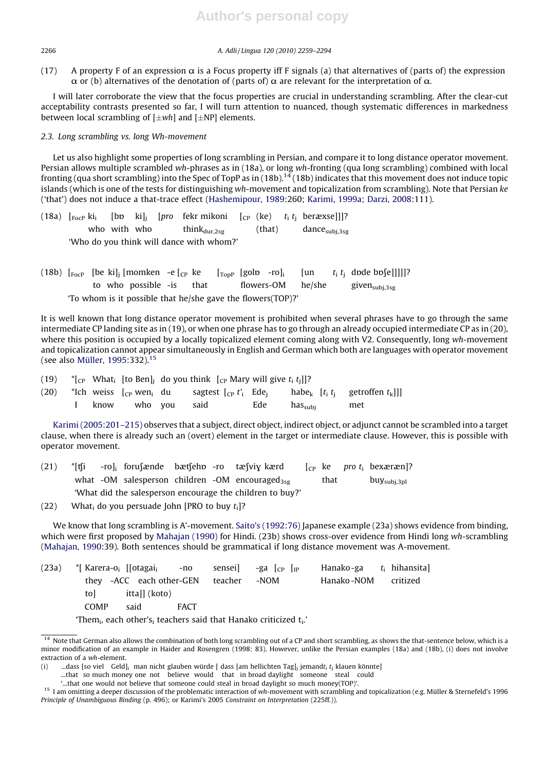(17) A property F of an expression α is a Focus property iff F signals (a) that alternatives of (parts of) the expression α or (b) alternatives of the denotation of (parts of) α are relevant for the interpretation of α.

I will later corroborate the view that the focus properties are crucial in understanding scrambling. After the clear-cut acceptability contrasts presented so far, I will turn attention to nuanced, though systematic differences in markedness between local scrambling of [±*wh*] and [±NP] elements.

### 2.3. Long scrambling vs. long Wh-movement

Let us also highlight some properties of long scrambling in Persian, and compare it to long distance operator movement. Persian allows multiple scrambled *wh*-phrases as in (18a), or long *wh*-fronting (qua long scrambling) combined with local fronting (qua short scrambling) into the Spec of TopP as in (18b).[14] (18b) indicates that this movement does not induce topic islands (which is one of the tests for distinguishing *wh*-movement and topicalization from scrambling). Note that Persian *ke* ('that') does not induce a that-trace effect (Hashemipour, 1989:260; Karimi, 1999a; Darzi, 2008:111).

(18a) [$_{FocP}$ ki$_i$ [bɒ ki]$_j$ [*pro* fekr mikoni [$_{CP}$ (ke) $t_i$ $t_j$ beræxse]]]?
who with who think$_{dur,2sg}$ (that) dance$_{subj,3sg}$
'Who do you think will dance with whom?'

(18b) [$_{FocP}$ [be ki]$_j$ [momken -e [$_{CP}$ ke [$_{TopP}$ [golɒ -ro]$_i$ [un $t_i$ $t_j$ dɒde bɒʃe]]]]]?
to who possible -is that flowers-OM he/she given$_{subj,3sg}$
'To whom is it possible that he/she gave the flowers(TOP)?'

It is well known that long distance operator movement is prohibited when several phrases have to go through the same intermediate CP landing site as in (19), or when one phrase has to go through an already occupied intermediate CP as in (20), where this position is occupied by a locally topicalized element coming along with V2. Consequently, long *wh*-movement and topicalization cannot appear simultaneously in English and German which both are languages with operator movement (see also Müller, 1995:332).[15]

(19) *[$_{CP}$ What$_i$ [to Ben]$_j$ do you think [$_{CP}$ Mary will give $t_i$ $t_j$]]?

(20) *Ich weiss [$_{CP}$ wen$_i$ du sagtest [$_{CP}$ $t'_i$ Ede$_j$ habe$_k$ [$t_i$ $t_j$ getroffen $t_k$]]]
I know who you said Ede has$_{subj}$ met

Karimi (2005:201–215) observes that a subject, direct object, indirect object, or adjunct cannot be scrambled into a target clause, when there is already such an (overt) element in the target or intermediate clause. However, this is possible with operator movement.

(21) *[ʧi -ro]$_i$ foruʃænde bæʧehɒ -ro tæʃviɣ kærd [$_{CP}$ ke *pro* $t_i$ bexæræn]?
what -OM salesperson children -OM encouraged$_{3sg}$ that buy$_{subj,3pl}$
'What did the salesperson encourage the children to buy?'

(22) What$_i$ do you persuade John [PRO to buy $t_i$]?

We know that long scrambling is A'-movement. Saito's (1992:76) Japanese example (23a) shows evidence from binding, which were first proposed by Mahajan (1990) for Hindi. (23b) shows cross-over evidence from Hindi long *wh*-scrambling (Mahajan, 1990:39). Both sentences should be grammatical if long distance movement was A-movement.

(23a) *[ Karera-o$_i$ [[otagai$_i$ -no sensei] -ga [$_{CP}$ [$_{IP}$ Hanako-ga $t_i$ hihansita]
they -ACC each other-GEN teacher -NOM Hanako-NOM criticized
to] itta]] (koto)
COMP said FACT
'Them$_i$, each other's$_i$ teachers said that Hanako criticized t$_i$.'

---

[14] Note that German also allows the combination of both long scrambling out of a CP and short scrambling, as shows the that-sentence below, which is a minor modification of an example in Haider and Rosengren (1998: 83). However, unlike the Persian examples (18a) and (18b), (i) does not involve extraction of a *wh*-element.

(i) ...dass [so viel Geld]$_i$ man nicht glauben würde [ dass [am hellichten Tag]$_j$ jemand$t_i$ $t_j$ klauen könnte]
...that so much money one not believe would that in broad daylight someone steal could
'...that one would not believe that someone could steal in broad daylight so much money(TOP)'.

[15] I am omitting a deeper discussion of the problematic interaction of *wh*-movement with scrambling and topicalization (e.g. Müller & Sternefeld's 1996 *Principle of Unambiguous Binding* (p. 496); or Karimi's 2005 *Constraint on Interpretation* (225ff.)).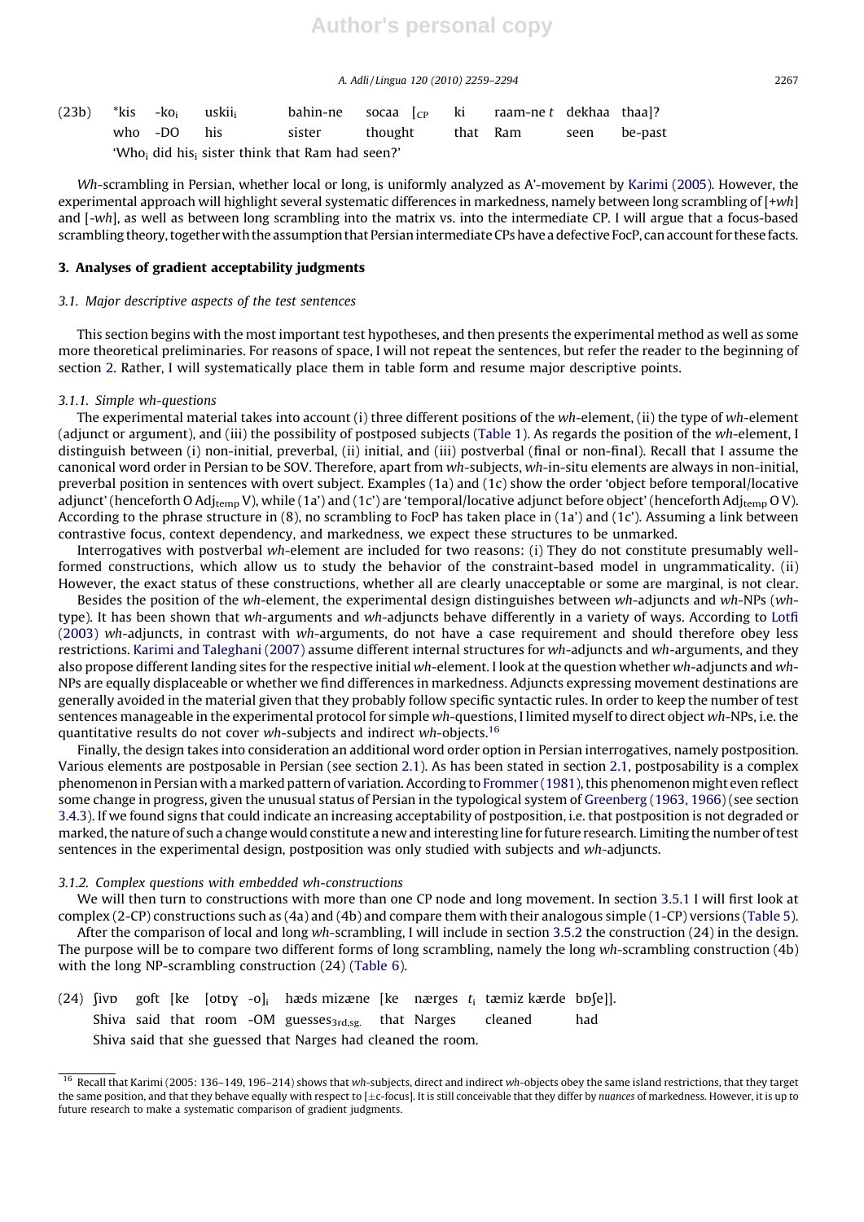(23b) *kis -ko$_i$ uskii$_i$ bahin-ne socaa [$_{CP}$ ki raam-ne *t* dekhaa thaa]?
who -DO his sister thought that Ram seen be-past
'Who$_i$ did his$_i$ sister think that Ram had seen?'

*Wh*-scrambling in Persian, whether local or long, is uniformly analyzed as A'-movement by Karimi (2005). However, the experimental approach will highlight several systematic differences in markedness, namely between long scrambling of [+*wh*] and [-*wh*], as well as between long scrambling into the matrix vs. into the intermediate CP. I will argue that a focus-based scrambling theory, together with the assumption that Persian intermediate CPs have a defective FocP, can account for these facts.

## 3. Analyses of gradient acceptability judgments

### 3.1. Major descriptive aspects of the test sentences

This section begins with the most important test hypotheses, and then presents the experimental method as well as some more theoretical preliminaries. For reasons of space, I will not repeat the sentences, but refer the reader to the beginning of section 2. Rather, I will systematically place them in table form and resume major descriptive points.

#### 3.1.1. Simple wh-questions

The experimental material takes into account (i) three different positions of the *wh*-element, (ii) the type of *wh*-element (adjunct or argument), and (iii) the possibility of postposed subjects (Table 1). As regards the position of the *wh*-element, I distinguish between (i) non-initial, preverbal, (ii) initial, and (iii) postverbal (final or non-final). Recall that I assume the canonical word order in Persian to be SOV. Therefore, apart from *wh*-subjects, *wh*-in-situ elements are always in non-initial, preverbal position in sentences with overt subject. Examples (1a) and (1c) show the order 'object before temporal/locative adjunct' (henceforth O Adj$_{temp}$ V), while (1a') and (1c') are 'temporal/locative adjunct before object' (henceforth Adj$_{temp}$ O V). According to the phrase structure in (8), no scrambling to FocP has taken place in (1a') and (1c'). Assuming a link between contrastive focus, context dependency, and markedness, we expect these structures to be unmarked.

Interrogatives with postverbal *wh*-element are included for two reasons: (i) They do not constitute presumably well-formed constructions, which allow us to study the behavior of the constraint-based model in ungrammaticality. (ii) However, the exact status of these constructions, whether all are clearly unacceptable or some are marginal, is not clear.

Besides the position of the *wh*-element, the experimental design distinguishes between *wh*-adjuncts and *wh*-NPs (*wh*-type). It has been shown that *wh*-arguments and *wh*-adjuncts behave differently in a variety of ways. According to Lotfi (2003) *wh*-adjuncts, in contrast with *wh*-arguments, do not have a case requirement and should therefore obey less restrictions. Karimi and Taleghani (2007) assume different internal structures for *wh*-adjuncts and *wh*-arguments, and they also propose different landing sites for the respective initial *wh*-element. I look at the question whether *wh*-adjuncts and *wh*-NPs are equally displaceable or whether we find differences in markedness. Adjuncts expressing movement destinations are generally avoided in the material given that they probably follow specific syntactic rules. In order to keep the number of test sentences manageable in the experimental protocol for simple *wh*-questions, I limited myself to direct object *wh*-NPs, i.e. the quantitative results do not cover *wh*-subjects and indirect *wh*-objects.[16]

Finally, the design takes into consideration an additional word order option in Persian interrogatives, namely postposition. Various elements are postposable in Persian (see section 2.1). As has been stated in section 2.1, postposability is a complex phenomenon in Persian with a marked pattern of variation. According to Frommer (1981), this phenomenon might even reflect some change in progress, given the unusual status of Persian in the typological system of Greenberg (1963, 1966) (see section 3.4.3). If we found signs that could indicate an increasing acceptability of postposition, i.e. that postposition is not degraded or marked, the nature of such a change would constitute a new and interesting line for future research. Limiting the number of test sentences in the experimental design, postposition was only studied with subjects and *wh*-adjuncts.

#### 3.1.2. Complex questions with embedded wh-constructions

We will then turn to constructions with more than one CP node and long movement. In section 3.5.1 I will first look at complex (2-CP) constructions such as (4a) and (4b) and compare them with their analogous simple (1-CP) versions (Table 5).

After the comparison of local and long *wh*-scrambling, I will include in section 3.5.2 the construction (24) in the design. The purpose will be to compare two different forms of long scrambling, namely the long *wh*-scrambling construction (4b) with the long NP-scrambling construction (24) (Table 6).

(24) ʃivɒ goft [ke [otɒɣ -o]$_i$ hæds mizæne [ke nærges $t_i$ tæmiz kærde bɒʃ[e]].
Shiva said that room -OM guesses$_{3rd,sg.}$ that Narges cleaned had
Shiva said that she guessed that Narges had cleaned the room.

---

[16] Recall that Karimi (2005: 136–149, 196–214) shows that *wh*-subjects, direct and indirect *wh*-objects obey the same island restrictions, that they target the same position, and that they behave equally with respect to [±c-focus]. It is still conceivable that they differ by *nuances* of markedness. However, it is up to future research to make a systematic comparison of gradient judgments.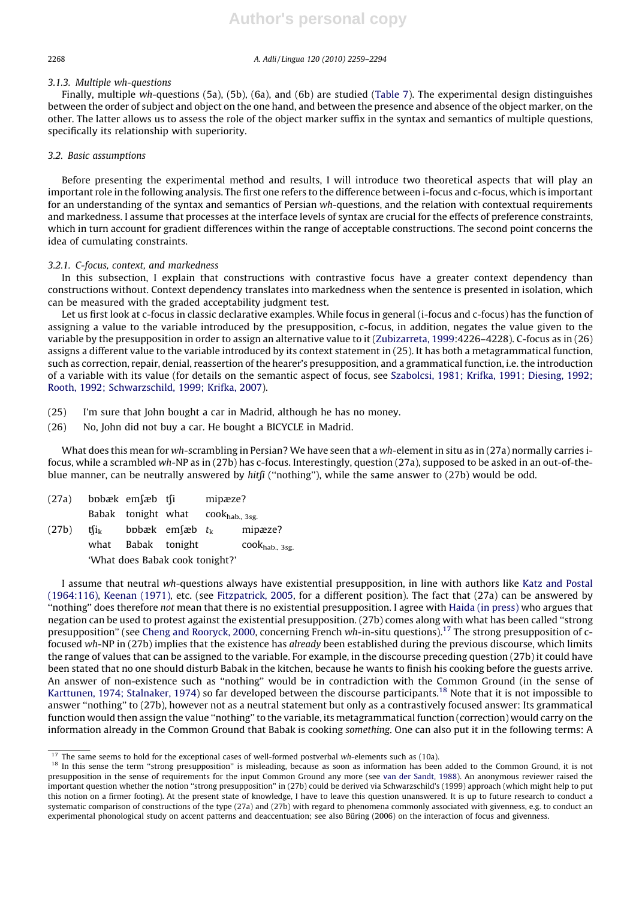#### 3.1.3. Multiple *wh*-questions

Finally, multiple *wh*-questions (5a), (5b), (6a), and (6b) are studied (Table 7). The experimental design distinguishes between the order of subject and object on the one hand, and between the presence and absence of the object marker, on the other. The latter allows us to assess the role of the object marker suffix in the syntax and semantics of multiple questions, specifically its relationship with superiority.

### 3.2. Basic assumptions

Before presenting the experimental method and results, I will introduce two theoretical aspects that will play an important role in the following analysis. The first one refers to the difference between i-focus and c-focus, which is important for an understanding of the syntax and semantics of Persian *wh*-questions, and the relation with contextual requirements and markedness. I assume that processes at the interface levels of syntax are crucial for the effects of preference constraints, which in turn account for gradient differences within the range of acceptable constructions. The second point concerns the idea of cumulating constraints.

#### 3.2.1. C-focus, context, and markedness

In this subsection, I explain that constructions with contrastive focus have a greater context dependency than constructions without. Context dependency translates into markedness when the sentence is presented in isolation, which can be measured with the graded acceptability judgment test.

Let us first look at c-focus in classic declarative examples. While focus in general (i-focus and c-focus) has the function of assigning a value to the variable introduced by the presupposition, c-focus, in addition, negates the value given to the variable by the presupposition in order to assign an alternative value to it (Zubizarreta, 1999:4226–4228). C-focus as in (26) assigns a different value to the variable introduced by its context statement in (25). It has both a metagrammatical function, such as correction, repair, denial, reassertion of the hearer's presupposition, and a grammatical function, i.e. the introduction of a variable with its value (for details on the semantic aspect of focus, see Szabolcsi, 1981; Krifka, 1991; Diesing, 1992; Rooth, 1992; Schwarzschild, 1999; Krifka, 2007).

(25) I'm sure that John bought a car in Madrid, although he has no money.

(26) No, John did not buy a car. He bought a BICYCLE in Madrid.

What does this mean for *wh*-scrambling in Persian? We have seen that a *wh*-element in situ as in (27a) normally carries i-focus, while a scrambled *wh*-NP as in (27b) has c-focus. Interestingly, question (27a), supposed to be asked in an out-of-the-blue manner, can be neutrally answered by *hitʃi* ("nothing"), while the same answer to (27b) would be odd.

(27a) bɒbæk emʃæb tʃi mipæze?
Babak tonight what cook$_{\text{hab., 3sg.}}$

(27b) tʃi$_k$ bɒbæk emʃæb $t_k$ mipæze?
what Babak tonight cook$_{\text{hab., 3sg.}}$
'What does Babak cook tonight?'

I assume that neutral *wh*-questions always have existential presupposition, in line with authors like Katz and Postal (1964:116), Keenan (1971), etc. (see Fitzpatrick, 2005, for a different position). The fact that (27a) can be answered by "nothing" does therefore *not* mean that there is no existential presupposition. I agree with Haida (in press) who argues that negation can be used to protest against the existential presupposition. (27b) comes along with what has been called "strong presupposition" (see Cheng and Rooryck, 2000, concerning French *wh*-in-situ questions).[17] The strong presupposition of c-focused *wh*-NP in (27b) implies that the existence has *already* been established during the previous discourse, which limits the range of values that can be assigned to the variable. For example, in the discourse preceding question (27b) it could have been stated that no one should disturb Babak in the kitchen, because he wants to finish his cooking before the guests arrive. An answer of non-existence such as "nothing" would be in contradiction with the Common Ground (in the sense of Karttunen, 1974; Stalnaker, 1974) so far developed between the discourse participants.[18] Note that it is not impossible to answer "nothing" to (27b), however not as a neutral statement but only as a contrastively focused answer: Its grammatical function would then assign the value "nothing" to the variable, its metagrammatical function (correction) would carry on the information already in the Common Ground that Babak is cooking *something*. One can also put it in the following terms: A

[17] The same seems to hold for the exceptional cases of well-formed postverbal *wh*-elements such as (10a).

[18] In this sense the term "strong presupposition" is misleading, because as soon as information has been added to the Common Ground, it is not presupposition in the sense of requirements for the input Common Ground any more (see van der Sandt, 1988). An anonymous reviewer raised the important question whether the notion "strong presupposition" in (27b) could be derived via Schwarzschild's (1999) approach (which might help to put this notion on a firmer footing). At the present state of knowledge, I have to leave this question unanswered. It is up to future research to conduct a systematic comparison of constructions of the type (27a) and (27b) with regard to phenomena commonly associated with givenness, e.g. to conduct an experimental phonological study on accent patterns and deaccentuation; see also Büring (2006) on the interaction of focus and givenness.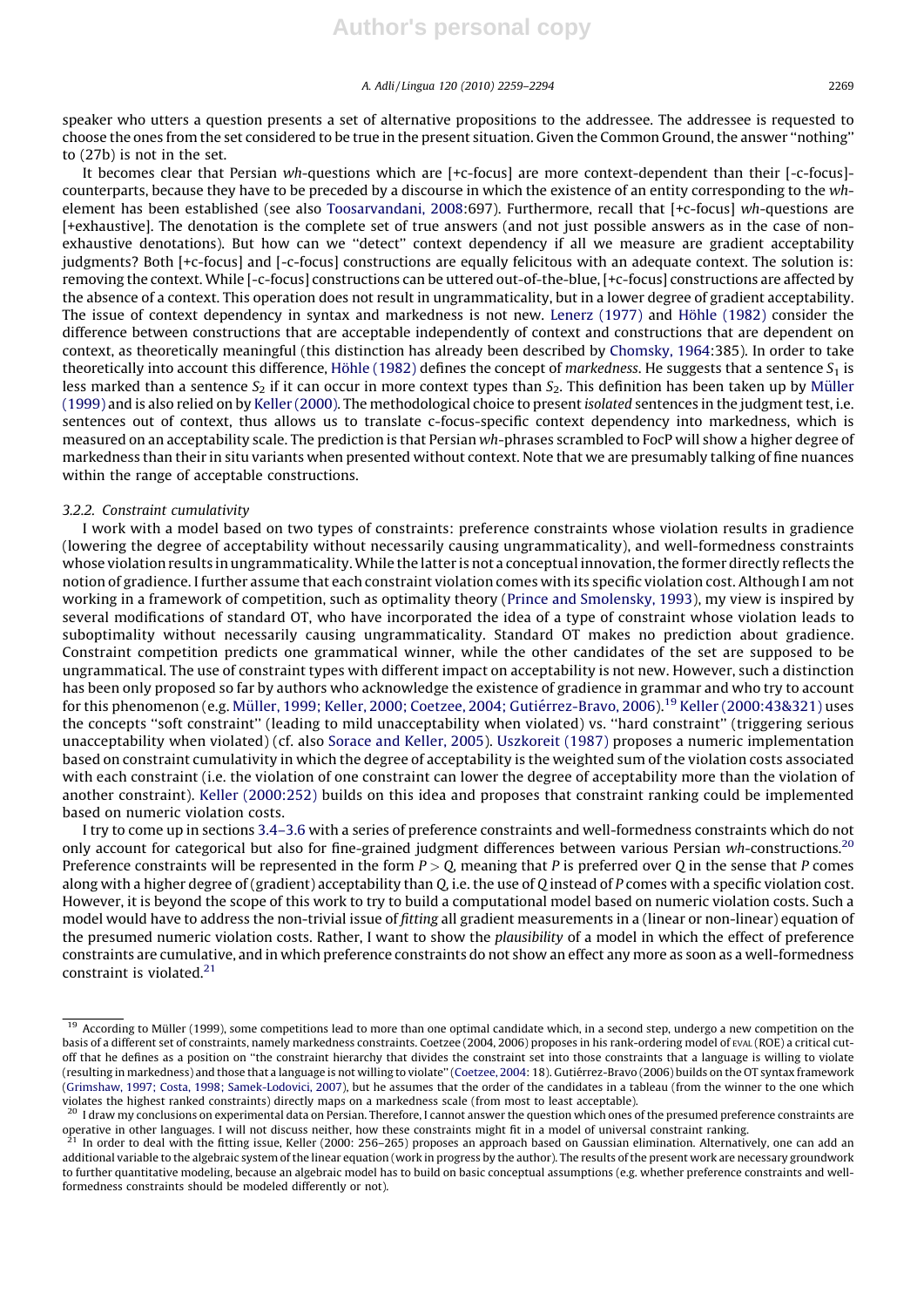speaker who utters a question presents a set of alternative propositions to the addressee. The addressee is requested to choose the ones from the set considered to be true in the present situation. Given the Common Ground, the answer "nothing" to (27b) is not in the set.

It becomes clear that Persian *wh*-questions which are [+c-focus] are more context-dependent than their [-c-focus]-counterparts, because they have to be preceded by a discourse in which the existence of an entity corresponding to the *wh*-element has been established (see also Toosarvandani, 2008:697). Furthermore, recall that [+c-focus] *wh*-questions are [+exhaustive]. The denotation is the complete set of true answers (and not just possible answers as in the case of non-exhaustive denotations). But how can we "detect" context dependency if all we measure are gradient acceptability judgments? Both [+c-focus] and [-c-focus] constructions are equally felicitous with an adequate context. The solution is: removing the context. While [-c-focus] constructions can be uttered out-of-the-blue, [+c-focus] constructions are affected by the absence of a context. This operation does not result in ungrammaticality, but in a lower degree of gradient acceptability. The issue of context dependency in syntax and markedness is not new. Lenerz (1977) and Höhle (1982) consider the difference between constructions that are acceptable independently of context and constructions that are dependent on context, as theoretically meaningful (this distinction has already been described by Chomsky, 1964:385). In order to take theoretically into account this difference, Höhle (1982) defines the concept of *markedness*. He suggests that a sentence $S_1$ is less marked than a sentence $S_2$ if it can occur in more context types than $S_2$. This definition has been taken up by Müller (1999) and is also relied on by Keller (2000). The methodological choice to present *isolated* sentences in the judgment test, i.e. sentences out of context, thus allows us to translate c-focus-specific context dependency into markedness, which is measured on an acceptability scale. The prediction is that Persian *wh*-phrases scrambled to FocP will show a higher degree of markedness than their in situ variants when presented without context. Note that we are presumably talking of fine nuances within the range of acceptable constructions.

### 3.2.2. Constraint cumulativity

I work with a model based on two types of constraints: preference constraints whose violation results in gradience (lowering the degree of acceptability without necessarily causing ungrammaticality), and well-formedness constraints whose violation results in ungrammaticality. While the latter is not a conceptual innovation, the former directly reflects the notion of gradience. I further assume that each constraint violation comes with its specific violation cost. Although I am not working in a framework of competition, such as optimality theory (Prince and Smolensky, 1993), my view is inspired by several modifications of standard OT, who have incorporated the idea of a type of constraint whose violation leads to suboptimality without necessarily causing ungrammaticality. Standard OT makes no prediction about gradience. Constraint competition predicts one grammatical winner, while the other candidates of the set are supposed to be ungrammatical. The use of constraint types with different impact on acceptability is not new. However, such a distinction has been only proposed so far by authors who acknowledge the existence of gradience in grammar and who try to account for this phenomenon (e.g. Müller, 1999; Keller, 2000; Coetzee, 2004; Gutiérrez-Bravo, 2006).[19] Keller (2000:43&321) uses the concepts "soft constraint" (leading to mild unacceptability when violated) vs. "hard constraint" (triggering serious unacceptability when violated) (cf. also Sorace and Keller, 2005). Uszkoreit (1987) proposes a numeric implementation based on constraint cumulativity in which the degree of acceptability is the weighted sum of the violation costs associated with each constraint (i.e. the violation of one constraint can lower the degree of acceptability more than the violation of another constraint). Keller (2000:252) builds on this idea and proposes that constraint ranking could be implemented based on numeric violation costs.

I try to come up in sections 3.4–3.6 with a series of preference constraints and well-formedness constraints which do not only account for categorical but also for fine-grained judgment differences between various Persian *wh*-constructions.[20] Preference constraints will be represented in the form $P > Q$, meaning that $P$ is preferred over $Q$ in the sense that $P$ comes along with a higher degree of (gradient) acceptability than $Q$, i.e. the use of $Q$ instead of $P$ comes with a specific violation cost. However, it is beyond the scope of this work to try to build a computational model based on numeric violation costs. Such a model would have to address the non-trivial issue of *fitting* all gradient measurements in a (linear or non-linear) equation of the presumed numeric violation costs. Rather, I want to show the *plausibility* of a model in which the effect of preference constraints are cumulative, and in which preference constraints do not show an effect any more as soon as a well-formedness constraint is violated.[21]

---

[19] According to Müller (1999), some competitions lead to more than one optimal candidate which, in a second step, undergo a new competition on the basis of a different set of constraints, namely markedness constraints. Coetzee (2004, 2006) proposes in his rank-ordering model of EVAL (ROE) a critical cut-off that he defines as a position on "the constraint hierarchy that divides the constraint set into those constraints that a language is willing to violate (resulting in markedness) and those that a language is not willing to violate" (Coetzee, 2004: 18). Gutiérrez-Bravo (2006) builds on the OT syntax framework (Grimshaw, 1997; Costa, 1998; Samek-Lodovici, 2007), but he assumes that the order of the candidates in a tableau (from the winner to the one which violates the highest ranked constraints) directly maps on a markedness scale (from most to least acceptable).

[20] I draw my conclusions on experimental data on Persian. Therefore, I cannot answer the question which ones of the presumed preference constraints are operative in other languages. I will not discuss neither, how these constraints might fit in a model of universal constraint ranking.

[21] In order to deal with the fitting issue, Keller (2000: 256–265) proposes an approach based on Gaussian elimination. Alternatively, one can add an additional variable to the algebraic system of the linear equation (work in progress by the author). The results of the present work are necessary groundwork to further quantitative modeling, because an algebraic model has to build on basic conceptual assumptions (e.g. whether preference constraints and well-formedness constraints should be modeled differently or not).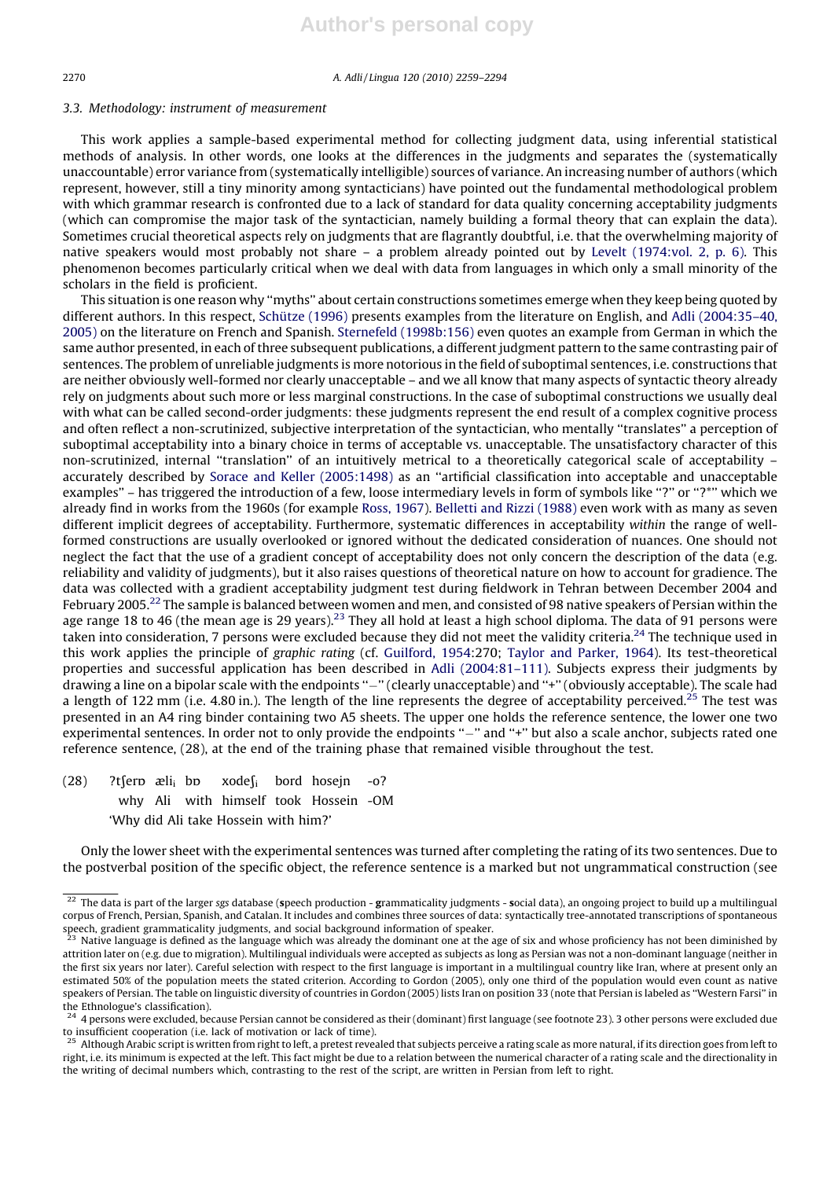### 3.3. Methodology: instrument of measurement

This work applies a sample-based experimental method for collecting judgment data, using inferential statistical methods of analysis. In other words, one looks at the differences in the judgments and separates the (systematically unaccountable) error variance from (systematically intelligible) sources of variance. An increasing number of authors (which represent, however, still a tiny minority among syntacticians) have pointed out the fundamental methodological problem with which grammar research is confronted due to a lack of standard for data quality concerning acceptability judgments (which can compromise the major task of the syntactician, namely building a formal theory that can explain the data). Sometimes crucial theoretical aspects rely on judgments that are flagrantly doubtful, i.e. that the overwhelming majority of native speakers would most probably not share – a problem already pointed out by Levelt (1974:vol. 2, p. 6). This phenomenon becomes particularly critical when we deal with data from languages in which only a small minority of the scholars in the field is proficient.

This situation is one reason why ''myths'' about certain constructions sometimes emerge when they keep being quoted by different authors. In this respect, Schütze (1996) presents examples from the literature on English, and Adli (2004:35–40, 2005) on the literature on French and Spanish. Sternefeld (1998b:156) even quotes an example from German in which the same author presented, in each of three subsequent publications, a different judgment pattern to the same contrasting pair of sentences. The problem of unreliable judgments is more notorious in the field of suboptimal sentences, i.e. constructions that are neither obviously well-formed nor clearly unacceptable – and we all know that many aspects of syntactic theory already rely on judgments about such more or less marginal constructions. In the case of suboptimal constructions we usually deal with what can be called second-order judgments: these judgments represent the end result of a complex cognitive process and often reflect a non-scrutinized, subjective interpretation of the syntactician, who mentally ''translates'' a perception of suboptimal acceptability into a binary choice in terms of acceptable vs. unacceptable. The unsatisfactory character of this non-scrutinized, internal ''translation'' of an intuitively metrical to a theoretically categorical scale of acceptability – accurately described by Sorace and Keller (2005:1498) as an ''artificial classification into acceptable and unacceptable examples'' – has triggered the introduction of a few, loose intermediary levels in form of symbols like ''?'' or ''?*'' which we already find in works from the 1960s (for example Ross, 1967). Belletti and Rizzi (1988) even work with as many as seven different implicit degrees of acceptability. Furthermore, systematic differences in acceptability *within* the range of well-formed constructions are usually overlooked or ignored without the dedicated consideration of nuances. One should not neglect the fact that the use of a gradient concept of acceptability does not only concern the description of the data (e.g. reliability and validity of judgments), but it also raises questions of theoretical nature on how to account for gradience. The data was collected with a gradient acceptability judgment test during fieldwork in Tehran between December 2004 and February 2005.[22] The sample is balanced between women and men, and consisted of 98 native speakers of Persian within the age range 18 to 46 (the mean age is 29 years).[23] They all hold at least a high school diploma. The data of 91 persons were taken into consideration, 7 persons were excluded because they did not meet the validity criteria.[24] The technique used in this work applies the principle of *graphic rating* (cf. Guilford, 1954:270; Taylor and Parker, 1964). Its test-theoretical properties and successful application has been described in Adli (2004:81–111). Subjects express their judgments by drawing a line on a bipolar scale with the endpoints ''−'' (clearly unacceptable) and ''+'' (obviously acceptable). The scale had a length of 122 mm (i.e. 4.80 in.). The length of the line represents the degree of acceptability perceived.[25] The test was presented in an A4 ring binder containing two A5 sheets. The upper one holds the reference sentence, the lower one two experimental sentences. In order to not only provide the endpoints ''−'' and ''+'' but also a scale anchor, subjects rated one reference sentence, (28), at the end of the training phase that remained visible throughout the test.

(28) ?tʃerɒ æli$_i$ bɒ xodeʃ$_i$ bord hosejn -o?
why Ali with himself took Hossein -OM
'Why did Ali take Hossein with him?'

Only the lower sheet with the experimental sentences was turned after completing the rating of its two sentences. Due to the postverbal position of the specific object, the reference sentence is a marked but not ungrammatical construction (see

---

[22] The data is part of the larger *sgs* database (**s**peech production - **g**rammaticality judgments - **s**ocial data), an ongoing project to build up a multilingual corpus of French, Persian, Spanish, and Catalan. It includes and combines three sources of data: syntactically tree-annotated transcriptions of spontaneous speech, gradient grammaticality judgments, and social background information of speaker.

[23] Native language is defined as the language which was already the dominant one at the age of six and whose proficiency has not been diminished by attrition later on (e.g. due to migration). Multilingual individuals were accepted as subjects as long as Persian was not a non-dominant language (neither in the first six years nor later). Careful selection with respect to the first language is important in a multilingual country like Iran, where at present only an estimated 50% of the population meets the stated criterion. According to Gordon (2005), only one third of the population would even count as native speakers of Persian. The table on linguistic diversity of countries in Gordon (2005) lists Iran on position 33 (note that Persian is labeled as ''Western Farsi'' in the Ethnologue's classification).

[24] 4 persons were excluded, because Persian cannot be considered as their (dominant) first language (see footnote 23). 3 other persons were excluded due to insufficient cooperation (i.e. lack of motivation or lack of time).

[25] Although Arabic script is written from right to left, a pretest revealed that subjects perceive a rating scale as more natural, if its direction goes from left to right, i.e. its minimum is expected at the left. This fact might be due to a relation between the numerical character of a rating scale and the directionality in the writing of decimal numbers which, contrasting to the rest of the script, are written in Persian from left to right.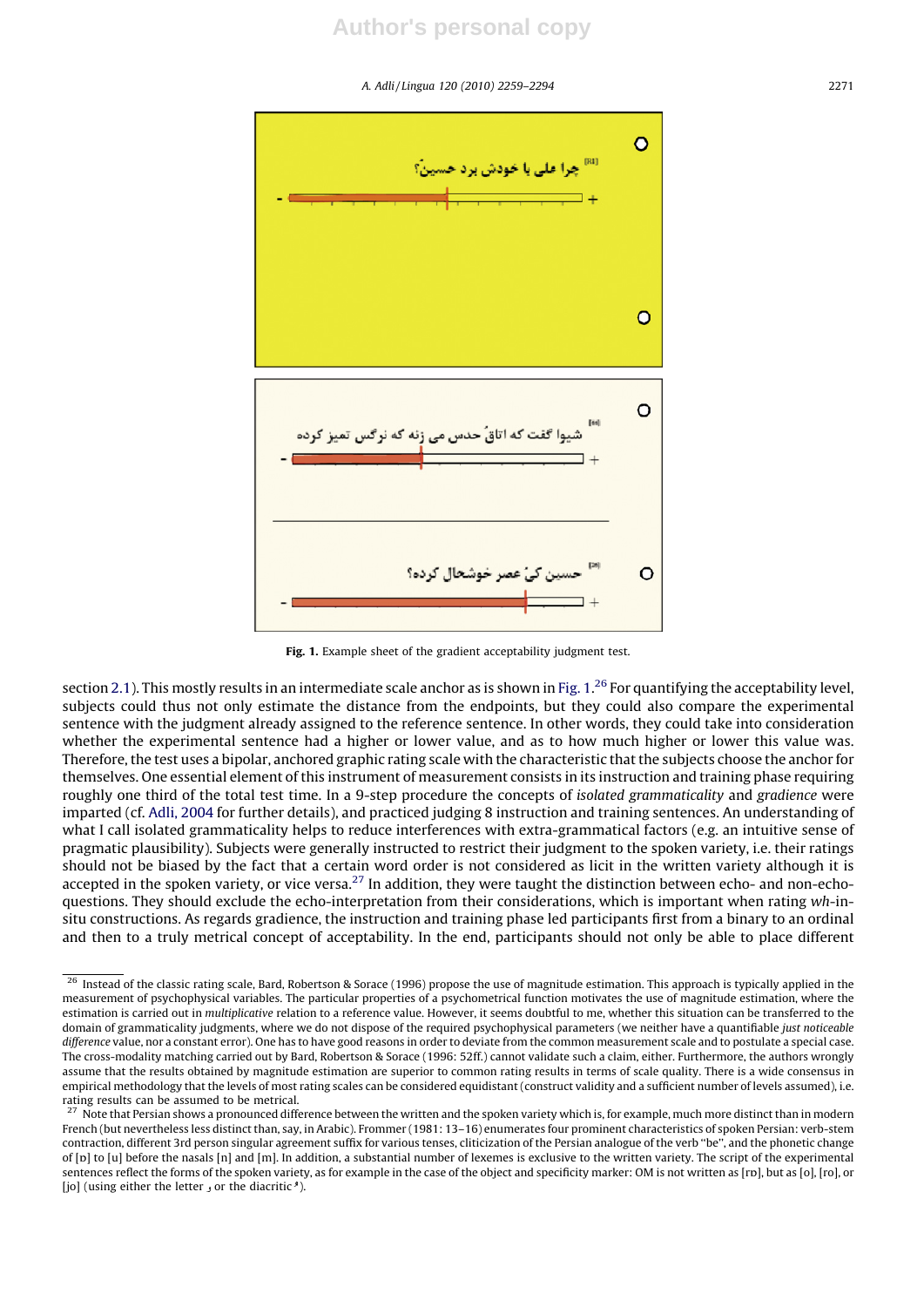چرا علی با خودش برد حسینُ؟

شیوا گفت که اتاقُ حدس می زنه که نرگس تمیز کرده

حسین کیُ عصر خوشحال کرده؟

**Fig. 1.** Example sheet of the gradient acceptability judgment test.

section 2.1). This mostly results in an intermediate scale anchor as is shown in Fig. 1.[26] For quantifying the acceptability level, subjects could thus not only estimate the distance from the endpoints, but they could also compare the experimental sentence with the judgment already assigned to the reference sentence. In other words, they could take into consideration whether the experimental sentence had a higher or lower value, and as to how much higher or lower this value was. Therefore, the test uses a bipolar, anchored graphic rating scale with the characteristic that the subjects choose the anchor for themselves. One essential element of this instrument of measurement consists in its instruction and training phase requiring roughly one third of the total test time. In a 9-step procedure the concepts of *isolated grammaticality* and *gradience* were imparted (cf. Adli, 2004 for further details), and practiced judging 8 instruction and training sentences. An understanding of what I call isolated grammaticality helps to reduce interferences with extra-grammatical factors (e.g. an intuitive sense of pragmatic plausibility). Subjects were generally instructed to restrict their judgment to the spoken variety, i.e. their ratings should not be biased by the fact that a certain word order is not considered as licit in the written variety although it is accepted in the spoken variety, or vice versa.[27] In addition, they were taught the distinction between echo- and non-echo-questions. They should exclude the echo-interpretation from their considerations, which is important when rating *wh*-in-situ constructions. As regards gradience, the instruction and training phase led participants first from a binary to an ordinal and then to a truly metrical concept of acceptability. In the end, participants should not only be able to place different

[26] Instead of the classic rating scale, Bard, Robertson & Sorace (1996) propose the use of magnitude estimation. This approach is typically applied in the measurement of psychophysical variables. The particular properties of a psychometrical function motivates the use of magnitude estimation, where the estimation is carried out in *multiplicative* relation to a reference value. However, it seems doubtful to me, whether this situation can be transferred to the domain of grammaticality judgments, where we do not dispose of the required psychophysical parameters (we neither have a quantifiable *just noticeable difference* value, nor a constant error). One has to have good reasons in order to deviate from the common measurement scale and to postulate a special case. The cross-modality matching carried out by Bard, Robertson & Sorace (1996: 52ff.) cannot validate such a claim, either. Furthermore, the authors wrongly assume that the results obtained by magnitude estimation are superior to common rating results in terms of scale quality. There is a wide consensus in empirical methodology that the levels of most rating scales can be considered equidistant (construct validity and a sufficient number of levels assumed), i.e. rating results can be assumed to be metrical.

[27] Note that Persian shows a pronounced difference between the written and the spoken variety which is, for example, much more distinct than in modern French (but nevertheless less distinct than, say, in Arabic). Frommer (1981: 13–16) enumerates four prominent characteristics of spoken Persian: verb-stem contraction, different 3rd person singular agreement suffix for various tenses, cliticization of the Persian analogue of the verb "be", and the phonetic change of [ɒ] to [u] before the nasals [n] and [m]. In addition, a substantial number of lexemes is exclusive to the written variety. The script of the experimental sentences reflect the forms of the spoken variety, as for example in the case of the object and specificity marker: OM is not written as [rɒ], but as [o], [ro], or [jo] (using either the letter و or the diacritic ُ).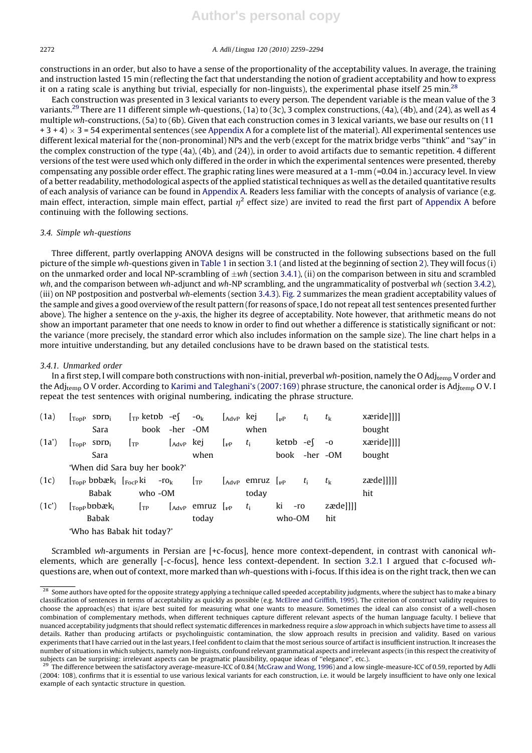constructions in an order, but also to have a sense of the proportionality of the acceptability values. In average, the training and instruction lasted 15 min (reflecting the fact that understanding the notion of gradient acceptability and how to express it on a rating scale is anything but trivial, especially for non-linguists), the experimental phase itself 25 min.[28]

Each construction was presented in 3 lexical variants to every person. The dependent variable is the mean value of the 3 variants.[29] There are 11 different simple *wh*-questions, (1a) to (3c), 3 complex constructions, (4a), (4b), and (24), as well as 4 multiple *wh*-constructions, (5a) to (6b). Given that each construction comes in 3 lexical variants, we base our results on (11 + 3 + 4) × 3 = 54 experimental sentences (see Appendix A for a complete list of the material). All experimental sentences use different lexical material for the (non-pronominal) NPs and the verb (except for the matrix bridge verbs "think" and "say" in the complex construction of the type (4a), (4b), and (24)), in order to avoid artifacts due to semantic repetition. 4 different versions of the test were used which only differed in the order in which the experimental sentences were presented, thereby compensating any possible order effect. The graphic rating lines were measured at a 1-mm (=0.04 in.) accuracy level. In view of a better readability, methodological aspects of the applied statistical techniques as well as the detailed quantitative results of each analysis of variance can be found in Appendix A. Readers less familiar with the concepts of analysis of variance (e.g. main effect, interaction, simple main effect, partial $\eta^2$ effect size) are invited to read the first part of Appendix A before continuing with the following sections.

### 3.4. Simple wh-questions

Three different, partly overlapping ANOVA designs will be constructed in the following subsections based on the full picture of the simple *wh*-questions given in Table 1 in section 3.1 (and listed at the beginning of section 2). They will focus (i) on the unmarked order and local NP-scrambling of ±*wh* (section 3.4.1), (ii) on the comparison between in situ and scrambled *wh*, and the comparison between *wh*-adjunct and *wh*-NP scrambling, and the ungrammaticality of postverbal *wh* (section 3.4.2), (iii) on NP postposition and postverbal *wh*-elements (section 3.4.3). Fig. 2 summarizes the mean gradient acceptability values of the sample and gives a good overview of the result pattern (for reasons of space, I do not repeat all test sentences presented further above). The higher a sentence on the *y*-axis, the higher its degree of acceptability. Note however, that arithmetic means do not show an important parameter that one needs to know in order to find out whether a difference is statistically significant or not: the variance (more precisely, the standard error which also includes information on the sample size). The line chart helps in a more intuitive understanding, but any detailed conclusions have to be drawn based on the statistical tests.

#### 3.4.1. Unmarked order

In a first step, I will compare both constructions with non-initial, preverbal *wh*-position, namely the O $Adj_{temp}$ V order and the $Adj_{temp}$ O V order. According to Karimi and Taleghani's (2007:169) phrase structure, the canonical order is $Adj_{temp}$ O V. I repeat the test sentences with original numbering, indicating the phrase structure.

(1a) [$_{TopP}$ sɒrɒ$_i$ [$_{TP}$ ketɒb -eʃ -o$_k$ [$_{AdvP}$ kej [$_{vP}$ $t_i$ $t_k$ xæride]]]]
Sara book -her -OM when bought

(1a′) [$_{TopP}$ sɒrɒ$_i$ [$_{TP}$ [$_{AdvP}$ kej [$_{vP}$ $t_i$ ketɒb -eʃ -o xæride]]]]
Sara when book -her -OM bought
'When did Sara buy her book?'

(1c) [$_{TopP}$ bɒbæk$_i$ [$_{FocP}$ ki -ro$_k$ [$_{TP}$ [$_{AdvP}$ emruz [$_{vP}$ $t_i$ $t_k$ zæde]]]]]
Babak who -OM today hit

(1c′) [$_{TopP}$ bɒbæk$_i$ [$_{TP}$ [$_{AdvP}$ emruz [$_{vP}$ $t_i$ ki -ro zæde]]]]
Babak today who-OM hit
'Who has Babak hit today?'

Scrambled *wh*-arguments in Persian are [+c-focus], hence more context-dependent, in contrast with canonical *wh*-elements, which are generally [-c-focus], hence less context-dependent. In section 3.2.1 I argued that c-focused *wh*-questions are, when out of context, more marked than *wh*-questions with i-focus. If this idea is on the right track, then we can

---

[28] Some authors have opted for the opposite strategy applying a technique called speeded acceptability judgments, where the subject has to make a binary classification of sentences in terms of acceptability as quickly as possible (e.g. McElree and Griffith, 1995). The criterion of construct validity requires to choose the approach(es) that is/are best suited for measuring what one wants to measure. Sometimes the ideal can also consist of a well-chosen combination of complementary methods, when different techniques capture different relevant aspects of the human language faculty. I believe that nuanced acceptability judgments that should reflect systematic differences in markedness require a *slow* approach in which subjects have time to assess all details. Rather than producing artifacts or psycholinguistic contamination, the slow approach results in precision and validity. Based on various experiments that I have carried out in the last years, I feel confident to claim that the most serious source of artifact is insufficient instruction. It increases the number of situations in which subjects, namely non-linguists, confound relevant grammatical aspects and irrelevant aspects (in this respect the creativity of subjects can be surprising: irrelevant aspects can be pragmatic plausibility, opaque ideas of "elegance", etc.).

[29] The difference between the satisfactory average-measure-ICC of 0.84 (McGraw and Wong, 1996) and a low single-measure-ICC of 0.59, reported by Adli (2004: 108), confirms that it is essential to use various lexical variants for each construction, i.e. it would be largely insufficient to have only one lexical example of each syntactic structure in question.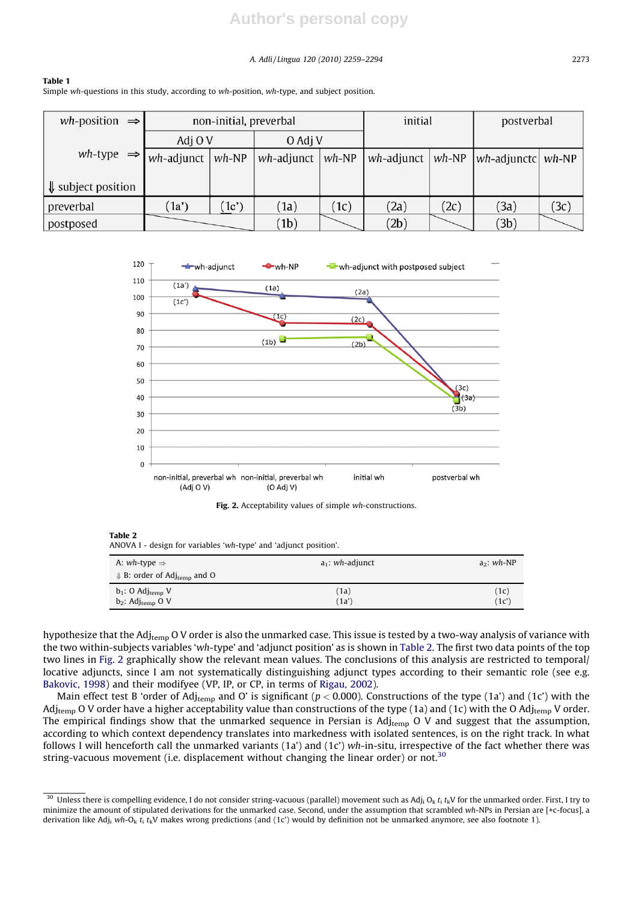**Table 1**
Simple *wh*-questions in this study, according to *wh*-position, *wh*-type, and subject position.

| *wh*-position ⇒ | non-initial, preverbal | | | | initial | | postverbal | |
|---|---|---|---|---|---|---|---|---|
| | Adj O V | | O Adj V | | | | | |
| *wh*-type ⇒ / ⇓ subject position | *wh*-adjunct | *wh*-NP | *wh*-adjunct | *wh*-NP | *wh*-adjunct | *wh*-NP | *wh*-adjunctc | *wh*-NP |
| preverbal | (1a') | (1c') | (1a) | (1c) | (2a) | (2c) | (3a) | (3c) |
| postposed | | | (1b) | | (2b) | | (3b) | |

Fig. 2. Acceptability values of simple *wh*-constructions.

**Table 2**
ANOVA I - design for variables '*wh*-type' and 'adjunct position'.

| A: *wh*-type ⇒ / ⇓ B: order of $Adj_{temp}$ and O | $a_1$: *wh*-adjunct | $a_2$: *wh*-NP |
|---|---|---|
| $b_1$: O $Adj_{temp}$ V | (1a) | (1c) |
| $b_2$: $Adj_{temp}$ O V | (1a') | (1c') |

hypothesize that the $Adj_{temp}$ O V order is also the unmarked case. This issue is tested by a two-way analysis of variance with the two within-subjects variables '*wh*-type' and 'adjunct position' as is shown in Table 2. The first two data points of the top two lines in Fig. 2 graphically show the relevant mean values. The conclusions of this analysis are restricted to temporal/locative adjuncts, since I am not systematically distinguishing adjunct types according to their semantic role (see e.g. Bakovic, 1998) and their modifyee (VP, IP, or CP, in terms of Rigau, 2002).

Main effect test B 'order of $Adj_{temp}$ and O' is significant ($p < 0.000$). Constructions of the type (1a') and (1c') with the $Adj_{temp}$ O V order have a higher acceptability value than constructions of the type (1a) and (1c) with the O $Adj_{temp}$ V order. The empirical findings show that the unmarked sequence in Persian is $Adj_{temp}$ O V and suggest that the assumption, according to which context dependency translates into markedness with isolated sentences, is on the right track. In what follows I will henceforth call the unmarked variants (1a') and (1c') *wh*-in-situ, irrespective of the fact whether there was string-vacuous movement (i.e. displacement without changing the linear order) or not.[30]

[30] Unless there is compelling evidence, I do not consider string-vacuous (parallel) movement such as $Adj_i$ $O_k$ $t_i$ $t_k$V for the unmarked order. First, I try to minimize the amount of stipulated derivations for the unmarked case. Second, under the assumption that scrambled *wh*-NPs in Persian are [+c-focus], a derivation like $Adj_i$ *wh*-$O_k$ $t_i$ $t_k$V makes wrong predictions (and (1c') would by definition not be unmarked anymore, see also footnote 1).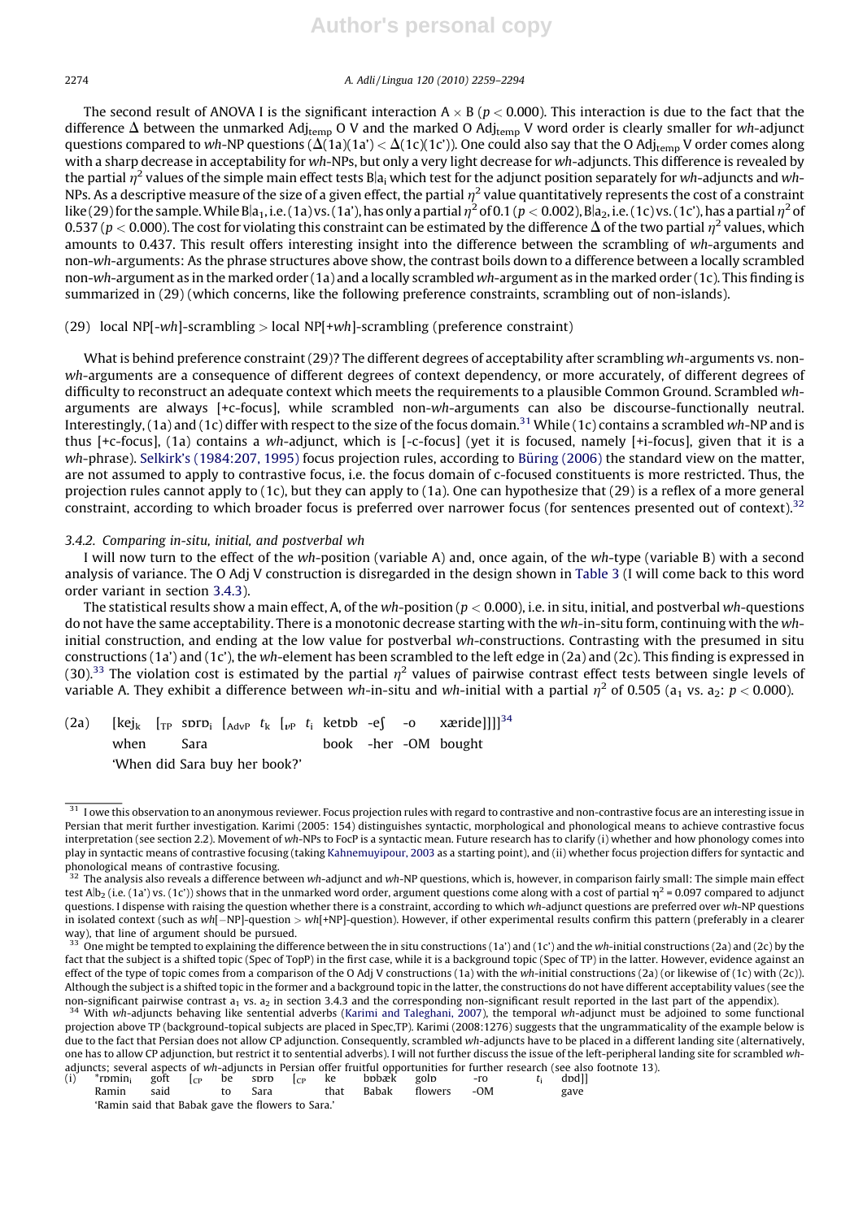The second result of ANOVA I is the significant interaction A × B ($p < 0.000$). This interaction is due to the fact that the difference Δ between the unmarked $\text{Adj}_{\text{temp}}$ O V and the marked O $\text{Adj}_{\text{temp}}$ V word order is clearly smaller for *wh*-adjunct questions compared to *wh*-NP questions ($\Delta$(1a)(1a') < $\Delta$(1c)(1c')). One could also say that the O $\text{Adj}_{\text{temp}}$ V order comes along with a sharp decrease in acceptability for *wh*-NPs, but only a very light decrease for *wh*-adjuncts. This difference is revealed by the partial $\eta^2$ values of the simple main effect tests $B|a_i$ which test for the adjunct position separately for *wh*-adjuncts and *wh*-NPs. As a descriptive measure of the size of a given effect, the partial $\eta^2$ value quantitatively represents the cost of a constraint like (29) for the sample. While $B|a_1$, i.e. (1a) vs. (1a'), has only a partial $\eta^2$ of 0.1 ($p < 0.002$), $B|a_2$, i.e. (1c) vs. (1c'), has a partial $\eta^2$ of 0.537 ($p < 0.000$). The cost for violating this constraint can be estimated by the difference Δ of the two partial $\eta^2$ values, which amounts to 0.437. This result offers interesting insight into the difference between the scrambling of *wh*-arguments and non-*wh*-arguments: As the phrase structures above show, the contrast boils down to a difference between a locally scrambled non-*wh*-argument as in the marked order (1a) and a locally scrambled *wh*-argument as in the marked order (1c). This finding is summarized in (29) (which concerns, like the following preference constraints, scrambling out of non-islands).

(29) local NP[-*wh*]-scrambling > local NP[+*wh*]-scrambling (preference constraint)

What is behind preference constraint (29)? The different degrees of acceptability after scrambling *wh*-arguments vs. non-*wh*-arguments are a consequence of different degrees of context dependency, or more accurately, of different degrees of difficulty to reconstruct an adequate context which meets the requirements to a plausible Common Ground. Scrambled *wh*-arguments are always [+c-focus], while scrambled non-*wh*-arguments can also be discourse-functionally neutral. Interestingly, (1a) and (1c) differ with respect to the size of the focus domain.[31] While (1c) contains a scrambled *wh*-NP and is thus [+c-focus], (1a) contains a *wh*-adjunct, which is [-c-focus] (yet it is focused, namely [+i-focus], given that it is a *wh*-phrase). Selkirk's (1984:207, 1995) focus projection rules, according to Büring (2006) the standard view on the matter, are not assumed to apply to contrastive focus, i.e. the focus domain of c-focused constituents is more restricted. Thus, the projection rules cannot apply to (1c), but they can apply to (1a). One can hypothesize that (29) is a reflex of a more general constraint, according to which broader focus is preferred over narrower focus (for sentences presented out of context).[32]

### 3.4.2. Comparing in-situ, initial, and postverbal wh

I will now turn to the effect of the *wh*-position (variable A) and, once again, of the *wh*-type (variable B) with a second analysis of variance. The O Adj V construction is disregarded in the design shown in Table 3 (I will come back to this word order variant in section 3.4.3).

The statistical results show a main effect, A, of the *wh*-position ($p < 0.000$), i.e. in situ, initial, and postverbal *wh*-questions do not have the same acceptability. There is a monotonic decrease starting with the *wh*-in-situ form, continuing with the *wh*-initial construction, and ending at the low value for postverbal *wh*-constructions. Contrasting with the presumed in situ constructions (1a') and (1c'), the *wh*-element has been scrambled to the left edge in (2a) and (2c). This finding is expressed in (30).[33] The violation cost is estimated by the partial $\eta^2$ values of pairwise contrast effect tests between single levels of variable A. They exhibit a difference between *wh*-in-situ and *wh*-initial with a partial $\eta^2$ of 0.505 ($a_1$ vs. $a_2$: $p < 0.000$).

(2a) [kej$_k$ [$_{TP}$ sɒrɒ$_i$ [$_{AdvP}$ $t_k$ [$_{\nu P}$ $t_i$ ketɒb -eʃ -o xæride]]]][34]
when Sara book -her -OM bought
'When did Sara buy her book?'

---

[31] I owe this observation to an anonymous reviewer. Focus projection rules with regard to contrastive and non-contrastive focus are an interesting issue in Persian that merit further investigation. Karimi (2005: 154) distinguishes syntactic, morphological and phonological means to achieve contrastive focus interpretation (see section 2.2). Movement of *wh*-NPs to FocP is a syntactic mean. Future research has to clarify (i) whether and how phonology comes into play in syntactic means of contrastive focusing (taking Kahnemuyipour, 2003 as a starting point), and (ii) whether focus projection differs for syntactic and phonological means of contrastive focusing.

[32] The analysis also reveals a difference between *wh*-adjunct and *wh*-NP questions, which is, however, in comparison fairly small: The simple main effect test $A|b_2$ (i.e. (1a') vs. (1c')) shows that in the unmarked word order, argument questions come along with a cost of partial $\eta^2$ = 0.097 compared to adjunct questions. I dispense with raising the question whether there is a constraint, according to which *wh*-adjunct questions are preferred over *wh*-NP questions in isolated context (such as *wh*[−NP]-question > *wh*[+NP]-question). However, if other experimental results confirm this pattern (preferably in a clearer way), that line of argument should be pursued.

[33] One might be tempted to explaining the difference between the in situ constructions (1a') and (1c') and the *wh*-initial constructions (2a) and (2c) by the fact that the subject is a shifted topic (Spec of TopP) in the first case, while it is a background topic (Spec of TP) in the latter. However, evidence against an effect of the type of topic comes from a comparison of the O Adj V constructions (1a) with the *wh*-initial constructions (2a) (or likewise of (1c) with (2c)). Although the subject is a shifted topic in the former and a background topic in the latter, the constructions do not have different acceptability values (see the non-significant pairwise contrast $a_1$ vs. $a_2$ in section 3.4.3 and the corresponding non-significant result reported in the last part of the appendix).

[34] With *wh*-adjuncts behaving like sentential adverbs (Karimi and Taleghani, 2007), the temporal *wh*-adjunct must be adjoined to some functional projection above TP (background-topical subjects are placed in Spec,TP). Karimi (2008:1276) suggests that the ungrammaticality of the example below is due to the fact that Persian does not allow CP adjunction. Consequently, scrambled *wh*-adjuncts have to be placed in a different landing site (alternatively, one has to allow CP adjunction, but restrict it to sentential adverbs). I will not further discuss the issue of the left-peripheral landing site for scrambled *wh*-adjuncts; several aspects of *wh*-adjuncts in Persian offer fruitful opportunities for further research (see also footnote 13).

(i) *rɒmin$_i$ goft [$_{CP}$ be sɒrɒ [$_{CP}$ ke bɒbæk golɒ -ro $t_i$ dɒd]]
Ramin said to Sara that Babak flowers -OM gave
'Ramin said that Babak gave the flowers to Sara.'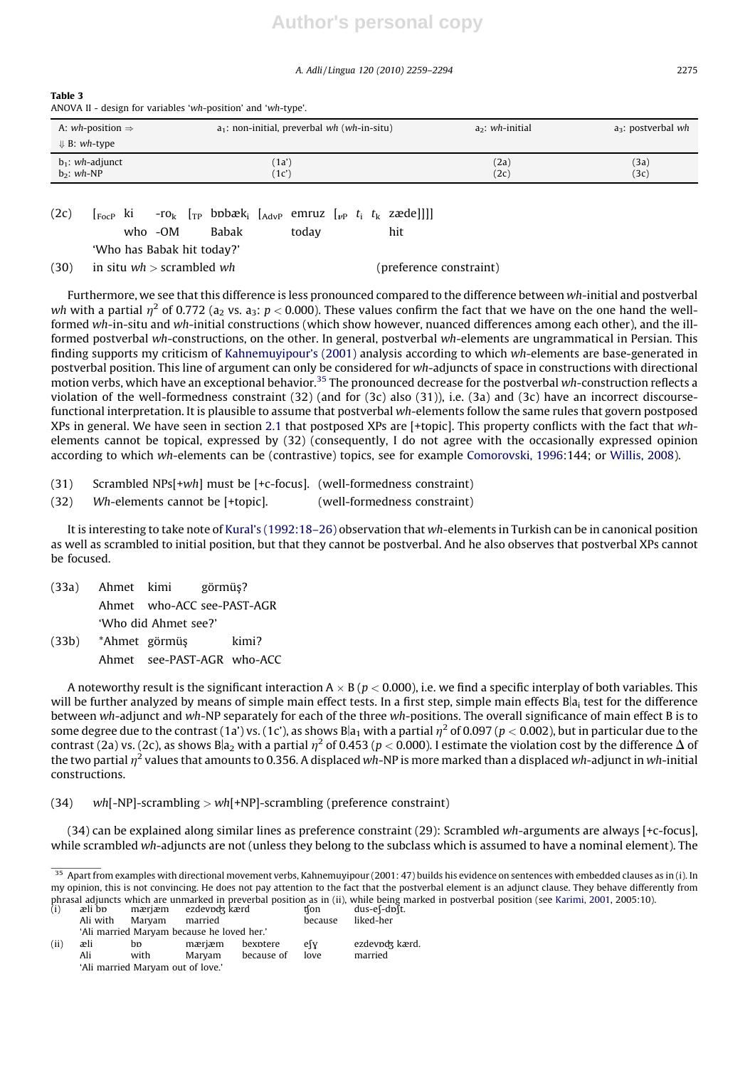**Table 3**
ANOVA II - design for variables '*wh*-position' and '*wh*-type'.

| A: *wh*-position ⇒ ⇓ B: *wh*-type | $a_1$: non-initial, preverbal *wh* (*wh*-in-situ) | $a_2$: *wh*-initial | $a_3$: postverbal *wh* |
|---|---|---|---|
| $b_1$: *wh*-adjunct | (1a') | (2a) | (3a) |
| $b_2$: *wh*-NP | (1c') | (2c) | (3c) |

(2c) $[_{\text{FocP}}$ ki -ro$_k$ $[_{\text{TP}}$ bɒbæk$_i$ $[_{\text{AdvP}}$ emruz $[_{vP}$ $t_i$ $t_k$ zæde]]]]
who -OM Babak today hit
'Who has Babak hit today?'

(30) in situ *wh* > scrambled *wh* (preference constraint)

Furthermore, we see that this difference is less pronounced compared to the difference between *wh*-initial and postverbal *wh* with a partial $\eta^2$ of 0.772 ($a_2$ vs. $a_3$: $p < 0.000$). These values confirm the fact that we have on the one hand the well-formed *wh*-in-situ and *wh*-initial constructions (which show however, nuanced differences among each other), and the ill-formed postverbal *wh*-constructions, on the other. In general, postverbal *wh*-elements are ungrammatical in Persian. This finding supports my criticism of Kahnemuyipour's (2001) analysis according to which *wh*-elements are base-generated in postverbal position. This line of argument can only be considered for *wh*-adjuncts of space in constructions with directional motion verbs, which have an exceptional behavior.[35] The pronounced decrease for the postverbal *wh*-construction reflects a violation of the well-formedness constraint (32) (and for (3c) also (31)), i.e. (3a) and (3c) have an incorrect discourse-functional interpretation. It is plausible to assume that postverbal *wh*-elements follow the same rules that govern postposed XPs in general. We have seen in section 2.1 that postposed XPs are [+topic]. This property conflicts with the fact that *wh*-elements cannot be topical, expressed by (32) (consequently, I do not agree with the occasionally expressed opinion according to which *wh*-elements can be (contrastive) topics, see for example Comorovski, 1996:144; or Willis, 2008).

(31) Scrambled NPs[+*wh*] must be [+c-focus]. (well-formedness constraint)

(32) *Wh*-elements cannot be [+topic]. (well-formedness constraint)

It is interesting to take note of Kural's (1992:18–26) observation that *wh*-elements in Turkish can be in canonical position as well as scrambled to initial position, but that they cannot be postverbal. And he also observes that postverbal XPs cannot be focused.

(33a) Ahmet kimi görmüş?
Ahmet who-ACC see-PAST-AGR
'Who did Ahmet see?'

(33b) *Ahmet görmüş kimi?
Ahmet see-PAST-AGR who-ACC

A noteworthy result is the significant interaction A × B ($p < 0.000$), i.e. we find a specific interplay of both variables. This will be further analyzed by means of simple main effect tests. In a first step, simple main effects B|$a_i$ test for the difference between *wh*-adjunct and *wh*-NP separately for each of the three *wh*-positions. The overall significance of main effect B is to some degree due to the contrast (1a') vs. (1c'), as shows B|$a_1$ with a partial $\eta^2$ of 0.097 ($p < 0.002$), but in particular due to the contrast (2a) vs. (2c), as shows B|$a_2$ with a partial $\eta^2$ of 0.453 ($p < 0.000$). I estimate the violation cost by the difference $\Delta$ of the two partial $\eta^2$ values that amounts to 0.356. A displaced *wh*-NP is more marked than a displaced *wh*-adjunct in *wh*-initial constructions.

(34) *wh*[-NP]-scrambling > *wh*[+NP]-scrambling (preference constraint)

(34) can be explained along similar lines as preference constraint (29): Scrambled *wh*-arguments are always [+c-focus], while scrambled *wh*-adjuncts are not (unless they belong to the subclass which is assumed to have a nominal element). The

---

[35] Apart from examples with directional movement verbs, Kahnemuyipour (2001: 47) builds his evidence on sentences with embedded clauses as in (i). In my opinion, this is not convincing. He does not pay attention to the fact that the postverbal element is an adjunct clause. They behave differently from phrasal adjuncts which are unmarked in preverbal position as in (ii), while being marked in postverbal position (see Karimi, 2001, 2005:10).

(i) æli bɒ mærjæm ezdevɒdʒ kærd tʃon dus-eʃ-dɒʃt.
Ali with Maryam married because liked-her
'Ali married Maryam because he loved her.'

(ii) æli bɒ mærjæm bexɒtere eʃɣ ezdevɒdʒ kærd.
Ali with Maryam because of love married
'Ali married Maryam out of love.'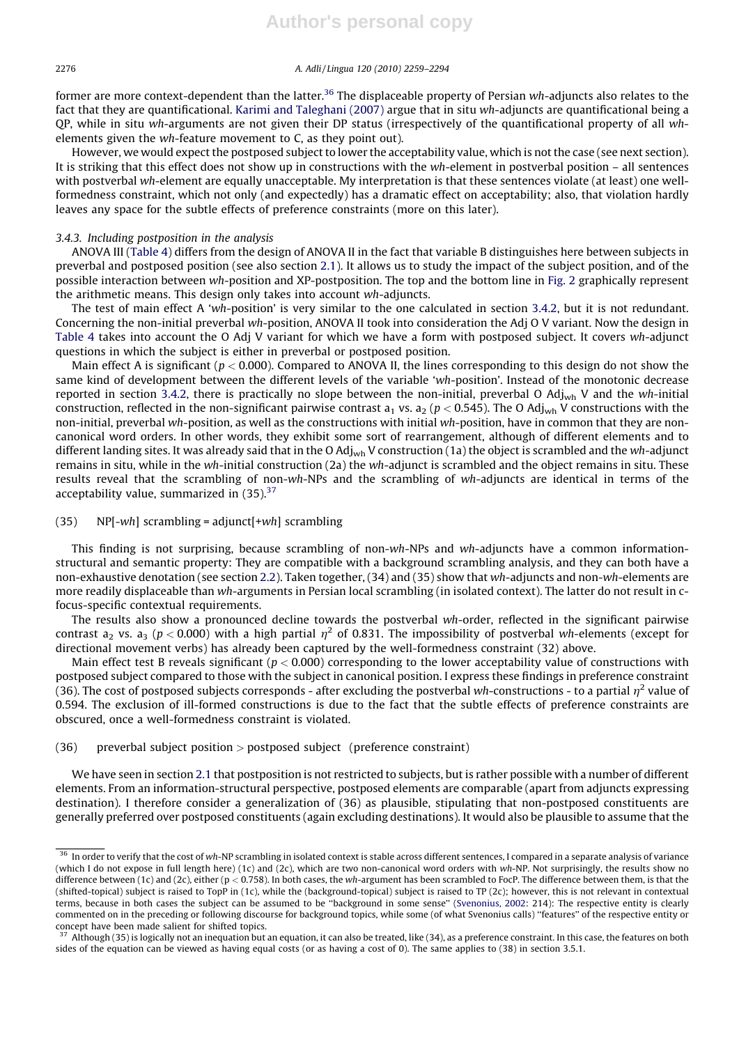former are more context-dependent than the latter.[36] The displaceable property of Persian *wh*-adjuncts also relates to the fact that they are quantificational. Karimi and Taleghani (2007) argue that in situ *wh*-adjuncts are quantificational being a QP, while in situ *wh*-arguments are not given their DP status (irrespectively of the quantificational property of all *wh*-elements given the *wh*-feature movement to C, as they point out).

However, we would expect the postposed subject to lower the acceptability value, which is not the case (see next section). It is striking that this effect does not show up in constructions with the *wh*-element in postverbal position – all sentences with postverbal *wh*-element are equally unacceptable. My interpretation is that these sentences violate (at least) one well-formedness constraint, which not only (and expectedly) has a dramatic effect on acceptability; also, that violation hardly leaves any space for the subtle effects of preference constraints (more on this later).

### 3.4.3. Including postposition in the analysis

ANOVA III (Table 4) differs from the design of ANOVA II in the fact that variable B distinguishes here between subjects in preverbal and postposed position (see also section 2.1). It allows us to study the impact of the subject position, and of the possible interaction between *wh*-position and XP-postposition. The top and the bottom line in Fig. 2 graphically represent the arithmetic means. This design only takes into account *wh*-adjuncts.

The test of main effect A '*wh*-position' is very similar to the one calculated in section 3.4.2, but it is not redundant. Concerning the non-initial preverbal *wh*-position, ANOVA II took into consideration the Adj O V variant. Now the design in Table 4 takes into account the O Adj V variant for which we have a form with postposed subject. It covers *wh*-adjunct questions in which the subject is either in preverbal or postposed position.

Main effect A is significant ($p < 0.000$). Compared to ANOVA II, the lines corresponding to this design do not show the same kind of development between the different levels of the variable '*wh*-position'. Instead of the monotonic decrease reported in section 3.4.2, there is practically no slope between the non-initial, preverbal O $\text{Adj}_{wh}$ V and the *wh*-initial construction, reflected in the non-significant pairwise contrast $a_1$ vs. $a_2$ ($p < 0.545$). The O $\text{Adj}_{wh}$ V constructions with the non-initial, preverbal *wh*-position, as well as the constructions with initial *wh*-position, have in common that they are non-canonical word orders. In other words, they exhibit some sort of rearrangement, although of different elements and to different landing sites. It was already said that in the O $\text{Adj}_{wh}$ V construction (1a) the object is scrambled and the *wh*-adjunct remains in situ, while in the *wh*-initial construction (2a) the *wh*-adjunct is scrambled and the object remains in situ. These results reveal that the scrambling of non-*wh*-NPs and the scrambling of *wh*-adjuncts are identical in terms of the acceptability value, summarized in (35).[37]

(35) NP[-*wh*] scrambling = adjunct[+*wh*] scrambling

This finding is not surprising, because scrambling of non-*wh*-NPs and *wh*-adjuncts have a common information-structural and semantic property: They are compatible with a background scrambling analysis, and they can both have a non-exhaustive denotation (see section 2.2). Taken together, (34) and (35) show that *wh*-adjuncts and non-*wh*-elements are more readily displaceable than *wh*-arguments in Persian local scrambling (in isolated context). The latter do not result in c-focus-specific contextual requirements.

The results also show a pronounced decline towards the postverbal *wh*-order, reflected in the significant pairwise contrast $a_2$ vs. $a_3$ ($p < 0.000$) with a high partial $\eta^2$ of 0.831. The impossibility of postverbal *wh*-elements (except for directional movement verbs) has already been captured by the well-formedness constraint (32) above.

Main effect test B reveals significant ($p < 0.000$) corresponding to the lower acceptability value of constructions with postposed subject compared to those with the subject in canonical position. I express these findings in preference constraint (36). The cost of postposed subjects corresponds - after excluding the postverbal *wh*-constructions - to a partial $\eta^2$ value of 0.594. The exclusion of ill-formed constructions is due to the fact that the subtle effects of preference constraints are obscured, once a well-formedness constraint is violated.

(36) preverbal subject position > postposed subject (preference constraint)

We have seen in section 2.1 that postposition is not restricted to subjects, but is rather possible with a number of different elements. From an information-structural perspective, postposed elements are comparable (apart from adjuncts expressing destination). I therefore consider a generalization of (36) as plausible, stipulating that non-postposed constituents are generally preferred over postposed constituents (again excluding destinations). It would also be plausible to assume that the

---

[36] In order to verify that the cost of *wh*-NP scrambling in isolated context is stable across different sentences, I compared in a separate analysis of variance (which I do not expose in full length here) (1c) and (2c), which are two non-canonical word orders with *wh*-NP. Not surprisingly, the results show no difference between (1c) and (2c), either ($p < 0.758$). In both cases, the *wh*-argument has been scrambled to FocP. The difference between them, is that the (shifted-topical) subject is raised to TopP in (1c), while the (background-topical) subject is raised to TP (2c); however, this is not relevant in contextual terms, because in both cases the subject can be assumed to be "background in some sense" (Svenonius, 2002: 214): The respective entity is clearly commented on in the preceding or following discourse for background topics, while some (of what Svenonius calls) "features" of the respective entity or concept have been made salient for shifted topics.

[37] Although (35) is logically not an inequation but an equation, it can also be treated, like (34), as a preference constraint. In this case, the features on both sides of the equation can be viewed as having equal costs (or as having a cost of 0). The same applies to (38) in section 3.5.1.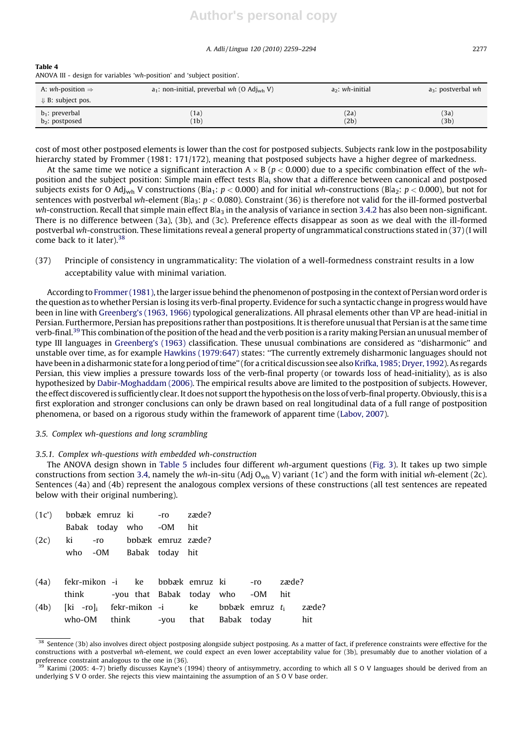**Table 4**
ANOVA III - design for variables '*wh*-position' and 'subject position'.

| A: *wh*-position ⇒ ⇓ B: subject pos. | $a_1$: non-initial, preverbal *wh* (O $Adj_{wh}$ V) | $a_2$: *wh*-initial | $a_3$: postverbal *wh* |
|---|---|---|---|
| $b_1$: preverbal | (1a) | (2a) | (3a) |
| $b_2$: postposed | (1b) | (2b) | (3b) |

cost of most other postposed elements is lower than the cost for postposed subjects. Subjects rank low in the postposability hierarchy stated by Frommer (1981: 171/172), meaning that postposed subjects have a higher degree of markedness.

At the same time we notice a significant interaction A × B ($p < 0.000$) due to a specific combination effect of the *wh*-position and the subject position: Simple main effect tests $B|a_i$ show that a difference between canonical and postposed subjects exists for O $Adj_{wh}$ V constructions ($B|a_1$: $p < 0.000$) and for initial *wh*-constructions ($B|a_2$: $p < 0.000$), but not for sentences with postverbal *wh*-element ($B|a_3$: $p < 0.080$). Constraint (36) is therefore not valid for the ill-formed postverbal *wh*-construction. Recall that simple main effect $B|a_3$ in the analysis of variance in section 3.4.2 has also been non-significant. There is no difference between (3a), (3b), and (3c). Preference effects disappear as soon as we deal with the ill-formed postverbal *wh*-construction. These limitations reveal a general property of ungrammatical constructions stated in (37) (I will come back to it later).[38]

(37) Principle of consistency in ungrammaticality: The violation of a well-formedness constraint results in a low acceptability value with minimal variation.

According to Frommer (1981), the larger issue behind the phenomenon of postposing in the context of Persian word order is the question as to whether Persian is losing its verb-final property. Evidence for such a syntactic change in progress would have been in line with Greenberg's (1963, 1966) typological generalizations. All phrasal elements other than VP are head-initial in Persian. Furthermore, Persian has prepositions rather than postpositions. It is therefore unusual that Persian is at the same time verb-final.[39] This combination of the position of the head and the verb position is a rarity making Persian an unusual member of type III languages in Greenberg's (1963) classification. These unusual combinations are considered as "disharmonic" and unstable over time, as for example Hawkins (1979:647) states: "The currently extremely disharmonic languages should not have been in a disharmonic state for a long period of time" (for a critical discussion see also Krifka, 1985; Dryer, 1992). As regards Persian, this view implies a pressure towards loss of the verb-final property (or towards loss of head-initiality), as is also hypothesized by Dabir-Moghaddam (2006). The empirical results above are limited to the postposition of subjects. However, the effect discovered is sufficiently clear. It does not support the hypothesis on the loss of verb-final property. Obviously, this is a first exploration and stronger conclusions can only be drawn based on real longitudinal data of a full range of postposition phenomena, or based on a rigorous study within the framework of apparent time (Labov, 2007).

### 3.5. Complex wh-questions and long scrambling

#### 3.5.1. Complex wh-questions with embedded wh-construction

The ANOVA design shown in Table 5 includes four different *wh*-argument questions (Fig. 3). It takes up two simple constructions from section 3.4, namely the *wh*-in-situ (Adj $O_{wh}$ V) variant (1c') and the form with initial *wh*-element (2c). Sentences (4a) and (4b) represent the analogous complex versions of these constructions (all test sentences are repeated below with their original numbering).

(1c') bɒbæk emruz ki -ro zæde?
Babak today who -OM hit

(2c) ki -ro bɒbæk emruz zæde?
who -OM Babak today hit

(4a) fekr-mikon -i ke bɒbæk emruz ki -ro zæde?
think -you that Babak today who -OM hit

(4b) [ki -ro]$_i$ fekr-mikon -i ke bɒbæk emruz $t_i$ zæde?
who-OM think -you that Babak today hit

---

[38] Sentence (3b) also involves direct object postposing alongside subject postposing. As a matter of fact, if preference constraints were effective for the constructions with a postverbal *wh*-element, we could expect an even lower acceptability value for (3b), presumably due to another violation of a preference constraint analogous to the one in (36).

[39] Karimi (2005: 4–7) briefly discusses Kayne's (1994) theory of antisymmetry, according to which all S O V languages should be derived from an underlying S V O order. She rejects this view while maintaining the assumption of an S O V base order.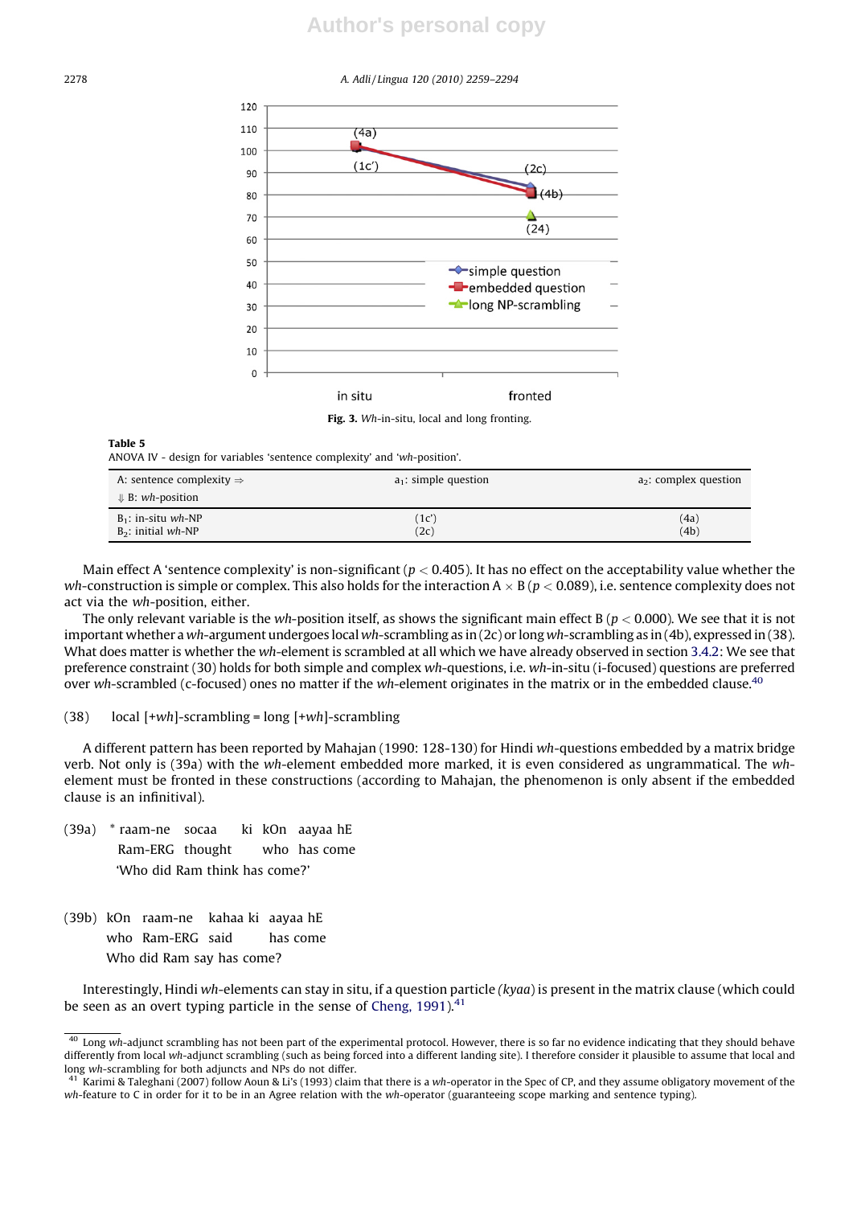Fig. 3. *Wh*-in-situ, local and long fronting.

**Table 5**
ANOVA IV - design for variables 'sentence complexity' and '*wh*-position'.

| A: sentence complexity ⇒ ⇓ B: *wh*-position | $a_1$: simple question | $a_2$: complex question |
|---|---|---|
| $B_1$: in-situ *wh*-NP | (1c') | (4a) |
| $B_2$: initial *wh*-NP | (2c) | (4b) |

Main effect A 'sentence complexity' is non-significant ($p < 0.405$). It has no effect on the acceptability value whether the *wh*-construction is simple or complex. This also holds for the interaction A × B ($p < 0.089$), i.e. sentence complexity does not act via the *wh*-position, either.

The only relevant variable is the *wh*-position itself, as shows the significant main effect B ($p < 0.000$). We see that it is not important whether a *wh*-argument undergoes local *wh*-scrambling as in (2c) or long *wh*-scrambling as in (4b), expressed in (38). What does matter is whether the *wh*-element is scrambled at all which we have already observed in section 3.4.2: We see that preference constraint (30) holds for both simple and complex *wh*-questions, i.e. *wh*-in-situ (i-focused) questions are preferred over *wh*-scrambled (c-focused) ones no matter if the *wh*-element originates in the matrix or in the embedded clause.[40]

(38) local [+*wh*]-scrambling = long [+*wh*]-scrambling

A different pattern has been reported by Mahajan (1990: 128-130) for Hindi *wh*-questions embedded by a matrix bridge verb. Not only is (39a) with the *wh*-element embedded more marked, it is even considered as ungrammatical. The *wh*-element must be fronted in these constructions (according to Mahajan, the phenomenon is only absent if the embedded clause is an infinitival).

(39a) * raam-ne socaa ki kOn aayaa hE
Ram-ERG thought who has come
'Who did Ram think has come?'

(39b) kOn raam-ne kahaa ki aayaa hE
who Ram-ERG said has come
Who did Ram say has come?

Interestingly, Hindi *wh*-elements can stay in situ, if a question particle *(kyaa)* is present in the matrix clause (which could be seen as an overt typing particle in the sense of Cheng, 1991).[41]

---

[40] Long *wh*-adjunct scrambling has not been part of the experimental protocol. However, there is so far no evidence indicating that they should behave differently from local *wh*-adjunct scrambling (such as being forced into a different landing site). I therefore consider it plausible to assume that local and long *wh*-scrambling for both adjuncts and NPs do not differ.

[41] Karimi & Taleghani (2007) follow Aoun & Li's (1993) claim that there is a *wh*-operator in the Spec of CP, and they assume obligatory movement of the *wh*-feature to C in order for it to be in an Agree relation with the *wh*-operator (guaranteeing scope marking and sentence typing).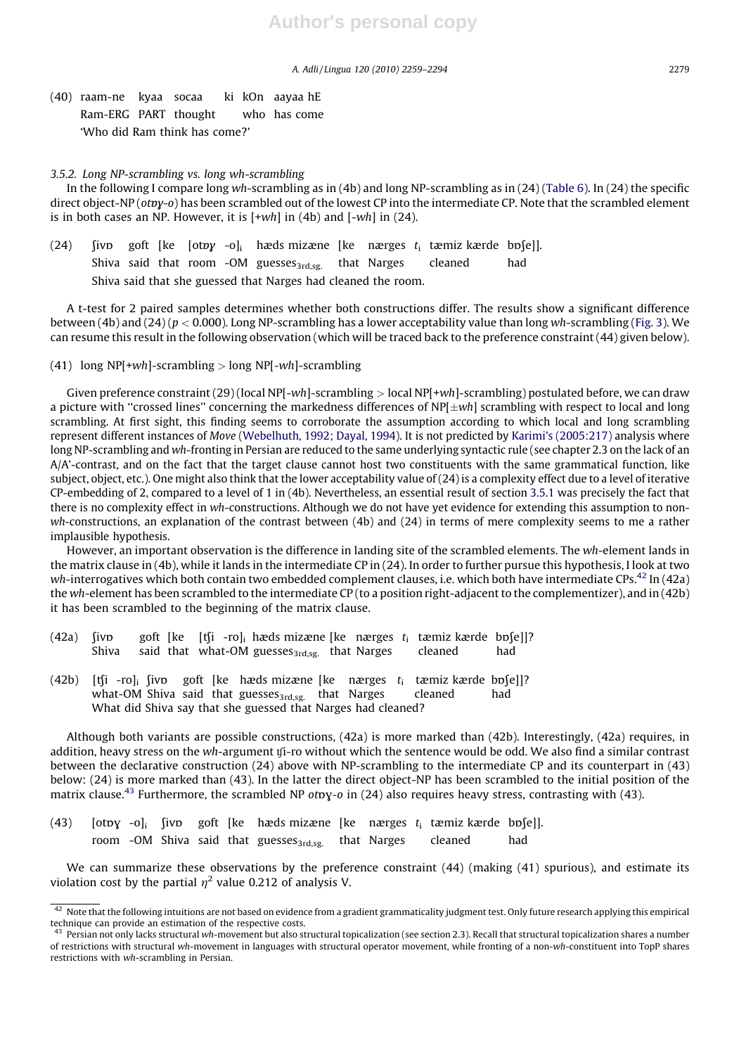(40) raam-ne kyaa socaa ki kOn aayaa hE
Ram-ERG PART thought who has come
'Who did Ram think has come?'

### 3.5.2. Long NP-scrambling vs. long wh-scrambling

In the following I compare long *wh*-scrambling as in (4b) and long NP-scrambling as in (24) (Table 6). In (24) the specific direct object-NP (*otɒɣ-o*) has been scrambled out of the lowest CP into the intermediate CP. Note that the scrambled element is in both cases an NP. However, it is [+*wh*] in (4b) and [-*wh*] in (24).

(24) ʃivɒ goft [ke [otɒɣ -o]$_i$ hæds mizæne [ke nærges $t_i$ tæmiz kærde bɒʃe]].
Shiva said that room -OM guesses$_{3rd,sg.}$ that Narges cleaned had
Shiva said that she guessed that Narges had cleaned the room.

A t-test for 2 paired samples determines whether both constructions differ. The results show a significant difference between (4b) and (24) ($p < 0.000$). Long NP-scrambling has a lower acceptability value than long *wh*-scrambling (Fig. 3). We can resume this result in the following observation (which will be traced back to the preference constraint (44) given below).

(41) long NP[+*wh*]-scrambling > long NP[-*wh*]-scrambling

Given preference constraint (29) (local NP[-*wh*]-scrambling > local NP[+*wh*]-scrambling) postulated before, we can draw a picture with "crossed lines" concerning the markedness differences of NP[±*wh*] scrambling with respect to local and long scrambling. At first sight, this finding seems to corroborate the assumption according to which local and long scrambling represent different instances of *Move* (Webelhuth, 1992; Dayal, 1994). It is not predicted by Karimi's (2005:217) analysis where long NP-scrambling and *wh*-fronting in Persian are reduced to the same underlying syntactic rule (see chapter 2.3 on the lack of an A/A'-contrast, and on the fact that the target clause cannot host two constituents with the same grammatical function, like subject, object, etc.). One might also think that the lower acceptability value of (24) is a complexity effect due to a level of iterative CP-embedding of 2, compared to a level of 1 in (4b). Nevertheless, an essential result of section 3.5.1 was precisely the fact that there is no complexity effect in *wh*-constructions. Although we do not have yet evidence for extending this assumption to non-*wh*-constructions, an explanation of the contrast between (4b) and (24) in terms of mere complexity seems to me a rather implausible hypothesis.

However, an important observation is the difference in landing site of the scrambled elements. The *wh*-element lands in the matrix clause in (4b), while it lands in the intermediate CP in (24). In order to further pursue this hypothesis, I look at two *wh*-interrogatives which both contain two embedded complement clauses, i.e. which both have intermediate CPs.[42] In (42a) the *wh*-element has been scrambled to the intermediate CP (to a position right-adjacent to the complementizer), and in (42b) it has been scrambled to the beginning of the matrix clause.

(42a) ʃivɒ goft [ke [tʃi -ro]$_i$ hæds mizæne [ke nærges $t_i$ tæmiz kærde bɒʃe]]?
Shiva said that what-OM guesses$_{3rd,sg.}$ that Narges cleaned had

(42b) [tʃi -ro]$_i$ ʃivɒ goft [ke hæds mizæne [ke nærges $t_i$ tæmiz kærde bɒʃe]]?
what-OM Shiva said that guesses$_{3rd,sg.}$ that Narges cleaned had
What did Shiva say that she guessed that Narges had cleaned?

Although both variants are possible constructions, (42a) is more marked than (42b). Interestingly, (42a) requires, in addition, heavy stress on the *wh*-argument tʃi-ro without which the sentence would be odd. We also find a similar contrast between the declarative construction (24) above with NP-scrambling to the intermediate CP and its counterpart in (43) below: (24) is more marked than (43). In the latter the direct object-NP has been scrambled to the initial position of the matrix clause.[43] Furthermore, the scrambled NP *otɒɣ-o* in (24) also requires heavy stress, contrasting with (43).

(43) [otɒɣ -o]$_i$ ʃivɒ goft [ke hæds mizæne [ke nærges $t_i$ tæmiz kærde bɒʃe]].
room -OM Shiva said that guesses$_{3rd,sg.}$ that Narges cleaned had

We can summarize these observations by the preference constraint (44) (making (41) spurious), and estimate its violation cost by the partial $\eta^2$ value 0.212 of analysis V.

---

[42] Note that the following intuitions are not based on evidence from a gradient grammaticality judgment test. Only future research applying this empirical technique can provide an estimation of the respective costs.

[43] Persian not only lacks structural *wh*-movement but also structural topicalization (see section 2.3). Recall that structural topicalization shares a number of restrictions with structural *wh*-movement in languages with structural operator movement, while fronting of a non-*wh*-constituent into TopP shares restrictions with *wh*-scrambling in Persian.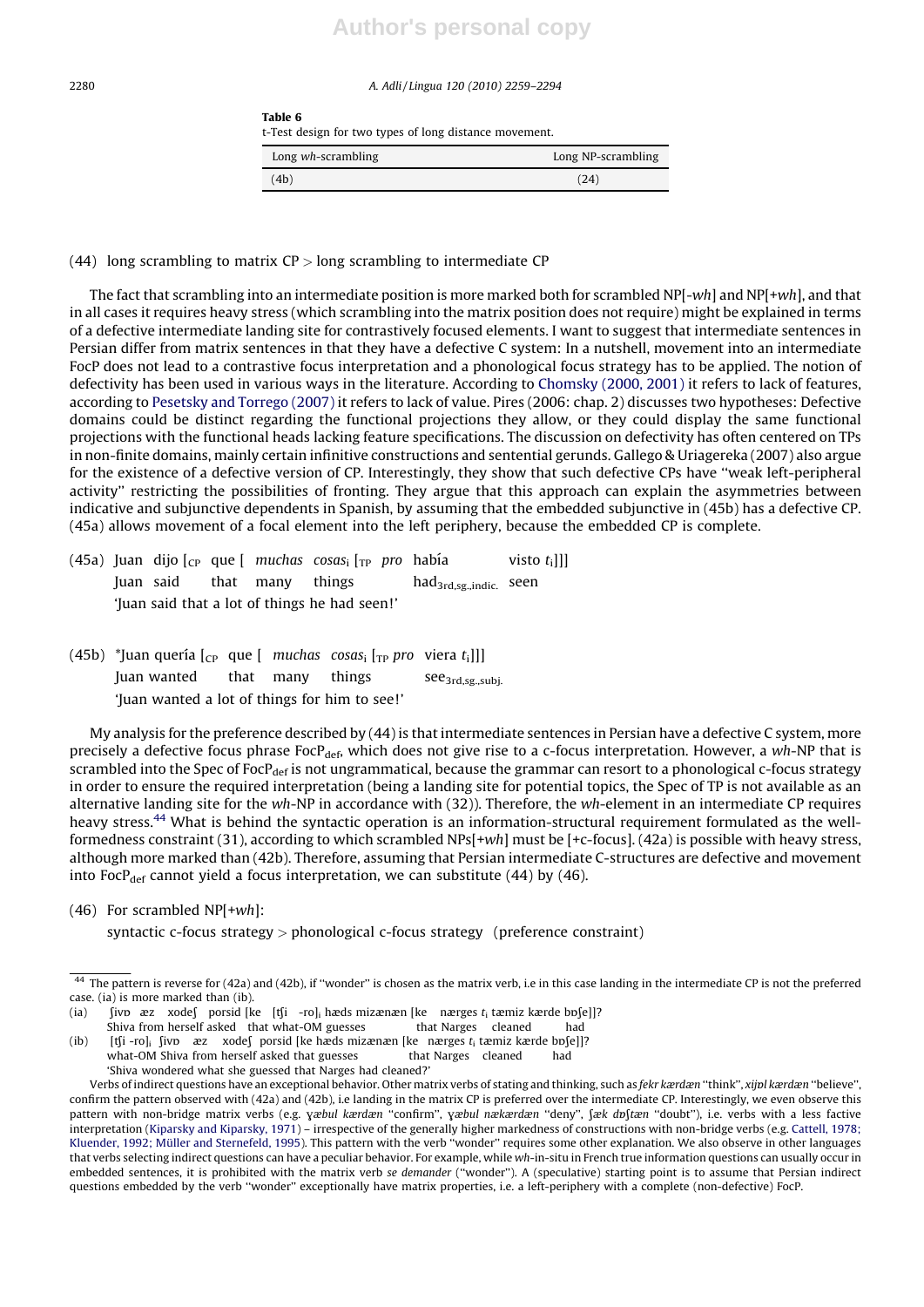**Table 6**
t-Test design for two types of long distance movement.

| Long *wh*-scrambling | Long NP-scrambling |
|---|---|
| (4b) | (24) |

(44) long scrambling to matrix CP > long scrambling to intermediate CP

The fact that scrambling into an intermediate position is more marked both for scrambled NP[-*wh*] and NP[+*wh*], and that in all cases it requires heavy stress (which scrambling into the matrix position does not require) might be explained in terms of a defective intermediate landing site for contrastively focused elements. I want to suggest that intermediate sentences in Persian differ from matrix sentences in that they have a defective C system: In a nutshell, movement into an intermediate FocP does not lead to a contrastive focus interpretation and a phonological focus strategy has to be applied. The notion of defectivity has been used in various ways in the literature. According to Chomsky (2000, 2001) it refers to lack of features, according to Pesetsky and Torrego (2007) it refers to lack of value. Pires (2006: chap. 2) discusses two hypotheses: Defective domains could be distinct regarding the functional projections they allow, or they could display the same functional projections with the functional heads lacking feature specifications. The discussion on defectivity has often centered on TPs in non-finite domains, mainly certain infinitive constructions and sentential gerunds. Gallego & Uriagereka (2007) also argue for the existence of a defective version of CP. Interestingly, they show that such defective CPs have ''weak left-peripheral activity'' restricting the possibilities of fronting. They argue that this approach can explain the asymmetries between indicative and subjunctive dependents in Spanish, by assuming that the embedded subjunctive in (45b) has a defective CP. (45a) allows movement of a focal element into the left periphery, because the embedded CP is complete.

(45a) Juan dijo [$_{CP}$ que [ *muchas cosas*$_i$ [$_{TP}$ *pro* había visto $t_i$]]]
Juan said that many things had$_{3rd,sg.,indic.}$ seen
'Juan said that a lot of things he had seen!'

(45b) *Juan quería [$_{CP}$ que [ *muchas cosas*$_i$ [$_{TP}$ *pro* viera $t_i$]]]
Juan wanted that many things see$_{3rd,sg.,subj.}$
'Juan wanted a lot of things for him to see!'

My analysis for the preference described by (44) is that intermediate sentences in Persian have a defective C system, more precisely a defective focus phrase FocP$_{def}$, which does not give rise to a c-focus interpretation. However, a *wh*-NP that is scrambled into the Spec of FocP$_{def}$ is not ungrammatical, because the grammar can resort to a phonological c-focus strategy in order to ensure the required interpretation (being a landing site for potential topics, the Spec of TP is not available as an alternative landing site for the *wh*-NP in accordance with (32)). Therefore, the *wh*-element in an intermediate CP requires heavy stress.[44] What is behind the syntactic operation is an information-structural requirement formulated as the well-formedness constraint (31), according to which scrambled NPs[+*wh*] must be [+c-focus]. (42a) is possible with heavy stress, although more marked than (42b). Therefore, assuming that Persian intermediate C-structures are defective and movement into FocP$_{def}$ cannot yield a focus interpretation, we can substitute (44) by (46).

(46) For scrambled NP[+*wh*]:
syntactic c-focus strategy > phonological c-focus strategy (preference constraint)

---

[44] The pattern is reverse for (42a) and (42b), if ''wonder'' is chosen as the matrix verb, i.e in this case landing in the intermediate CP is not the preferred case. (ia) is more marked than (ib).

(ia) ʃivɒ æz xodeʃ porsid [ke [tʃi -ro]$_i$ hæds mizænæn [ke nærges $t_i$ tæmiz kærde bɒʃe]]?
Shiva from herself asked that what-OM guesses that Narges cleaned had

(ib) [tʃi -ro]$_i$ ʃivɒ æz xodeʃ porsid [ke hæds mizænæn [ke nærges $t_i$ tæmiz kærde bɒʃe]]?
what-OM Shiva from herself asked that guesses that Narges cleaned had
'Shiva wondered what she guessed that Narges had cleaned?'

Verbs of indirect questions have an exceptional behavior. Other matrix verbs of stating and thinking, such as *fekr kærdæn* ''think'', *xijɒl kærdæn* ''believe'', confirm the pattern observed with (42a) and (42b), i.e landing in the matrix CP is preferred over the intermediate CP. Interestingly, we even observe this pattern with non-bridge matrix verbs (e.g. *ɣæbul kærdæn* ''confirm'', *ɣæbul nækærdæn* ''deny'', *ʃæk dɒʃtæn* ''doubt''), i.e. verbs with a less factive interpretation (Kiparsky and Kiparsky, 1971) – irrespective of the generally higher markedness of constructions with non-bridge verbs (e.g. Cattell, 1978; Kluender, 1992; Müller and Sternefeld, 1995). This pattern with the verb ''wonder'' requires some other explanation. We also observe in other languages that verbs selecting indirect questions can have a peculiar behavior. For example, while *wh*-in-situ in French true information questions can usually occur in embedded sentences, it is prohibited with the matrix verb *se demander* (''wonder''). A (speculative) starting point is to assume that Persian indirect questions embedded by the verb ''wonder'' exceptionally have matrix properties, i.e. a left-periphery with a complete (non-defective) FocP.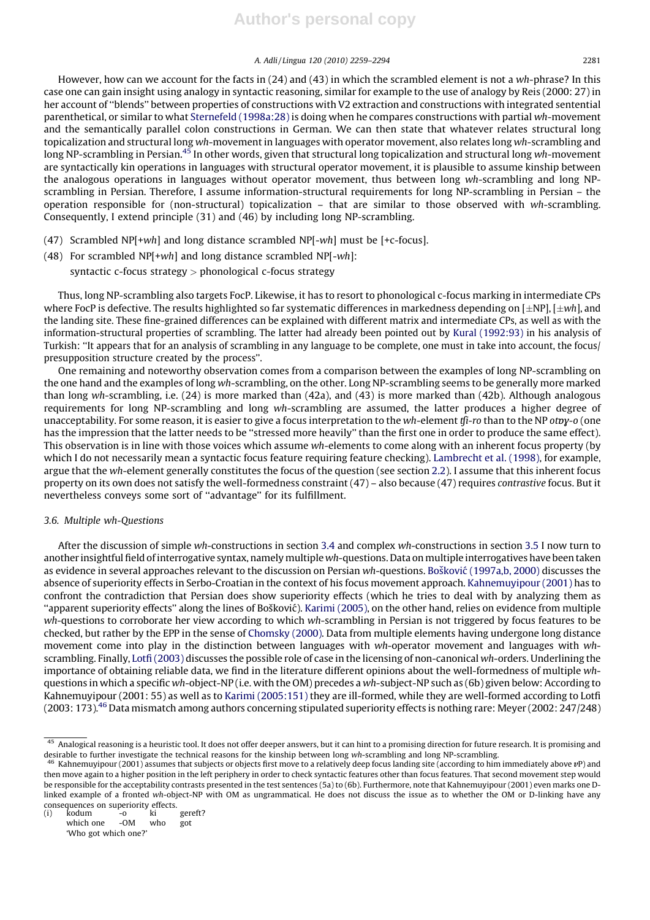However, how can we account for the facts in (24) and (43) in which the scrambled element is not a *wh*-phrase? In this case one can gain insight using analogy in syntactic reasoning, similar for example to the use of analogy by Reis (2000: 27) in her account of ''blends'' between properties of constructions with V2 extraction and constructions with integrated sentential parenthetical, or similar to what Sternefeld (1998a:28) is doing when he compares constructions with partial *wh*-movement and the semantically parallel colon constructions in German. We can then state that whatever relates structural long topicalization and structural long *wh*-movement in languages with operator movement, also relates long *wh*-scrambling and long NP-scrambling in Persian.[45] In other words, given that structural long topicalization and structural long *wh*-movement are syntactically kin operations in languages with structural operator movement, it is plausible to assume kinship between the analogous operations in languages without operator movement, thus between long *wh*-scrambling and long NP-scrambling in Persian. Therefore, I assume information-structural requirements for long NP-scrambling in Persian – the operation responsible for (non-structural) topicalization – that are similar to those observed with *wh*-scrambling. Consequently, I extend principle (31) and (46) by including long NP-scrambling.

(47) Scrambled NP[+*wh*] and long distance scrambled NP[-*wh*] must be [+c-focus].

(48) For scrambled NP[+*wh*] and long distance scrambled NP[-*wh*]:
syntactic c-focus strategy > phonological c-focus strategy

Thus, long NP-scrambling also targets FocP. Likewise, it has to resort to phonological c-focus marking in intermediate CPs where FocP is defective. The results highlighted so far systematic differences in markedness depending on [±NP], [±*wh*], and the landing site. These fine-grained differences can be explained with different matrix and intermediate CPs, as well as with the information-structural properties of scrambling. The latter had already been pointed out by Kural (1992:93) in his analysis of Turkish: ''It appears that for an analysis of scrambling in any language to be complete, one must in take into account, the focus/presupposition structure created by the process''.

One remaining and noteworthy observation comes from a comparison between the examples of long NP-scrambling on the one hand and the examples of long *wh*-scrambling, on the other. Long NP-scrambling seems to be generally more marked than long *wh*-scrambling, i.e. (24) is more marked than (42a), and (43) is more marked than (42b). Although analogous requirements for long NP-scrambling and long *wh*-scrambling are assumed, the latter produces a higher degree of unacceptability. For some reason, it is easier to give a focus interpretation to the *wh*-element *ʧi-ro* than to the NP *otɒɣ-o* (one has the impression that the latter needs to be ''stressed more heavily'' than the first one in order to produce the same effect). This observation is in line with those voices which assume *wh*-elements to come along with an inherent focus property (by which I do not necessarily mean a syntactic focus feature requiring feature checking). Lambrecht et al. (1998), for example, argue that the *wh*-element generally constitutes the focus of the question (see section 2.2). I assume that this inherent focus property on its own does not satisfy the well-formedness constraint (47) – also because (47) requires *contrastive* focus. But it nevertheless conveys some sort of ''advantage'' for its fulfillment.

### 3.6. Multiple *wh*-Questions

After the discussion of simple *wh*-constructions in section 3.4 and complex *wh*-constructions in section 3.5 I now turn to another insightful field of interrogative syntax, namely multiple *wh*-questions. Data on multiple interrogatives have been taken as evidence in several approaches relevant to the discussion on Persian *wh*-questions. Bošković (1997a,b, 2000) discusses the absence of superiority effects in Serbo-Croatian in the context of his focus movement approach. Kahnemuyipour (2001) has to confront the contradiction that Persian does show superiority effects (which he tries to deal with by analyzing them as ''apparent superiority effects'' along the lines of Bošković). Karimi (2005), on the other hand, relies on evidence from multiple *wh*-questions to corroborate her view according to which *wh*-scrambling in Persian is not triggered by focus features to be checked, but rather by the EPP in the sense of Chomsky (2000). Data from multiple elements having undergone long distance movement come into play in the distinction between languages with *wh*-operator movement and languages with *wh*-scrambling. Finally, Lotfi (2003) discusses the possible role of case in the licensing of non-canonical *wh*-orders. Underlining the importance of obtaining reliable data, we find in the literature different opinions about the well-formedness of multiple *wh*-questions in which a specific *wh*-object-NP (i.e. with the OM) precedes a *wh*-subject-NP such as (6b) given below: According to Kahnemuyipour (2001: 55) as well as to Karimi (2005:151) they are ill-formed, while they are well-formed according to Lotfi (2003: 173).[46] Data mismatch among authors concerning stipulated superiority effects is nothing rare: Meyer (2002: 247/248)

---

[45] Analogical reasoning is a heuristic tool. It does not offer deeper answers, but it can hint to a promising direction for future research. It is promising and desirable to further investigate the technical reasons for the kinship between long *wh*-scrambling and long NP-scrambling.

[46] Kahnemuyipour (2001) assumes that subjects or objects first move to a relatively deep focus landing site (according to him immediately above *v*P) and then move again to a higher position in the left periphery in order to check syntactic features other than focus features. That second movement step would be responsible for the acceptability contrasts presented in the test sentences (5a) to (6b). Furthermore, note that Kahnemuyipour (2001) even marks one D-linked example of a fronted *wh*-object-NP with OM as ungrammatical. He does not discuss the issue as to whether the OM or D-linking have any consequences on superiority effects.

(i) kodum -o ki gereft?
which one -OM who got
'Who got which one?'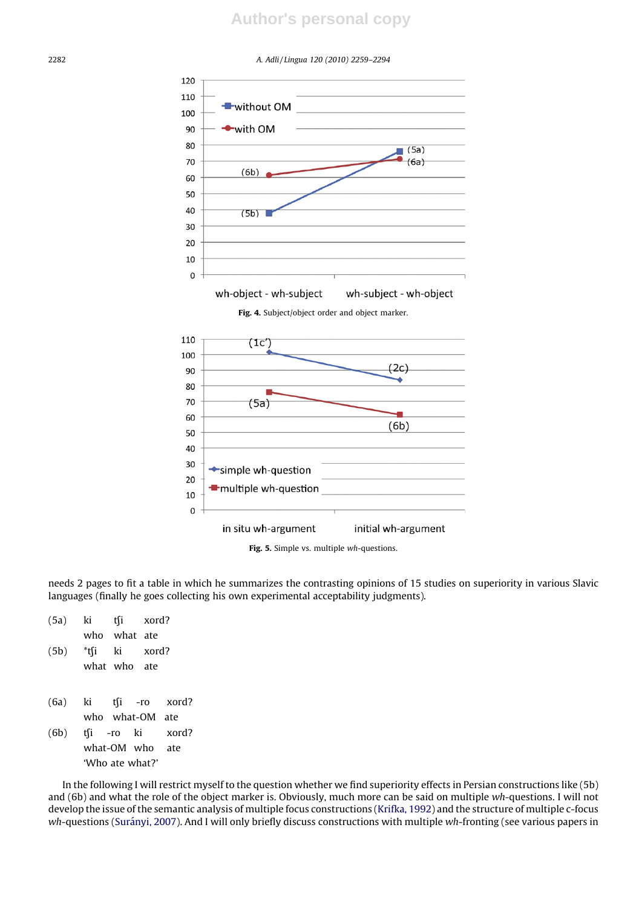**Fig. 4.** Subject/object order and object marker.

**Fig. 5.** Simple vs. multiple *wh*-questions.

needs 2 pages to fit a table in which he summarizes the contrasting opinions of 15 studies on superiority in various Slavic languages (finally he goes collecting his own experimental acceptability judgments).

(5a) ki tʃi xord?
who what ate

(5b) *tʃi ki xord?
what who ate

(6a) ki tʃi -ro xord?
who what-OM ate

(6b) tʃi -ro ki xord?
what-OM who ate
'Who ate what?'

In the following I will restrict myself to the question whether we find superiority effects in Persian constructions like (5b) and (6b) and what the role of the object marker is. Obviously, much more can be said on multiple *wh*-questions. I will not develop the issue of the semantic analysis of multiple focus constructions (Krifka, 1992) and the structure of multiple c-focus *wh*-questions (Surányi, 2007). And I will only briefly discuss constructions with multiple *wh*-fronting (see various papers in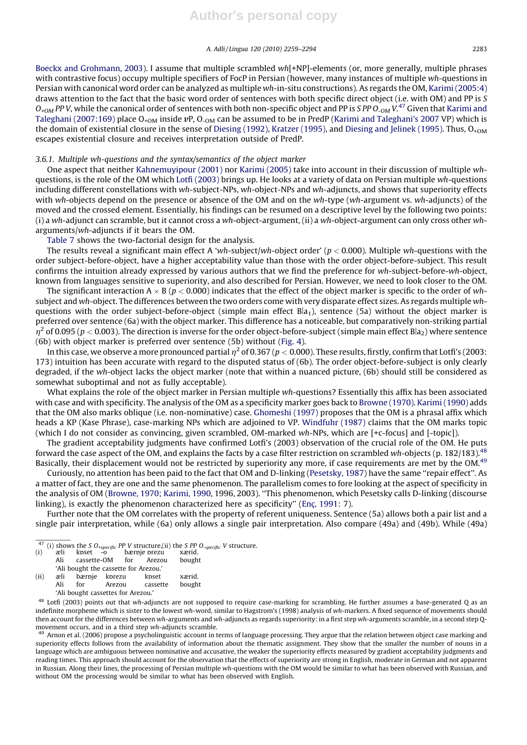Boeckx and Grohmann, 2003). I assume that multiple scrambled *wh*[+NP]-elements (or, more generally, multiple phrases with contrastive focus) occupy multiple specifiers of FocP in Persian (however, many instances of multiple *wh*-questions in Persian with canonical word order can be analyzed as multiple *wh*-in-situ constructions). As regards the OM, Karimi (2005:4) draws attention to the fact that the basic word order of sentences with both specific direct object (i.e. with OM) and PP is *S $O_{+OM}$ PP V*, while the canonical order of sentences with both non-specific object and PP is *S PP $O_{-OM}$ V*.[47] Given that Karimi and Taleghani (2007:169) place $O_{+OM}$ inside *v*P, $O_{-OM}$ can be assumed to be in PredP (Karimi and Taleghani's 2007 VP) which is the domain of existential closure in the sense of Diesing (1992), Kratzer (1995), and Diesing and Jelinek (1995). Thus, $O_{+OM}$ escapes existential closure and receives interpretation outside of PredP.

### 3.6.1. Multiple wh-questions and the syntax/semantics of the object marker

One aspect that neither Kahnemuyipour (2001) nor Karimi (2005) take into account in their discussion of multiple *wh*-questions, is the role of the OM which Lotfi (2003) brings up. He looks at a variety of data on Persian multiple *wh*-questions including different constellations with *wh*-subject-NPs, *wh*-object-NPs and *wh*-adjuncts, and shows that superiority effects with *wh*-objects depend on the presence or absence of the OM and on the *wh*-type (*wh*-argument vs. *wh*-adjuncts) of the moved and the crossed element. Essentially, his findings can be resumed on a descriptive level by the following two points: (i) a *wh*-adjunct can scramble, but it cannot cross a *wh*-object-argument, (ii) a *wh*-object-argument can only cross other *wh*-arguments/*wh*-adjuncts if it bears the OM.

Table 7 shows the two-factorial design for the analysis.

The results reveal a significant main effect A '*wh*-subject/*wh*-object order' ($p < 0.000$). Multiple *wh*-questions with the order subject-before-object, have a higher acceptability value than those with the order object-before-subject. This result confirms the intuition already expressed by various authors that we find the preference for *wh*-subject-before-*wh*-object, known from languages sensitive to superiority, and also described for Persian. However, we need to look closer to the OM.

The significant interaction A × B ($p < 0.000$) indicates that the effect of the object marker is specific to the order of *wh*-subject and *wh*-object. The differences between the two orders come with very disparate effect sizes. As regards multiple *wh*-questions with the order subject-before-object (simple main effect $B|a_1$), sentence (5a) without the object marker is preferred over sentence (6a) with the object marker. This difference has a noticeable, but comparatively non-striking partial $\eta^2$ of 0.095 ($p < 0.003$). The direction is inverse for the order object-before-subject (simple main effect $B|a_2$) where sentence (6b) with object marker is preferred over sentence (5b) without (Fig. 4).

In this case, we observe a more pronounced partial $\eta^2$ of 0.367 ($p < 0.000$). These results, firstly, confirm that Lotfi's (2003: 173) intuition has been accurate with regard to the disputed status of (6b). The order object-before-subject is only clearly degraded, if the *wh*-object lacks the object marker (note that within a nuanced picture, (6b) should still be considered as somewhat suboptimal and not as fully acceptable).

What explains the role of the object marker in Persian multiple *wh*-questions? Essentially this affix has been associated with case and with specificity. The analysis of the OM as a specificity marker goes back to Browne (1970). Karimi (1990) adds that the OM also marks oblique (i.e. non-nominative) case. Ghomeshi (1997) proposes that the OM is a phrasal affix which heads a KP (Kase Phrase), case-marking NPs which are adjoined to VP. Windfuhr (1987) claims that the OM marks topic (which I do not consider as convincing, given scrambled, OM-marked *wh*-NPs, which are [+c-focus] and [-topic]).

The gradient acceptability judgments have confirmed Lotfi's (2003) observation of the crucial role of the OM. He puts forward the case aspect of the OM, and explains the facts by a case filter restriction on scrambled *wh*-objects (p. 182/183).[48] Basically, their displacement would not be restricted by superiority any more, if case requirements are met by the OM.[49]

Curiously, no attention has been paid to the fact that OM and D-linking (Pesetsky, 1987) have the same ''repair effect''. As a matter of fact, they are one and the same phenomenon. The parallelism comes to fore looking at the aspect of specificity in the analysis of OM (Browne, 1970; Karimi, 1990, 1996, 2003). ''This phenomenon, which Pesetsky calls D-linking (discourse linking), is exactly the phenomenon characterized here as specificity'' (Enç, 1991: 7).

Further note that the OM correlates with the property of referent uniqueness. Sentence (5a) allows both a pair list and a single pair interpretation, while (6a) only allows a single pair interpretation. Also compare (49a) and (49b). While (49a)

---

[47] (i) shows the *S $O_{+specific}$ PP V* structure,(ii) the *S PP $O_{-specific}$ V* structure.

(i) æli kɒset -o bærɒje ɒrezu xærid.
Ali cassette-OM for Arezou bought
'Ali bought the cassette for Arezou.'

(ii) æli bærɒje kɒrezu kɒset xærid.
Ali for Arezou cassette bought
'Ali bought cassettes for Arezou.'

[48] Lotfi (2003) points out that *wh*-adjuncts are not supposed to require case-marking for scrambling. He further assumes a base-generated Q as an indefinite morpheme which is sister to the lowest *wh*-word, similar to Hagstrom's (1998) analysis of *wh*-markers. A fixed sequence of movements should then account for the differences between *wh*-arguments and *wh*-adjuncts as regards superiority: in a first step *wh*-arguments scramble, in a second step Q-movement occurs, and in a third step *wh*-adjuncts scramble.

[49] Arnon et al. (2006) propose a psycholinguistic account in terms of language processing. They argue that the relation between object case marking and superiority effects follows from the availability of information about the thematic assignment. They show that the smaller the number of nouns in a language which are ambiguous between nominative and accusative, the weaker the superiority effects measured by gradient acceptability judgments and reading times. This approach should account for the observation that the effects of superiority are strong in English, moderate in German and not apparent in Russian. Along their lines, the processing of Persian multiple *wh*-questions with the OM would be similar to what has been observed with Russian, and without OM the processing would be similar to what has been observed with English.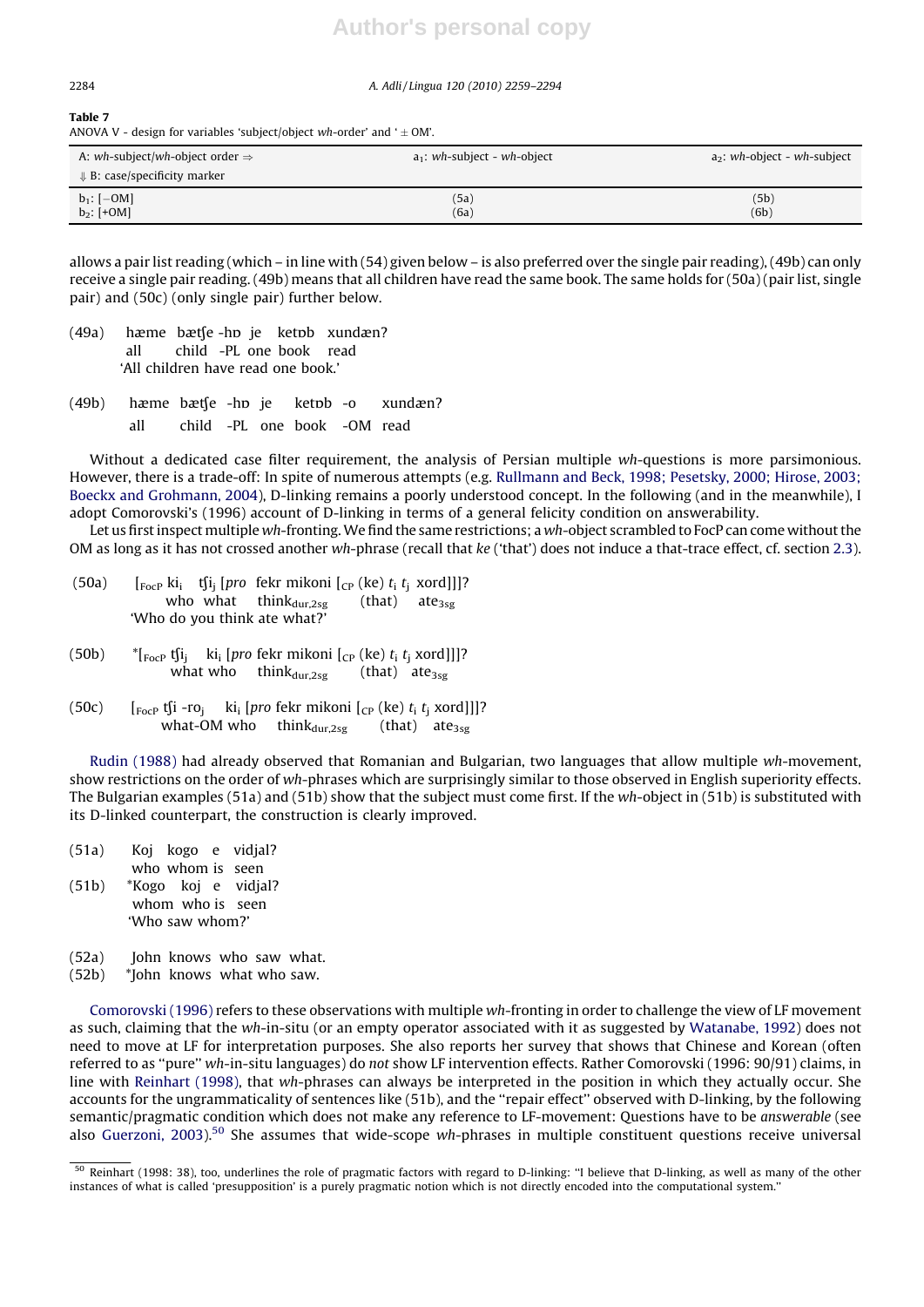**Table 7**
ANOVA V - design for variables 'subject/object *wh*-order' and '± OM'.

| A: *wh*-subject/*wh*-object order ⇒<br>⇓ B: case/specificity marker | $a_1$: *wh*-subject - *wh*-object | $a_2$: *wh*-object - *wh*-subject |
|---|---|---|
| $b_1$: [−OM] | (5a) | (5b) |
| $b_2$: [+OM] | (6a) | (6b) |

allows a pair list reading (which – in line with (54) given below – is also preferred over the single pair reading), (49b) can only receive a single pair reading. (49b) means that all children have read the same book. The same holds for (50a) (pair list, single pair) and (50c) (only single pair) further below.

(49a) hæme bætʃe -hɒ je ketɒb xundæn?
all child -PL one book read
'All children have read one book.'

(49b) hæme bætʃe -hɒ je ketɒb -o xundæn?
all child -PL one book -OM read

Without a dedicated case filter requirement, the analysis of Persian multiple *wh*-questions is more parsimonious. However, there is a trade-off: In spite of numerous attempts (e.g. Rullmann and Beck, 1998; Pesetsky, 2000; Hirose, 2003; Boeckx and Grohmann, 2004), D-linking remains a poorly understood concept. In the following (and in the meanwhile), I adopt Comorovski's (1996) account of D-linking in terms of a general felicity condition on answerability.

Let us first inspect multiple *wh*-fronting. We find the same restrictions; a *wh*-object scrambled to FocP can come without the OM as long as it has not crossed another *wh*-phrase (recall that *ke* ('that') does not induce a that-trace effect, cf. section 2.3).

(50a) [$_{FocP}$ ki$_i$ tʃi$_j$ [*pro* fekr mikoni [$_{CP}$ (ke) $t_i$ $t_j$ xord]]]?
who what think$_{dur,2sg}$ (that) ate$_{3sg}$
'Who do you think ate what?'

(50b) *[$_{FocP}$ tʃi$_j$ ki$_i$ [*pro* fekr mikoni [$_{CP}$ (ke) $t_i$ $t_j$ xord]]]?
what who think$_{dur,2sg}$ (that) ate$_{3sg}$

(50c) [$_{FocP}$ tʃi -ro$_j$ ki$_i$ [*pro* fekr mikoni [$_{CP}$ (ke) $t_i$ $t_j$ xord]]]?
what-OM who think$_{dur,2sg}$ (that) ate$_{3sg}$

Rudin (1988) had already observed that Romanian and Bulgarian, two languages that allow multiple *wh*-movement, show restrictions on the order of *wh*-phrases which are surprisingly similar to those observed in English superiority effects. The Bulgarian examples (51a) and (51b) show that the subject must come first. If the *wh*-object in (51b) is substituted with its D-linked counterpart, the construction is clearly improved.

(51a) Koj kogo e vidjal?
who whom is seen
(51b) *Kogo koj e vidjal?
whom who is seen
'Who saw whom?'

(52a) John knows who saw what.
(52b) *John knows what who saw.

Comorovski (1996) refers to these observations with multiple *wh*-fronting in order to challenge the view of LF movement as such, claiming that the *wh*-in-situ (or an empty operator associated with it as suggested by Watanabe, 1992) does not need to move at LF for interpretation purposes. She also reports her survey that shows that Chinese and Korean (often referred to as "pure" *wh*-in-situ languages) do *not* show LF intervention effects. Rather Comorovski (1996: 90/91) claims, in line with Reinhart (1998), that *wh*-phrases can always be interpreted in the position in which they actually occur. She accounts for the ungrammaticality of sentences like (51b), and the "repair effect" observed with D-linking, by the following semantic/pragmatic condition which does not make any reference to LF-movement: Questions have to be *answerable* (see also Guerzoni, 2003).[50] She assumes that wide-scope *wh*-phrases in multiple constituent questions receive universal

[50] Reinhart (1998: 38), too, underlines the role of pragmatic factors with regard to D-linking: "I believe that D-linking, as well as many of the other instances of what is called 'presupposition' is a purely pragmatic notion which is not directly encoded into the computational system."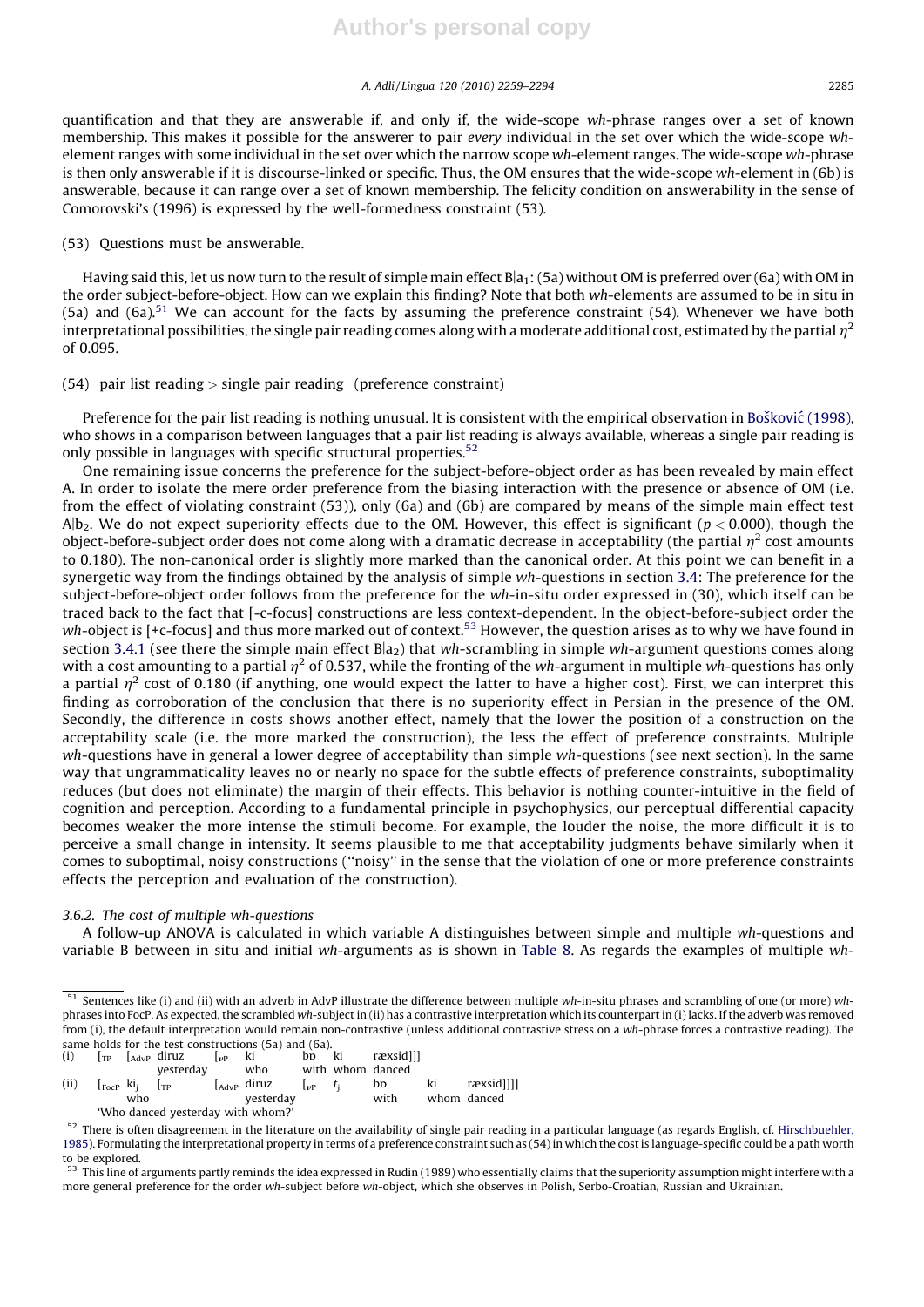quantification and that they are answerable if, and only if, the wide-scope *wh*-phrase ranges over a set of known membership. This makes it possible for the answerer to pair *every* individual in the set over which the wide-scope *wh*-element ranges with some individual in the set over which the narrow scope *wh*-element ranges. The wide-scope *wh*-phrase is then only answerable if it is discourse-linked or specific. Thus, the OM ensures that the wide-scope *wh*-element in (6b) is answerable, because it can range over a set of known membership. The felicity condition on answerability in the sense of Comorovski's (1996) is expressed by the well-formedness constraint (53).

(53) Questions must be answerable.

Having said this, let us now turn to the result of simple main effect B|$a_1$: (5a) without OM is preferred over (6a) with OM in the order subject-before-object. How can we explain this finding? Note that both *wh*-elements are assumed to be in situ in (5a) and (6a).[51] We can account for the facts by assuming the preference constraint (54). Whenever we have both interpretational possibilities, the single pair reading comes along with a moderate additional cost, estimated by the partial $\eta^2$ of 0.095.

(54) pair list reading > single pair reading (preference constraint)

Preference for the pair list reading is nothing unusual. It is consistent with the empirical observation in Bošković (1998), who shows in a comparison between languages that a pair list reading is always available, whereas a single pair reading is only possible in languages with specific structural properties.[52]

One remaining issue concerns the preference for the subject-before-object order as has been revealed by main effect A. In order to isolate the mere order preference from the biasing interaction with the presence or absence of OM (i.e. from the effect of violating constraint (53)), only (6a) and (6b) are compared by means of the simple main effect test A|$b_2$. We do not expect superiority effects due to the OM. However, this effect is significant ($p < 0.000$), though the object-before-subject order does not come along with a dramatic decrease in acceptability (the partial $\eta^2$ cost amounts to 0.180). The non-canonical order is slightly more marked than the canonical order. At this point we can benefit in a synergetic way from the findings obtained by the analysis of simple *wh*-questions in section 3.4: The preference for the subject-before-object order follows from the preference for the *wh*-in-situ order expressed in (30), which itself can be traced back to the fact that [-c-focus] constructions are less context-dependent. In the object-before-subject order the *wh*-object is [+c-focus] and thus more marked out of context.[53] However, the question arises as to why we have found in section 3.4.1 (see there the simple main effect B|$a_2$) that *wh*-scrambling in simple *wh*-argument questions comes along with a cost amounting to a partial $\eta^2$ of 0.537, while the fronting of the *wh*-argument in multiple *wh*-questions has only a partial $\eta^2$ cost of 0.180 (if anything, one would expect the latter to have a higher cost). First, we can interpret this finding as corroboration of the conclusion that there is no superiority effect in Persian in the presence of the OM. Secondly, the difference in costs shows another effect, namely that the lower the position of a construction on the acceptability scale (i.e. the more marked the construction), the less the effect of preference constraints. Multiple *wh*-questions have in general a lower degree of acceptability than simple *wh*-questions (see next section). In the same way that ungrammaticality leaves no or nearly no space for the subtle effects of preference constraints, suboptimality reduces (but does not eliminate) the margin of their effects. This behavior is nothing counter-intuitive in the field of cognition and perception. According to a fundamental principle in psychophysics, our perceptual differential capacity becomes weaker the more intense the stimuli become. For example, the louder the noise, the more difficult it is to perceive a small change in intensity. It seems plausible to me that acceptability judgments behave similarly when it comes to suboptimal, noisy constructions ("noisy" in the sense that the violation of one or more preference constraints effects the perception and evaluation of the construction).

### 3.6.2. The cost of multiple wh-questions

A follow-up ANOVA is calculated in which variable A distinguishes between simple and multiple *wh*-questions and variable B between in situ and initial *wh*-arguments as is shown in Table 8. As regards the examples of multiple *wh*-

---

[51] Sentences like (i) and (ii) with an adverb in AdvP illustrate the difference between multiple *wh*-in-situ phrases and scrambling of one (or more) *wh*-phrases into FocP. As expected, the scrambled *wh*-subject in (ii) has a contrastive interpretation which its counterpart in (i) lacks. If the adverb was removed from (i), the default interpretation would remain non-contrastive (unless additional contrastive stress on a *wh*-phrase forces a contrastive reading). The same holds for the test constructions (5a) and (6a).

(i) [$_{TP}$ [$_{AdvP}$ diruz [$_{vP}$ ki bɒ ki ræxsid]]]
  yesterday who with whom danced

(ii) [$_{FocP}$ ki$_j$ [$_{TP}$ [$_{AdvP}$ diruz [$_{vP}$ $t_j$ bɒ ki ræxsid]]]]
  who yesterday with whom danced
  'Who danced yesterday with whom?'

[52] There is often disagreement in the literature on the availability of single pair reading in a particular language (as regards English, cf. Hirschbuehler, 1985). Formulating the interpretational property in terms of a preference constraint such as (54) in which the cost is language-specific could be a path worth to be explored.

[53] This line of arguments partly reminds the idea expressed in Rudin (1989) who essentially claims that the superiority assumption might interfere with a more general preference for the order *wh*-subject before *wh*-object, which she observes in Polish, Serbo-Croatian, Russian and Ukrainian.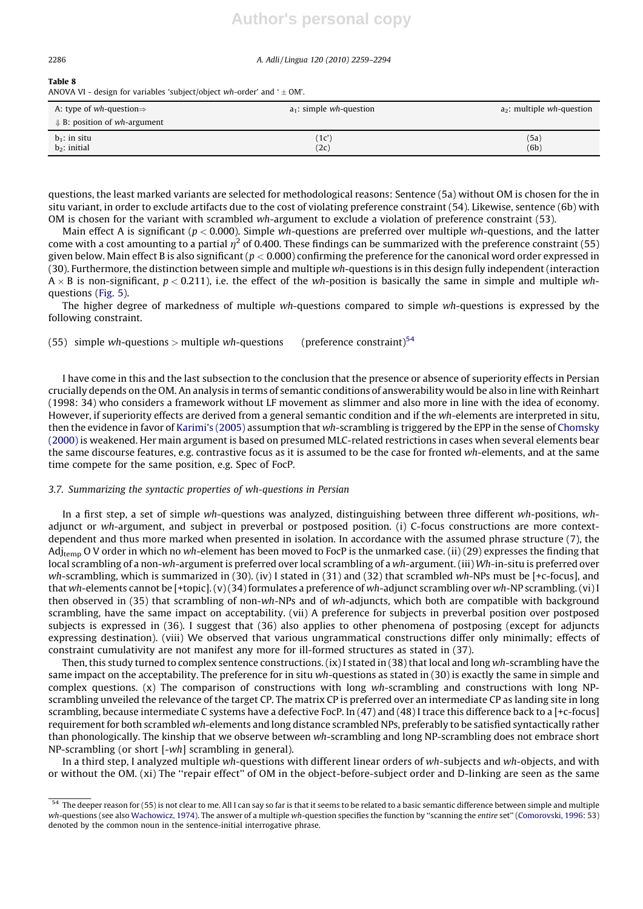**Table 8**
ANOVA VI - design for variables 'subject/object *wh*-order' and '± OM'.

| A: type of *wh*-question⇒ ⇓ B: position of *wh*-argument | $a_1$: simple *wh*-question | $a_2$: multiple *wh*-question |
|---|---|---|
| $b_1$: in situ | (1c') | (5a) |
| $b_2$: initial | (2c) | (6b) |

questions, the least marked variants are selected for methodological reasons: Sentence (5a) without OM is chosen for the in situ variant, in order to exclude artifacts due to the cost of violating preference constraint (54). Likewise, sentence (6b) with OM is chosen for the variant with scrambled *wh*-argument to exclude a violation of preference constraint (53).

Main effect A is significant ($p < 0.000$). Simple *wh*-questions are preferred over multiple *wh*-questions, and the latter come with a cost amounting to a partial $\eta^2$ of 0.400. These findings can be summarized with the preference constraint (55) given below. Main effect B is also significant ($p < 0.000$) confirming the preference for the canonical word order expressed in (30). Furthermore, the distinction between simple and multiple *wh*-questions is in this design fully independent (interaction $A \times B$ is non-significant, $p < 0.211$), i.e. the effect of the *wh*-position is basically the same in simple and multiple *wh*-questions (Fig. 5).

The higher degree of markedness of multiple *wh*-questions compared to simple *wh*-questions is expressed by the following constraint.

(55) simple *wh*-questions > multiple *wh*-questions (preference constraint)[54]

I have come in this and the last subsection to the conclusion that the presence or absence of superiority effects in Persian crucially depends on the OM. An analysis in terms of semantic conditions of answerability would be also in line with Reinhart (1998: 34) who considers a framework without LF movement as slimmer and also more in line with the idea of economy. However, if superiority effects are derived from a general semantic condition and if the *wh*-elements are interpreted in situ, then the evidence in favor of Karimi's (2005) assumption that *wh*-scrambling is triggered by the EPP in the sense of Chomsky (2000) is weakened. Her main argument is based on presumed MLC-related restrictions in cases when several elements bear the same discourse features, e.g. contrastive focus as it is assumed to be the case for fronted *wh*-elements, and at the same time compete for the same position, e.g. Spec of FocP.

### *3.7. Summarizing the syntactic properties of wh-questions in Persian*

In a first step, a set of simple *wh*-questions was analyzed, distinguishing between three different *wh*-positions, *wh*-adjunct or *wh*-argument, and subject in preverbal or postposed position. (i) C-focus constructions are more context-dependent and thus more marked when presented in isolation. In accordance with the assumed phrase structure (7), the $Adj_{temp}$ O V order in which no *wh*-element has been moved to FocP is the unmarked case. (ii) (29) expresses the finding that local scrambling of a non-*wh*-argument is preferred over local scrambling of a *wh*-argument. (iii) *Wh*-in-situ is preferred over *wh*-scrambling, which is summarized in (30). (iv) I stated in (31) and (32) that scrambled *wh*-NPs must be [+c-focus], and that *wh*-elements cannot be [+topic]. (v) (34) formulates a preference of *wh*-adjunct scrambling over *wh*-NP scrambling. (vi) I then observed in (35) that scrambling of non-*wh*-NPs and of *wh*-adjuncts, which both are compatible with background scrambling, have the same impact on acceptability. (vii) A preference for subjects in preverbal position over postposed subjects is expressed in (36). I suggest that (36) also applies to other phenomena of postposing (except for adjuncts expressing destination). (viii) We observed that various ungrammatical constructions differ only minimally; effects of constraint cumulativity are not manifest any more for ill-formed structures as stated in (37).

Then, this study turned to complex sentence constructions. (ix) I stated in (38) that local and long *wh*-scrambling have the same impact on the acceptability. The preference for in situ *wh*-questions as stated in (30) is exactly the same in simple and complex questions. (x) The comparison of constructions with long *wh*-scrambling and constructions with long NP-scrambling unveiled the relevance of the target CP. The matrix CP is preferred over an intermediate CP as landing site in long scrambling, because intermediate C systems have a defective FocP. In (47) and (48) I trace this difference back to a [+c-focus] requirement for both scrambled *wh*-elements and long distance scrambled NPs, preferably to be satisfied syntactically rather than phonologically. The kinship that we observe between *wh*-scrambling and long NP-scrambling does not embrace short NP-scrambling (or short [-*wh*] scrambling in general).

In a third step, I analyzed multiple *wh*-questions with different linear orders of *wh*-subjects and *wh*-objects, and with or without the OM. (xi) The "repair effect" of OM in the object-before-subject order and D-linking are seen as the same

[54] The deeper reason for (55) is not clear to me. All I can say so far is that it seems to be related to a basic semantic difference between simple and multiple *wh*-questions (see also Wachowicz, 1974). The answer of a multiple *wh*-question specifies the function by "scanning the *entire* set" (Comorovski, 1996: 53) denoted by the common noun in the sentence-initial interrogative phrase.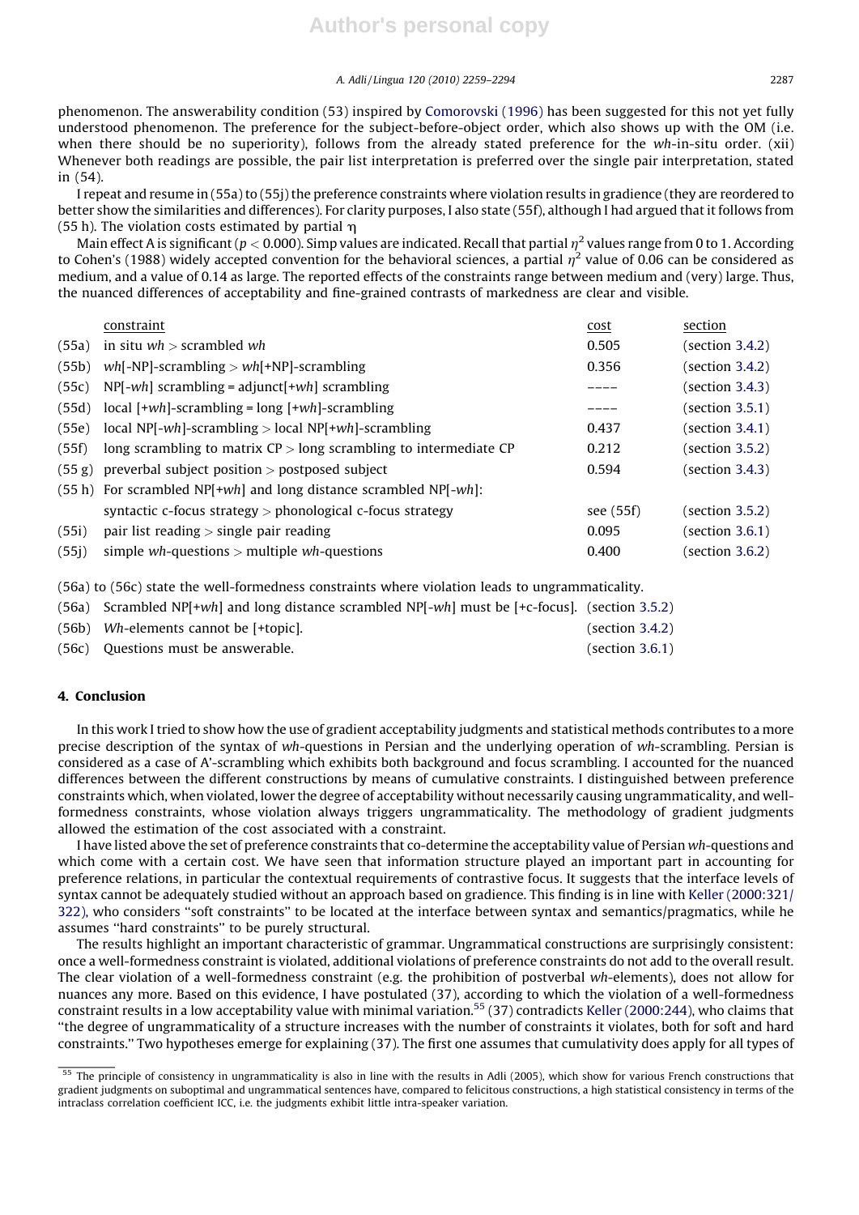phenomenon. The answerability condition (53) inspired by Comorovski (1996) has been suggested for this not yet fully understood phenomenon. The preference for the subject-before-object order, which also shows up with the OM (i.e. when there should be no superiority), follows from the already stated preference for the *wh*-in-situ order. (xii) Whenever both readings are possible, the pair list interpretation is preferred over the single pair interpretation, stated in (54).

I repeat and resume in (55a) to (55j) the preference constraints where violation results in gradience (they are reordered to better show the similarities and differences). For clarity purposes, I also state (55f), although I had argued that it follows from (55 h). The violation costs estimated by partial η

Main effect A is significant ($p < 0.000$). Simp values are indicated. Recall that partial $\eta^2$ values range from 0 to 1. According to Cohen's (1988) widely accepted convention for the behavioral sciences, a partial $\eta^2$ value of 0.06 can be considered as medium, and a value of 0.14 as large. The reported effects of the constraints range between medium and (very) large. Thus, the nuanced differences of acceptability and fine-grained contrasts of markedness are clear and visible.

| | constraint | cost | section |
|---|---|---|---|
| (55a) | in situ *wh* > scrambled *wh* | 0.505 | (section 3.4.2) |
| (55b) | *wh*[-NP]-scrambling > *wh*[+NP]-scrambling | 0.356 | (section 3.4.2) |
| (55c) | NP[-*wh*] scrambling = adjunct[+*wh*] scrambling | ---- | (section 3.4.3) |
| (55d) | local [+*wh*]-scrambling = long [+*wh*]-scrambling | ---- | (section 3.5.1) |
| (55e) | local NP[-*wh*]-scrambling > local NP[+*wh*]-scrambling | 0.437 | (section 3.4.1) |
| (55f) | long scrambling to matrix CP > long scrambling to intermediate CP | 0.212 | (section 3.5.2) |
| (55 g) | preverbal subject position > postposed subject | 0.594 | (section 3.4.3) |
| (55 h) | For scrambled NP[+*wh*] and long distance scrambled NP[-*wh*]: syntactic c-focus strategy > phonological c-focus strategy | see (55f) | (section 3.5.2) |
| (55i) | pair list reading > single pair reading | 0.095 | (section 3.6.1) |
| (55j) | simple *wh*-questions > multiple *wh*-questions | 0.400 | (section 3.6.2) |

(56a) to (56c) state the well-formedness constraints where violation leads to ungrammaticality.

(56a) Scrambled NP[+*wh*] and long distance scrambled NP[-*wh*] must be [+c-focus]. (section 3.5.2)

(56b) *Wh*-elements cannot be [+topic]. (section 3.4.2)

(56c) Questions must be answerable. (section 3.6.1)

## 4. Conclusion

In this work I tried to show how the use of gradient acceptability judgments and statistical methods contributes to a more precise description of the syntax of *wh*-questions in Persian and the underlying operation of *wh*-scrambling. Persian is considered as a case of A'-scrambling which exhibits both background and focus scrambling. I accounted for the nuanced differences between the different constructions by means of cumulative constraints. I distinguished between preference constraints which, when violated, lower the degree of acceptability without necessarily causing ungrammaticality, and well-formedness constraints, whose violation always triggers ungrammaticality. The methodology of gradient judgments allowed the estimation of the cost associated with a constraint.

I have listed above the set of preference constraints that co-determine the acceptability value of Persian *wh*-questions and which come with a certain cost. We have seen that information structure played an important part in accounting for preference relations, in particular the contextual requirements of contrastive focus. It suggests that the interface levels of syntax cannot be adequately studied without an approach based on gradience. This finding is in line with Keller (2000:321/322), who considers "soft constraints" to be located at the interface between syntax and semantics/pragmatics, while he assumes "hard constraints" to be purely structural.

The results highlight an important characteristic of grammar. Ungrammatical constructions are surprisingly consistent: once a well-formedness constraint is violated, additional violations of preference constraints do not add to the overall result. The clear violation of a well-formedness constraint (e.g. the prohibition of postverbal *wh*-elements), does not allow for nuances any more. Based on this evidence, I have postulated (37), according to which the violation of a well-formedness constraint results in a low acceptability value with minimal variation.[55] (37) contradicts Keller (2000:244), who claims that "the degree of ungrammaticality of a structure increases with the number of constraints it violates, both for soft and hard constraints." Two hypotheses emerge for explaining (37). The first one assumes that cumulativity does apply for all types of

[55] The principle of consistency in ungrammaticality is also in line with the results in Adli (2005), which show for various French constructions that gradient judgments on suboptimal and ungrammatical sentences have, compared to felicitous constructions, a high statistical consistency in terms of the intraclass correlation coefficient ICC, i.e. the judgments exhibit little intra-speaker variation.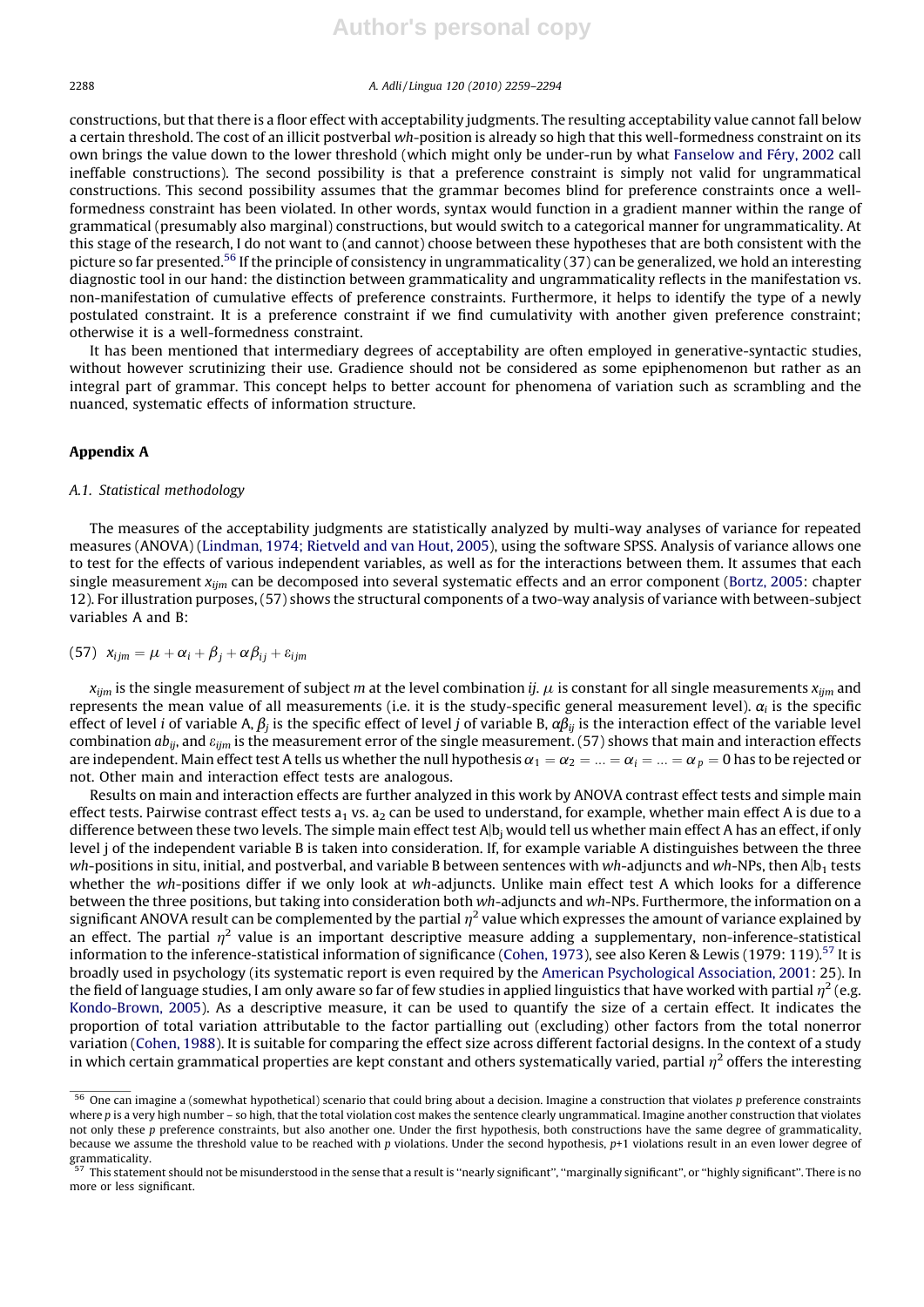constructions, but that there is a floor effect with acceptability judgments. The resulting acceptability value cannot fall below a certain threshold. The cost of an illicit postverbal *wh*-position is already so high that this well-formedness constraint on its own brings the value down to the lower threshold (which might only be under-run by what Fanselow and Féry, 2002 call ineffable constructions). The second possibility is that a preference constraint is simply not valid for ungrammatical constructions. This second possibility assumes that the grammar becomes blind for preference constraints once a well-formedness constraint has been violated. In other words, syntax would function in a gradient manner within the range of grammatical (presumably also marginal) constructions, but would switch to a categorical manner for ungrammaticality. At this stage of the research, I do not want to (and cannot) choose between these hypotheses that are both consistent with the picture so far presented.[56] If the principle of consistency in ungrammaticality (37) can be generalized, we hold an interesting diagnostic tool in our hand: the distinction between grammaticality and ungrammaticality reflects in the manifestation vs. non-manifestation of cumulative effects of preference constraints. Furthermore, it helps to identify the type of a newly postulated constraint. It is a preference constraint if we find cumulativity with another given preference constraint; otherwise it is a well-formedness constraint.

It has been mentioned that intermediary degrees of acceptability are often employed in generative-syntactic studies, without however scrutinizing their use. Gradience should not be considered as some epiphenomenon but rather as an integral part of grammar. This concept helps to better account for phenomena of variation such as scrambling and the nuanced, systematic effects of information structure.

## Appendix A

### A.1. Statistical methodology

The measures of the acceptability judgments are statistically analyzed by multi-way analyses of variance for repeated measures (ANOVA) (Lindman, 1974; Rietveld and van Hout, 2005), using the software SPSS. Analysis of variance allows one to test for the effects of various independent variables, as well as for the interactions between them. It assumes that each single measurement $x_{ijm}$ can be decomposed into several systematic effects and an error component (Bortz, 2005: chapter 12). For illustration purposes, (57) shows the structural components of a two-way analysis of variance with between-subject variables A and B:

(57) $x_{ijm} = \mu + \alpha_i + \beta_j + \alpha\beta_{ij} + \varepsilon_{ijm}$

$x_{ijm}$ is the single measurement of subject *m* at the level combination *ij*. $\mu$ is constant for all single measurements $x_{ijm}$ and represents the mean value of all measurements (i.e. it is the study-specific general measurement level). $\alpha_i$ is the specific effect of level *i* of variable A, $\beta_j$ is the specific effect of level *j* of variable B, $\alpha\beta_{ij}$ is the interaction effect of the variable level combination $ab_{ij}$, and $\varepsilon_{ijm}$ is the measurement error of the single measurement. (57) shows that main and interaction effects are independent. Main effect test A tells us whether the null hypothesis $\alpha_1 = \alpha_2 = \ldots = \alpha_i = \ldots = \alpha_p = 0$ has to be rejected or not. Other main and interaction effect tests are analogous.

Results on main and interaction effects are further analyzed in this work by ANOVA contrast effect tests and simple main effect tests. Pairwise contrast effect tests $a_1$ vs. $a_2$ can be used to understand, for example, whether main effect A is due to a difference between these two levels. The simple main effect test A|$b_j$ would tell us whether main effect A has an effect, if only level j of the independent variable B is taken into consideration. If, for example variable A distinguishes between the three *wh*-positions in situ, initial, and postverbal, and variable B between sentences with *wh*-adjuncts and *wh*-NPs, then A|$b_1$ tests whether the *wh*-positions differ if we only look at *wh*-adjuncts. Unlike main effect test A which looks for a difference between the three positions, but taking into consideration both *wh*-adjuncts and *wh*-NPs. Furthermore, the information on a significant ANOVA result can be complemented by the partial $\eta^2$ value which expresses the amount of variance explained by an effect. The partial $\eta^2$ value is an important descriptive measure adding a supplementary, non-inference-statistical information to the inference-statistical information of significance (Cohen, 1973), see also Keren & Lewis (1979: 119).[57] It is broadly used in psychology (its systematic report is even required by the American Psychological Association, 2001: 25). In the field of language studies, I am only aware so far of few studies in applied linguistics that have worked with partial $\eta^2$ (e.g. Kondo-Brown, 2005). As a descriptive measure, it can be used to quantify the size of a certain effect. It indicates the proportion of total variation attributable to the factor partialling out (excluding) other factors from the total nonerror variation (Cohen, 1988). It is suitable for comparing the effect size across different factorial designs. In the context of a study in which certain grammatical properties are kept constant and others systematically varied, partial $\eta^2$ offers the interesting

---

[56] One can imagine a (somewhat hypothetical) scenario that could bring about a decision. Imagine a construction that violates *p* preference constraints where *p* is a very high number – so high, that the total violation cost makes the sentence clearly ungrammatical. Imagine another construction that violates not only these *p* preference constraints, but also another one. Under the first hypothesis, both constructions have the same degree of grammaticality, because we assume the threshold value to be reached with *p* violations. Under the second hypothesis, *p*+1 violations result in an even lower degree of grammaticality.

[57] This statement should not be misunderstood in the sense that a result is "nearly significant", "marginally significant", or "highly significant". There is no more or less significant.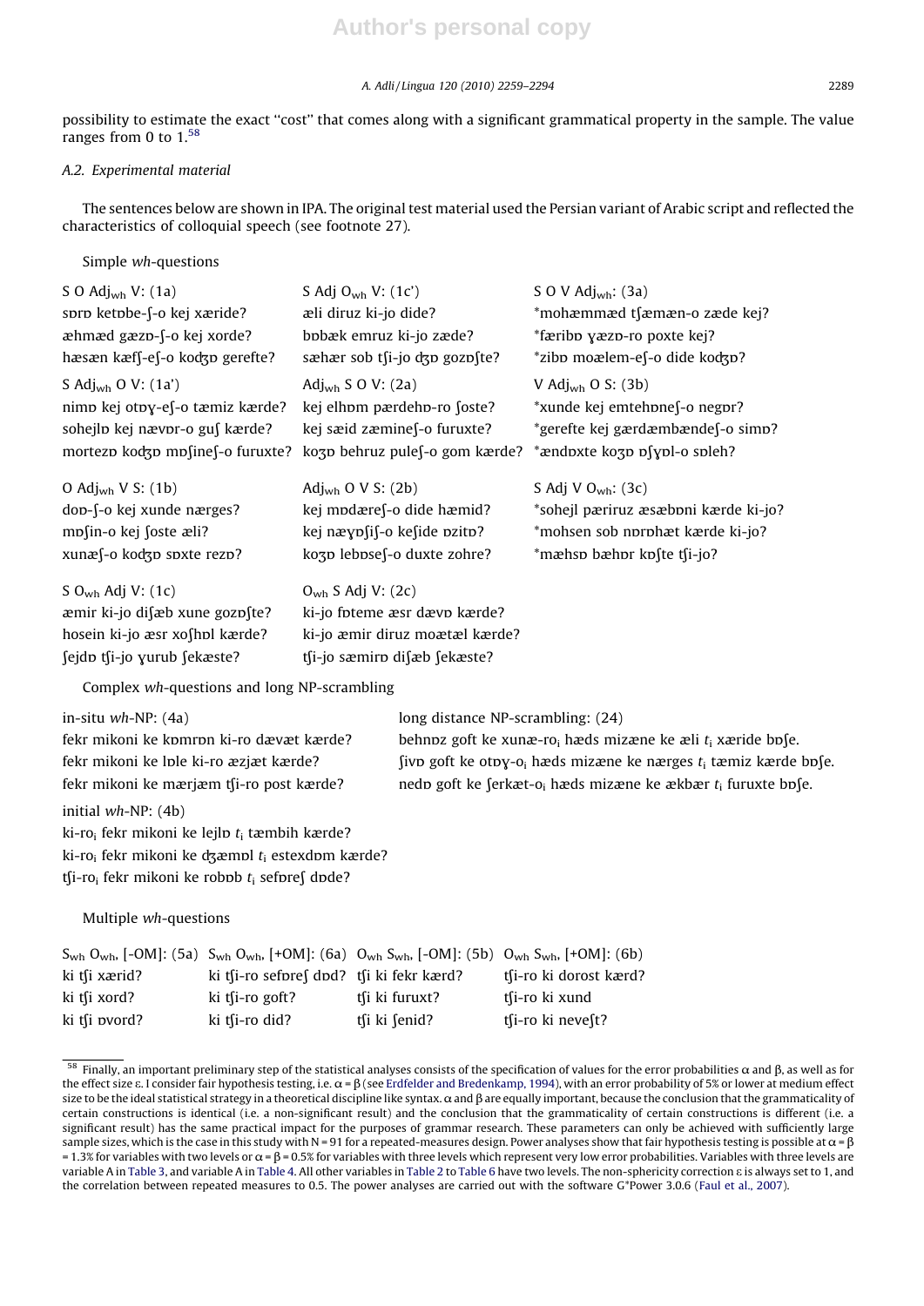possibility to estimate the exact "cost" that comes along with a significant grammatical property in the sample. The value ranges from 0 to 1.[58]

### A.2. Experimental material

The sentences below are shown in IPA. The original test material used the Persian variant of Arabic script and reflected the characteristics of colloquial speech (see footnote 27).

Simple *wh*-questions

| S O $Adj_{wh}$ V: (1a) | S Adj $O_{wh}$ V: (1c') | S O V $Adj_{wh}$: (3a) |
|---|---|---|
| sɒrɒ ketɒbe-ʃ-o kej xæride? | æli diruz ki-jo dide? | *mohæmmæd tʃæmæn-o zæde kej? |
| æhmæd gæzɒ-ʃ-o kej xorde? | bɒbæk emruz ki-jo zæde? | *færibɒ ɣæzɒ-ro poxte kej? |
| hæsæn kæfʃ-eʃ-o kodʒɒ gerefte? | sæhær sob tʃi-jo dʒɒ gozɒʃte? | *zibɒ moælem-eʃ-o dide kodʒɒ? |
| S $Adj_{wh}$ O V: (1a') | $Adj_{wh}$ S O V: (2a) | V $Adj_{wh}$ O S: (3b) |
| nimɒ kej otɒɣ-eʃ-o tæmiz kærde? | kej elhɒm pærdehɒ-ro ʃoste? | *xunde kej emtehɒneʃ-o negɒr? |
| sohejlɒ kej nævɒr-o guʃ kærde? | kej sæid zæmineʃ-o furuxte? | *gerefte kej gærdæmbændeʃ-o simɒ? |
| mortezɒ kodʒɒ mɒʃineʃ-o furuxte? | koʒɒ behruz puleʃ-o gom kærde? | *ændɒxte koʒɒ ɒʃɣɒl-o sɒleh? |
| O $Adj_{wh}$ V S: (1b) | $Adj_{wh}$ O V S: (2b) | S Adj V $O_{wh}$: (3c) |
| dɒ-ʃ-o kej xunde nærges? | kej mɒdæreʃ-o dide hæmid? | *sohejl pæriruz æsæbɒni kærde ki-jo? |
| mɒʃin-o kej ʃoste æli? | kej næɣɒʃiʃ-o keʃide ɒzitɒ? | *mohsen sob nɒrɒhæt kærde ki-jo? |
| xunæʃ-o kodʒɒ sɒxte rezɒ? | koʒɒ lebɒseʃ-o duxte zohre? | *mæhsɒ bæhɒr kɒʃte tʃi-jo? |
| S $O_{wh}$ Adj V: (1c) | $O_{wh}$ S Adj V: (2c) | |
| æmir ki-jo diʃæb xune gozɒʃte? | ki-jo fɒteme æsr dævɒ kærde? | |
| hosein ki-jo æsr xoʃhɒl kærde? | ki-jo æmir diruz moætæl kærde? | |
| ʃejdɒ tʃi-jo ɣurub ʃekæste? | tʃi-jo sæmirɒ diʃæb ʃekæste? | |

Complex *wh*-questions and long NP-scrambling

| in-situ *wh*-NP: (4a) | long distance NP-scrambling: (24) |
|---|---|
| fekr mikoni ke kɒmrɒn ki-ro dævæt kærde? | behnɒz goft ke xunæ-ro$_i$ hæds mizæne ke æli $t_i$ xæride bɒʃe. |
| fekr mikoni ke lɒle ki-ro æzjæt kærde? | ʃivɒ goft ke otɒɣ-o$_i$ hæds mizæne ke nærges $t_i$ tæmiz kærde bɒʃe. |
| fekr mikoni ke mærjæm tʃi-ro post kærde? | nedɒ goft ke ʃerkæt-o$_i$ hæds mizæne ke ækbær $t_i$ furuxte bɒʃe. |

initial *wh*-NP: (4b)

ki-ro$_i$ fekr mikoni ke lejlɒ $t_i$ tæmbih kærde?
ki-ro$_i$ fekr mikoni ke dʒæmɒl $t_i$ estexdɒm kærde?
tʃi-ro$_i$ fekr mikoni ke robɒb $t_i$ sefɒreʃ dɒde?

Multiple *wh*-questions

| $S_{wh}$ $O_{wh}$, [-OM]: (5a) | $S_{wh}$ $O_{wh}$, [+OM]: (6a) | $O_{wh}$ $S_{wh}$, [-OM]: (5b) | $O_{wh}$ $S_{wh}$, [+OM]: (6b) |
|---|---|---|---|
| ki tʃi xærid? | ki tʃi-ro sefɒreʃ dɒd? | tʃi ki fekr kærd? | tʃi-ro ki dorost kærd? |
| ki tʃi xord? | ki tʃi-ro goft? | tʃi ki furuxt? | tʃi-ro ki xund |
| ki tʃi ɒvord? | ki tʃi-ro did? | tʃi ki ʃenid? | tʃi-ro ki neveʃt? |

---

[58] Finally, an important preliminary step of the statistical analyses consists of the specification of values for the error probabilities $\alpha$ and $\beta$, as well as for the effect size $\varepsilon$. I consider fair hypothesis testing, i.e. $\alpha = \beta$ (see Erdfelder and Bredenkamp, 1994), with an error probability of 5% or lower at medium effect size to be the ideal statistical strategy in a theoretical discipline like syntax. $\alpha$ and $\beta$ are equally important, because the conclusion that the grammaticality of certain constructions is identical (i.e. a non-significant result) and the conclusion that the grammaticality of certain constructions is different (i.e. a significant result) has the same practical impact for the purposes of grammar research. These parameters can only be achieved with sufficiently large sample sizes, which is the case in this study with N = 91 for a repeated-measures design. Power analyses show that fair hypothesis testing is possible at $\alpha = \beta$ = 1.3% for variables with two levels or $\alpha = \beta$ = 0.5% for variables with three levels which represent very low error probabilities. Variables with three levels are variable A in Table 3, and variable A in Table 4. All other variables in Table 2 to Table 6 have two levels. The non-sphericity correction $\varepsilon$ is always set to 1, and the correlation between repeated measures to 0.5. The power analyses are carried out with the software G*Power 3.0.6 (Faul et al., 2007).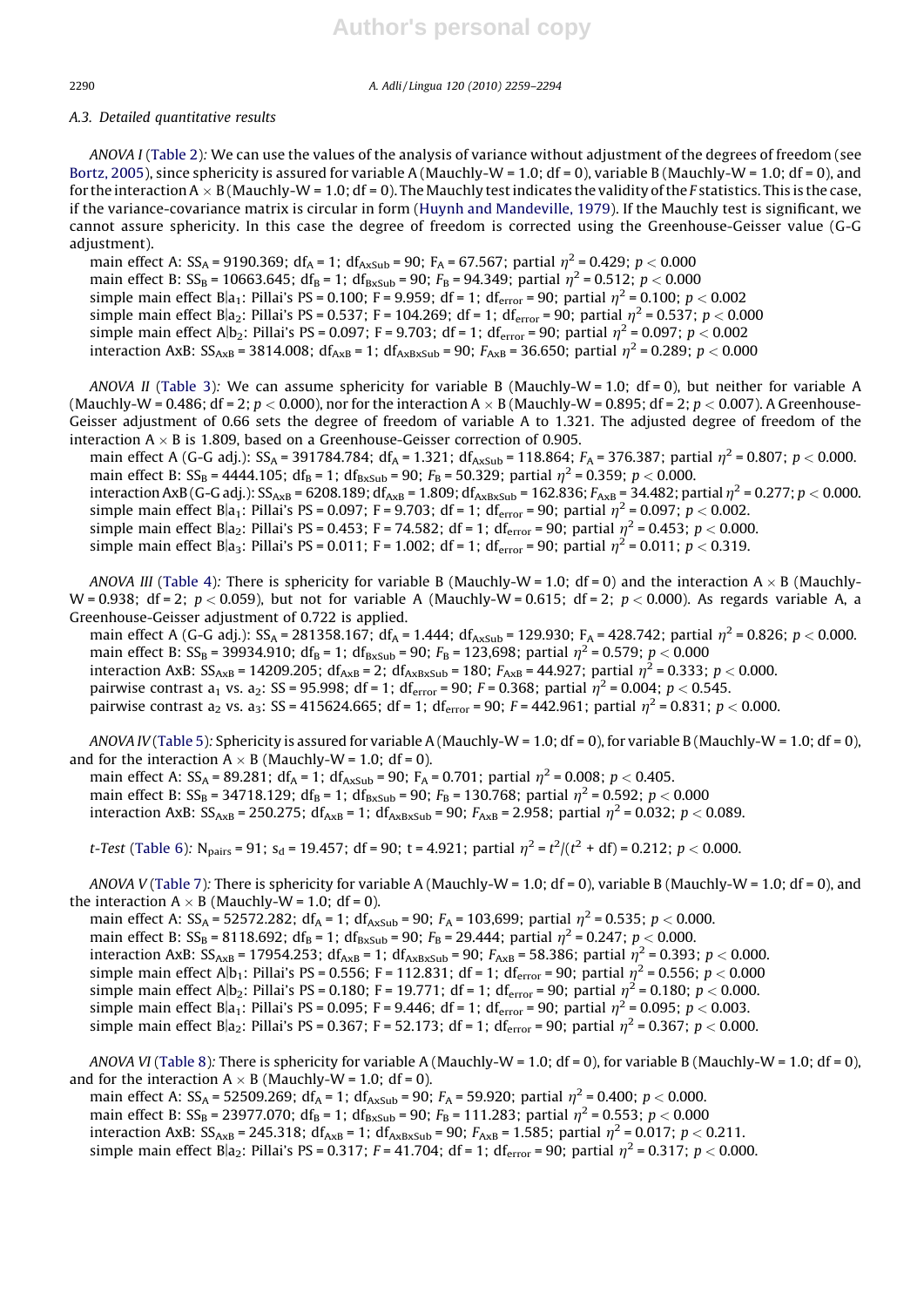### A.3. Detailed quantitative results

*ANOVA I* (Table 2): We can use the values of the analysis of variance without adjustment of the degrees of freedom (see Bortz, 2005), since sphericity is assured for variable A (Mauchly-W = 1.0; df = 0), variable B (Mauchly-W = 1.0; df = 0), and for the interaction A × B (Mauchly-W = 1.0; df = 0). The Mauchly test indicates the validity of the *F* statistics. This is the case, if the variance-covariance matrix is circular in form (Huynh and Mandeville, 1979). If the Mauchly test is significant, we cannot assure sphericity. In this case the degree of freedom is corrected using the Greenhouse-Geisser value (G-G adjustment).

main effect A: $SS_A = 9190.369$; $df_A = 1$; $df_{AxSub} = 90$; $F_A = 67.567$; partial $\eta^2 = 0.429$; $p < 0.000$
main effect B: $SS_B = 10663.645$; $df_B = 1$; $df_{BxSub} = 90$; $F_B = 94.349$; partial $\eta^2 = 0.512$; $p < 0.000$
simple main effect B|$a_1$: Pillai's PS = 0.100; F = 9.959; df = 1; $df_{error} = 90$; partial $\eta^2 = 0.100$; $p < 0.002$
simple main effect B|$a_2$: Pillai's PS = 0.537; F = 104.269; df = 1; $df_{error} = 90$; partial $\eta^2 = 0.537$; $p < 0.000$
simple main effect A|$b_2$: Pillai's PS = 0.097; F = 9.703; df = 1; $df_{error} = 90$; partial $\eta^2 = 0.097$; $p < 0.002$
interaction AxB: $SS_{AxB} = 3814.008$; $df_{AxB} = 1$; $df_{AxBxSub} = 90$; $F_{AxB} = 36.650$; partial $\eta^2 = 0.289$; $p < 0.000$

*ANOVA II* (Table 3): We can assume sphericity for variable B (Mauchly-W = 1.0; df = 0), but neither for variable A (Mauchly-W = 0.486; df = 2; $p < 0.000$), nor for the interaction A × B (Mauchly-W = 0.895; df = 2; $p < 0.007$). A Greenhouse-Geisser adjustment of 0.66 sets the degree of freedom of variable A to 1.321. The adjusted degree of freedom of the interaction A × B is 1.809, based on a Greenhouse-Geisser correction of 0.905.

main effect A (G-G adj.): $SS_A = 391784.784$; $df_A = 1.321$; $df_{AxSub} = 118.864$; $F_A = 376.387$; partial $\eta^2 = 0.807$; $p < 0.000$.
main effect B: $SS_B = 4444.105$; $df_B = 1$; $df_{BxSub} = 90$; $F_B = 50.329$; partial $\eta^2 = 0.359$; $p < 0.000$.
interaction AxB (G-G adj.): $SS_{AxB} = 6208.189$; $df_{AxB} = 1.809$; $df_{AxBxSub} = 162.836$; $F_{AxB} = 34.482$; partial $\eta^2 = 0.277$; $p < 0.000$.
simple main effect B|$a_1$: Pillai's PS = 0.097; F = 9.703; df = 1; $df_{error} = 90$; partial $\eta^2 = 0.097$; $p < 0.002$.
simple main effect B|$a_2$: Pillai's PS = 0.453; F = 74.582; df = 1; $df_{error} = 90$; partial $\eta^2 = 0.453$; $p < 0.000$.
simple main effect B|$a_3$: Pillai's PS = 0.011; F = 1.002; df = 1; $df_{error} = 90$; partial $\eta^2 = 0.011$; $p < 0.319$.

*ANOVA III* (Table 4): There is sphericity for variable B (Mauchly-W = 1.0; df = 0) and the interaction A × B (Mauchly-W = 0.938; df = 2; $p < 0.059$), but not for variable A (Mauchly-W = 0.615; df = 2; $p < 0.000$). As regards variable A, a Greenhouse-Geisser adjustment of 0.722 is applied.

main effect A (G-G adj.): $SS_A = 281358.167$; $df_A = 1.444$; $df_{AxSub} = 129.930$; $F_A = 428.742$; partial $\eta^2 = 0.826$; $p < 0.000$.
main effect B: $SS_B = 39934.910$; $df_B = 1$; $df_{BxSub} = 90$; $F_B = 123,698$; partial $\eta^2 = 0.579$; $p < 0.000$
interaction AxB: $SS_{AxB} = 14209.205$; $df_{AxB} = 2$; $df_{AxBxSub} = 180$; $F_{AxB} = 44.927$; partial $\eta^2 = 0.333$; $p < 0.000$.
pairwise contrast $a_1$ vs. $a_2$: SS = 95.998; df = 1; $df_{error} = 90$; $F = 0.368$; partial $\eta^2 = 0.004$; $p < 0.545$.
pairwise contrast $a_2$ vs. $a_3$: SS = 415624.665; df = 1; $df_{error} = 90$; $F = 442.961$; partial $\eta^2 = 0.831$; $p < 0.000$.

*ANOVA IV* (Table 5): Sphericity is assured for variable A (Mauchly-W = 1.0; df = 0), for variable B (Mauchly-W = 1.0; df = 0), and for the interaction A × B (Mauchly-W = 1.0; df = 0).

main effect A: $SS_A = 89.281$; $df_A = 1$; $df_{AxSub} = 90$; $F_A = 0.701$; partial $\eta^2 = 0.008$; $p < 0.405$.
main effect B: $SS_B = 34718.129$; $df_B = 1$; $df_{BxSub} = 90$; $F_B = 130.768$; partial $\eta^2 = 0.592$; $p < 0.000$
interaction AxB: $SS_{AxB} = 250.275$; $df_{AxB} = 1$; $df_{AxBxSub} = 90$; $F_{AxB} = 2.958$; partial $\eta^2 = 0.032$; $p < 0.089$.

*t-Test* (Table 6): $N_{pairs} = 91$; $s_d = 19.457$; df = 90; t = 4.921; partial $\eta^2 = t^2/(t^2 + \text{df}) = 0.212$; $p < 0.000$.

*ANOVA V* (Table 7): There is sphericity for variable A (Mauchly-W = 1.0; df = 0), variable B (Mauchly-W = 1.0; df = 0), and the interaction A × B (Mauchly-W = 1.0; df = 0).

main effect A: $SS_A = 52572.282$; $df_A = 1$; $df_{AxSub} = 90$; $F_A = 103,699$; partial $\eta^2 = 0.535$; $p < 0.000$.
main effect B: $SS_B = 8118.692$; $df_B = 1$; $df_{BxSub} = 90$; $F_B = 29.444$; partial $\eta^2 = 0.247$; $p < 0.000$.
interaction AxB: $SS_{AxB} = 17954.253$; $df_{AxB} = 1$; $df_{AxBxSub} = 90$; $F_{AxB} = 58.386$; partial $\eta^2 = 0.393$; $p < 0.000$.
simple main effect A|$b_1$: Pillai's PS = 0.556; F = 112.831; df = 1; $df_{error} = 90$; partial $\eta^2 = 0.556$; $p < 0.000$
simple main effect A|$b_2$: Pillai's PS = 0.180; F = 19.771; df = 1; $df_{error} = 90$; partial $\eta^2 = 0.180$; $p < 0.000$.
simple main effect B|$a_1$: Pillai's PS = 0.095; F = 9.446; df = 1; $df_{error} = 90$; partial $\eta^2 = 0.095$; $p < 0.003$.
simple main effect B|$a_2$: Pillai's PS = 0.367; F = 52.173; df = 1; $df_{error} = 90$; partial $\eta^2 = 0.367$; $p < 0.000$.

*ANOVA VI* (Table 8): There is sphericity for variable A (Mauchly-W = 1.0; df = 0), for variable B (Mauchly-W = 1.0; df = 0), and for the interaction A × B (Mauchly-W = 1.0; df = 0).

main effect A: $SS_A = 52509.269$; $df_A = 1$; $df_{AxSub} = 90$; $F_A = 59.920$; partial $\eta^2 = 0.400$; $p < 0.000$.
main effect B: $SS_B = 23977.070$; $df_B = 1$; $df_{BxSub} = 90$; $F_B = 111.283$; partial $\eta^2 = 0.553$; $p < 0.000$
interaction AxB: $SS_{AxB} = 245.318$; $df_{AxB} = 1$; $df_{AxBxSub} = 90$; $F_{AxB} = 1.585$; partial $\eta^2 = 0.017$; $p < 0.211$.
simple main effect B|$a_2$: Pillai's PS = 0.317; $F = 41.704$; df = 1; $df_{error} = 90$; partial $\eta^2 = 0.317$; $p < 0.000$.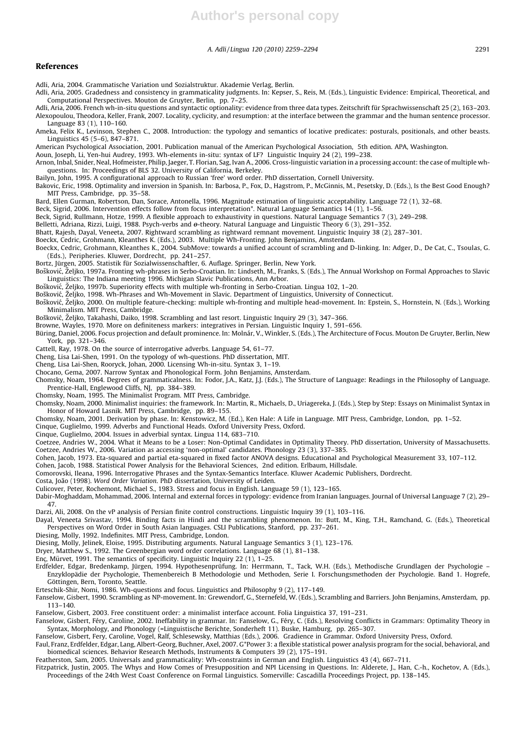## References

Adli, Aria, 2004. Grammatische Variation und Sozialstruktur. Akademie Verlag, Berlin.

Adli, Aria, 2005. Gradedness and consistency in grammaticality judgments. In: Kepser, S., Reis, M. (Eds.), Linguistic Evidence: Empirical, Theoretical, and Computational Perspectives. Mouton de Gruyter, Berlin, pp. 7–25.

Adli, Aria, 2006. French wh-in-situ questions and syntactic optionality: evidence from three data types. Zeitschrift für Sprachwissenschaft 25 (2), 163–203.

Alexopoulou, Theodora, Keller, Frank, 2007. Locality, cyclicity, and resumption: at the interface between the grammar and the human sentence processor. Language 83 (1), 110–160.

Ameka, Felix K., Levinson, Stephen C., 2008. Introduction: the typology and semantics of locative predicates: posturals, positionals, and other beasts. Linguistics 45 (5–6), 847–871.

American Psychological Association, 2001. Publication manual of the American Psychological Association, 5th edition. APA, Washington.

Aoun, Joseph, Li, Yen-hui Audrey, 1993. Wh-elements in-situ: syntax of LF? Linguistic Inquiry 24 (2), 199–238.

Arnon, Inbal, Snider, Neal, Hofmeister, Philip, Jaeger, T. Florian, Sag, Ivan A., 2006. Cross-linguistic variation in a processing account: the case of multiple wh-questions. In: Proceedings of BLS 32. University of California, Berkeley.

Bailyn, John, 1995. A configurational approach to Russian 'free' word order. PhD dissertation, Cornell University.

Bakovic, Eric, 1998. Optimality and inversion in Spanish. In: Barbosa, P., Fox, D., Hagstrom, P., McGinnis, M., Pesetsky, D. (Eds.), Is the Best Good Enough? MIT Press, Cambridge, pp. 35–58.

Bard, Ellen Gurman, Robertson, Dan, Sorace, Antonella, 1996. Magnitude estimation of linguistic acceptability. Language 72 (1), 32–68.

Beck, Sigrid, 2006. Intervention effects follow from focus interpretation*. Natural Language Semantics 14 (1), 1–56.

Beck, Sigrid, Rullmann, Hotze, 1999. A flexible approach to exhaustivity in questions. Natural Language Semantics 7 (3), 249–298.

Belletti, Adriana, Rizzi, Luigi, 1988. Psych-verbs and θ-theory. Natural Language and Linguistic Theory 6 (3), 291–352.

Bhatt, Rajesh, Dayal, Veneeta, 2007. Rightward scrambling as rightward remnant movement. Linguistic Inquiry 38 (2), 287–301.

Boeckx, Cedric, Grohmann, Kleanthes K. (Eds.), 2003. Multiple Wh-Fronting. John Benjamins, Amsterdam.

Boeckx, Cedric, Grohmann, Kleanthes K., 2004. SubMove: towards a unified account of scrambling and D-linking. In: Adger, D., De Cat, C., Tsoulas, G. (Eds.), Peripheries. Kluwer, Dordrecht, pp. 241–257.

Bortz, Jürgen, 2005. Statistik für Sozialwissenschaftler, 6. Auflage. Springer, Berlin, New York.

Bošković, Željko, 1997a. Fronting wh-phrases in Serbo-Croatian. In: Lindseth, M., Franks, S. (Eds.), The Annual Workshop on Formal Approaches to Slavic Linguistics: The Indiana meeting 1996. Michigan Slavic Publications, Ann Arbor.

Bošković, Željko, 1997b. Superiority effects with multiple wh-fronting in Serbo-Croatian. Lingua 102, 1–20.

Bošković, Željko, 1998. Wh-Phrases and Wh-Movement in Slavic. Department of Linguistics, University of Connecticut.

Bošković, Željko, 2000. On multiple feature-checking: multiple wh-fronting and multiple head-movement. In: Epstein, S., Hornstein, N. (Eds.), Working Minimalism. MIT Press, Cambridge.

Bošković, Željko, Takahashi, Daiko, 1998. Scrambling and last resort. Linguistic Inquiry 29 (3), 347–366.

Browne, Wayles, 1970. More on definiteness markers: integratives in Persian. Linguistic Inquiry 1, 591–656.

Büring, Daniel, 2006. Focus projection and default prominence. In: Molnár, V., Winkler, S. (Eds.), The Architecture of Focus. Mouton De Gruyter, Berlin, New York, pp. 321–346.

Cattell, Ray, 1978. On the source of interrogative adverbs. Language 54, 61–77.

Cheng, Lisa Lai-Shen, 1991. On the typology of wh-questions. PhD dissertation, MIT.

Cheng, Lisa Lai-Shen, Rooryck, Johan, 2000. Licensing Wh-in-situ. Syntax 3, 1–19.

Chocano, Gema, 2007. Narrow Syntax and Phonological Form. John Benjamins, Amsterdam.

Chomsky, Noam, 1964. Degrees of grammaticalness. In: Fodor, J.A., Katz, J.J. (Eds.), The Structure of Language: Readings in the Philosophy of Language. Prentice-Hall, Englewood Cliffs, NJ, pp. 384–389.

Chomsky, Noam, 1995. The Minimalist Program. MIT Press, Cambridge.

Chomsky, Noam, 2000. Minimalist inquiries: the framework. In: Martin, R., Michaels, D., Uriagereka, J. (Eds.), Step by Step: Essays on Minimalist Syntax in Honor of Howard Lasnik. MIT Press, Cambridge, pp. 89–155.

Chomsky, Noam, 2001. Derivation by phase. In: Kenstowicz, M. (Ed.), Ken Hale: A Life in Language. MIT Press, Cambridge, London, pp. 1–52.

Cinque, Guglielmo, 1999. Adverbs and Functional Heads. Oxford University Press, Oxford.

Cinque, Guglielmo, 2004. Issues in adverbial syntax. Lingua 114, 683–710.

Coetzee, Andries W., 2004. What it Means to be a Loser: Non-Optimal Candidates in Optimality Theory. PhD dissertation, University of Massachusetts.

Coetzee, Andries W., 2006. Variation as accessing 'non-optimal' candidates. Phonology 23 (3), 337–385.

Cohen, Jacob, 1973. Eta-squared and partial eta-squared in fixed factor ANOVA designs. Educational and Psychological Measurement 33, 107–112.

Cohen, Jacob, 1988. Statistical Power Analysis for the Behavioral Sciences, 2nd edition. Erlbaum, Hillsdale.

Comorovski, Ileana, 1996. Interrogative Phrases and the Syntax-Semantics Interface. Kluwer Academic Publishers, Dordrecht.

Costa, João (1998). *Word Order Variation*. PhD dissertation, University of Leiden.

Culicover, Peter, Rochemont, Michael S., 1983. Stress and focus in English. Language 59 (1), 123–165.

Dabir-Moghaddam, Mohammad, 2006. Internal and external forces in typology: evidence from Iranian languages. Journal of Universal Language 7 (2), 29–47.

Darzi, Ali, 2008. On the vP analysis of Persian finite control constructions. Linguistic Inquiry 39 (1), 103–116.

Dayal, Veneeta Srivastav, 1994. Binding facts in Hindi and the scrambling phenomenon. In: Butt, M., King, T.H., Ramchand, G. (Eds.), Theoretical Perspectives on Word Order in South Asian languages. CSLI Publications, Stanford, pp. 237–261.

Diesing, Molly, 1992. Indefinites. MIT Press, Cambridge, London.

Diesing, Molly, Jelinek, Eloise, 1995. Distributing arguments. Natural Language Semantics 3 (1), 123–176.

Dryer, Matthew S., 1992. The Greenbergian word order correlations. Language 68 (1), 81–138.

Enç, Mürvet, 1991. The semantics of specificity. Linguistic Inquiry 22 (1), 1–25.

Erdfelder, Edgar, Bredenkamp, Jürgen, 1994. Hypothesenprüfung. In: Herrmann, T., Tack, W.H. (Eds.), Methodische Grundlagen der Psychologie – Enzyklopädie der Psychologie, Themenbereich B Methodologie und Methoden, Serie I. Forschungsmethoden der Psychologie. Band 1. Hogrefe, Göttingen, Bern, Toronto, Seattle.

Erteschik-Shir, Nomi, 1986. Wh-questions and focus. Linguistics and Philosophy 9 (2), 117–149.

Fanselow, Gisbert, 1990. Scrambling as NP-movement. In: Grewendorf, G., Sternefeld, W. (Eds.), Scrambling and Barriers. John Benjamins, Amsterdam, pp. 113–140.

Fanselow, Gisbert, 2003. Free constituent order: a minimalist interface account. Folia Linguistica 37, 191–231.

Fanselow, Gisbert, Féry, Caroline, 2002. Ineffability in grammar. In: Fanselow, G., Féry, C. (Eds.), Resolving Conflicts in Grammars: Optimality Theory in Syntax, Morphology, and Phonology (=Linguistische Berichte, Sonderheft 11). Buske, Hamburg, pp. 265–307.

Fanselow, Gisbert, Fery, Caroline, Vogel, Ralf, Schlesewsky, Matthias (Eds.), 2006. Gradience in Grammar. Oxford University Press, Oxford.

Faul, Franz, Erdfelder, Edgar, Lang, Albert-Georg, Buchner, Axel, 2007. G*Power 3: a flexible statistical power analysis program for the social, behavioral, and biomedical sciences. Behavior Research Methods, Instruments & Computers 39 (2), 175–191.

Featherston, Sam, 2005. Universals and grammaticality: Wh-constraints in German and English. Linguistics 43 (4), 667–711.

Fitzpatrick, Justin, 2005. The Whys and How Comes of Presupposition and NPI Licensing in Questions. In: Alderete, J., Han, C.-h., Kochetov, A. (Eds.), Proceedings of the 24th West Coast Conference on Formal Linguistics. Somerville: Cascadilla Proceedings Project, pp. 138–145.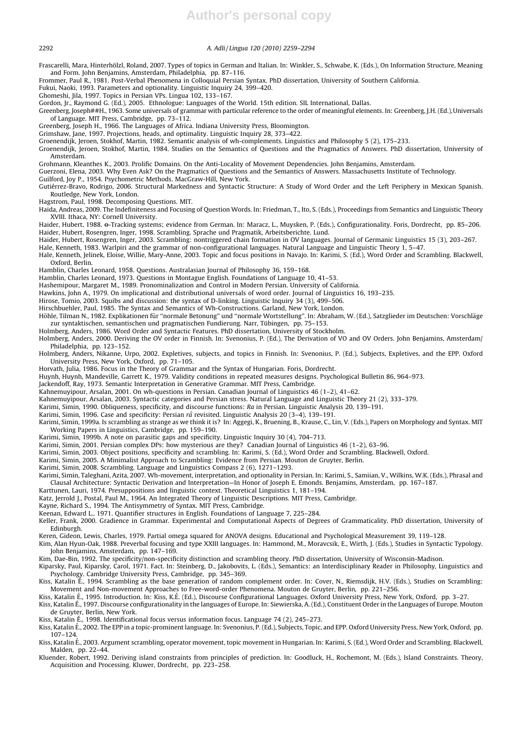Frascarelli, Mara, Hinterhölzl, Roland, 2007. Types of topics in German and Italian. In: Winkler, S., Schwabe, K. (Eds.), On Information Structure, Meaning and Form. John Benjamins, Amsterdam, Philadelphia, pp. 87–116.

Frommer, Paul R., 1981. Post-Verbal Phenomena in Colloquial Persian Syntax. PhD dissertation, University of Southern California.

Fukui, Naoki, 1993. Parameters and optionality. Linguistic Inquiry 24, 399–420.

Ghomeshi, Jila, 1997. Topics in Persian VPs. Lingua 102, 133–167.

Gordon, Jr., Raymond G. (Ed.), 2005. Ethnologue: Languages of the World. 15th edition. SIL International, Dallas.

Greenberg, Joseph##H., 1963. Some universals of grammar with particular reference to the order of meaningful elements. In: Greenberg, J.H. (Ed.),Universals of Language. MIT Press, Cambridge, pp. 73–112.

Greenberg, Joseph H., 1966. The Languages of Africa. Indiana University Press, Bloomington.

Grimshaw, Jane, 1997. Projections, heads, and optimality. Linguistic Inquiry 28, 373–422.

Groenendijk, Jeroen, Stokhof, Martin, 1982. Semantic analysis of wh-complements. Linguistics and Philosophy 5 (2), 175–233.

Groenendijk, Jeroen, Stokhof, Martin, 1984. Studies on the Semantics of Questions and the Pragmatics of Answers. PhD dissertation, University of Amsterdam.

Grohmann, Kleanthes K., 2003. Prolific Domains. On the Anti-Locality of Movement Dependencies. John Benjamins, Amsterdam.

Guerzoni, Elena, 2003. Why Even Ask? On the Pragmatics of Questions and the Semantics of Answers. Massachusetts Institute of Technology.

Guilford, Joy P., 1954. Psychometric Methods. MacGraw-Hill, New York.

Gutiérrez-Bravo, Rodrigo, 2006. Structural Markedness and Syntactic Structure: A Study of Word Order and the Left Periphery in Mexican Spanish. Routledge, New York, London.

Hagstrom, Paul, 1998. Decomposing Questions. MIT.

Haida, Andreas, 2009. The Indefiniteness and Focusing of Question Words. In: Friedman, T., Ito, S. (Eds.), Proceedings from Semantics and Linguistic Theory XVIII. Ithaca, NY: Cornell University.

Haider, Hubert, 1988. Θ-Tracking systems; evidence from German. In: Maracz, L., Muysken, P. (Eds.), Configurationality. Foris, Dordrecht, pp. 85–206.

Haider, Hubert, Rosengren, Inger, 1998. Scrambling. Sprache und Pragmatik, Arbeitsberichte. Lund.

Haider, Hubert, Rosengren, Inger, 2003. Scrambling: nontriggered chain formation in OV languages. Journal of Germanic Linguistics 15 (3), 203–267.

Hale, Kenneth, 1983. Warlpiri and the grammar of non-configurational languages. Natural Language and Linguistic Theory 1, 5–47.

Hale, Kenneth, Jelinek, Eloise, Willie, Mary-Anne, 2003. Topic and focus positions in Navajo. In: Karimi, S. (Ed.), Word Order and Scrambling. Blackwell, Oxford, Berlin.

Hamblin, Charles Leonard, 1958. Questions. Australasian Journal of Philosophy 36, 159–168.

Hamblin, Charles Leonard, 1973. Questions in Montague English. Foundations of Language 10, 41–53.

Hashemipour, Margaret M., 1989. Pronominalization and Control in Modern Persian. University of California.

Hawkins, John A., 1979. On implicational and distributional universals of word order. Journal of Linguistics 16, 193–235.

Hirose, Tomio, 2003. Squibs and discussion: the syntax of D-linking. Linguistic Inquiry 34 (3), 499–506.

Hirschbuehler, Paul, 1985. The Syntax and Semantics of Wh-Constructions. Garland, New York, London.

Höhle, Tilman N., 1982. Explikationen für "normale Betonung" und "normale Wortstellung". In: Abraham, W. (Ed.), Satzglieder im Deutschen: Vorschläge zur syntaktischen, semantischen und pragmatischen Fundierung. Narr, Tübingen, pp. 75–153.

Holmberg, Anders, 1986. Word Order and Syntactic Features. PhD dissertation, University of Stockholm.

Holmberg, Anders, 2000. Deriving the OV order in Finnish. In: Svenonius, P. (Ed.), The Derivation of VO and OV Orders. John Benjamins, Amsterdam/ Philadelphia, pp. 123–152.

Holmberg, Anders, Nikanne, Urpo, 2002. Expletives, subjects, and topics in Finnish. In: Svenonius, P. (Ed.), Subjects, Expletives, and the EPP. Oxford University Press, New York, Oxford, pp. 71–105.

Horvath, Julia, 1986. Focus in the Theory of Grammar and the Syntax of Hungarian. Foris, Dordrecht.

Huynh, Huynh, Mandeville, Garrett K., 1979. Validity conditions in repeated measures designs. Psychological Bulletin 86, 964–973.

Jackendoff, Ray, 1973. Semantic Interpretation in Generative Grammar. MIT Press, Cambridge.

Kahnemuyipour, Arsalan, 2001. On wh-questions in Persian. Canadian Journal of Linguistics 46 (1–2), 41–62.

Kahnemuyipour, Arsalan, 2003. Syntactic categories and Persian stress. Natural Language and Linguistic Theory 21 (2), 333–379.

Karimi, Simin, 1990. Obliqueness, specificity, and discourse functions: *Ra* in Persian. Linguistic Analysis 20, 139–191.

Karimi, Simin, 1996. Case and specificity: Persian *râ* revisited. Linguistic Analysis 20 (3–4), 139–191.

Karimi, Simin, 1999a. Is scrambling as strange as we think it is? In: Aggegi, K., Bruening, B., Krause, C., Lin, V. (Eds.), Papers on Morphology and Syntax. MIT Working Papers in Linguistics, Cambridge, pp. 159–190.

Karimi, Simin, 1999b. A note on parasitic gaps and specificity. Linguistic Inquiry 30 (4), 704–713.

Karimi, Simin, 2001. Persian complex DPs: how mysterious are they? Canadian Journal of Linguistics 46 (1–2), 63–96.

Karimi, Simin, 2003. Object positions, specificity and scrambling. In: Karimi, S. (Ed.), Word Order and Scrambling. Blackwell, Oxford.

Karimi, Simin, 2005. A Minimalist Approach to Scrambling: Evidence from Persian. Mouton de Gruyter, Berlin.

Karimi, Simin, 2008. Scrambling. Language and Linguistics Compass 2 (6), 1271–1293.

Karimi, Simin, Taleghani, Azita, 2007. Wh-movement, interpretation, and optionality in Persian. In: Karimi, S., Samiian, V., Wilkins, W.K. (Eds.), Phrasal and Clausal Architecture: Syntactic Derivation and Interpretation—In Honor of Joseph E. Emonds. Benjamins, Amsterdam, pp. 167–187.

Karttunen, Lauri, 1974. Presuppositions and linguistic context. Theoretical Linguistics 1, 181–194.

Katz, Jerrold J., Postal, Paul M., 1964. An Integrated Theory of Linguistic Descriptions. MIT Press, Cambridge.

Kayne, Richard S., 1994. The Antisymmetry of Syntax. MIT Press, Cambridge.

Keenan, Edward L., 1971. Quantifier structures in English. Foundations of Language 7, 225–284.

Keller, Frank, 2000. Gradience in Grammar. Experimental and Computational Aspects of Degrees of Grammaticality. PhD dissertation, University of Edinburgh.

Keren, Gideon, Lewis, Charles, 1979. Partial omega squared for ANOVA designs. Educational and Psychological Measurement 39, 119–128.

Kim, Alan Hyun-Oak, 1988. Preverbal focusing and type XXIII languages. In: Hammond, M., Moravcsik, E., Wirth, J. (Eds.), Studies in Syntactic Typology. John Benjamins, Amsterdam, pp. 147–169.

Kim, Dae-Bin, 1992. The specificity/non-specificity distinction and scrambling theory. PhD dissertation, University of Wisconsin-Madison.

Kiparsky, Paul, Kiparsky, Carol, 1971. Fact. In: Steinberg, D., Jakobovits, L. (Eds.), Semantics: an Interdisciplinary Reader in Philosophy, Linguistics and Psychology. Cambridge University Press, Cambridge, pp. 345–369.

Kiss, Katalin É., 1994. Scrambling as the base generation of random complement order. In: Cover, N., Riemsdijk, H.V. (Eds.), Studies on Scrambling: Movement and Non-movement Approaches to Free-word-order Phenomena. Mouton de Gruyter, Berlin, pp. 221–256.

Kiss, Katalin É., 1995. Introduction. In: Kiss, K.É. (Ed.), Discourse Configurational Languages. Oxford University Press, New York, Oxford, pp. 3–27.

Kiss, Katalin É., 1997. Discourse configurationality in the languages of Europe. In: Siewierska, A. (Ed.), Constituent Order in the Languages of Europe. Mouton de Gruyter, Berlin, New York.

Kiss, Katalin É., 1998. Identificational focus versus information focus. Language 74 (2), 245–273.

Kiss, Katalin É., 2002. The EPP in a topic-prominent language. In: Svenonius, P. (Ed.), Subjects, Topic, and EPP. Oxford University Press, New York, Oxford, pp. 107–124.

Kiss, Katalin É., 2003. Argument scrambling, operator movement, topic movement in Hungarian. In: Karimi, S. (Ed.), Word Order and Scrambling. Blackwell, Malden, pp. 22–44.

Kluender, Robert, 1992. Deriving island constraints from principles of prediction. In: Goodluck, H., Rochemont, M. (Eds.), Island Constraints. Theory, Acquisition and Processing. Kluwer, Dordrecht, pp. 223–258.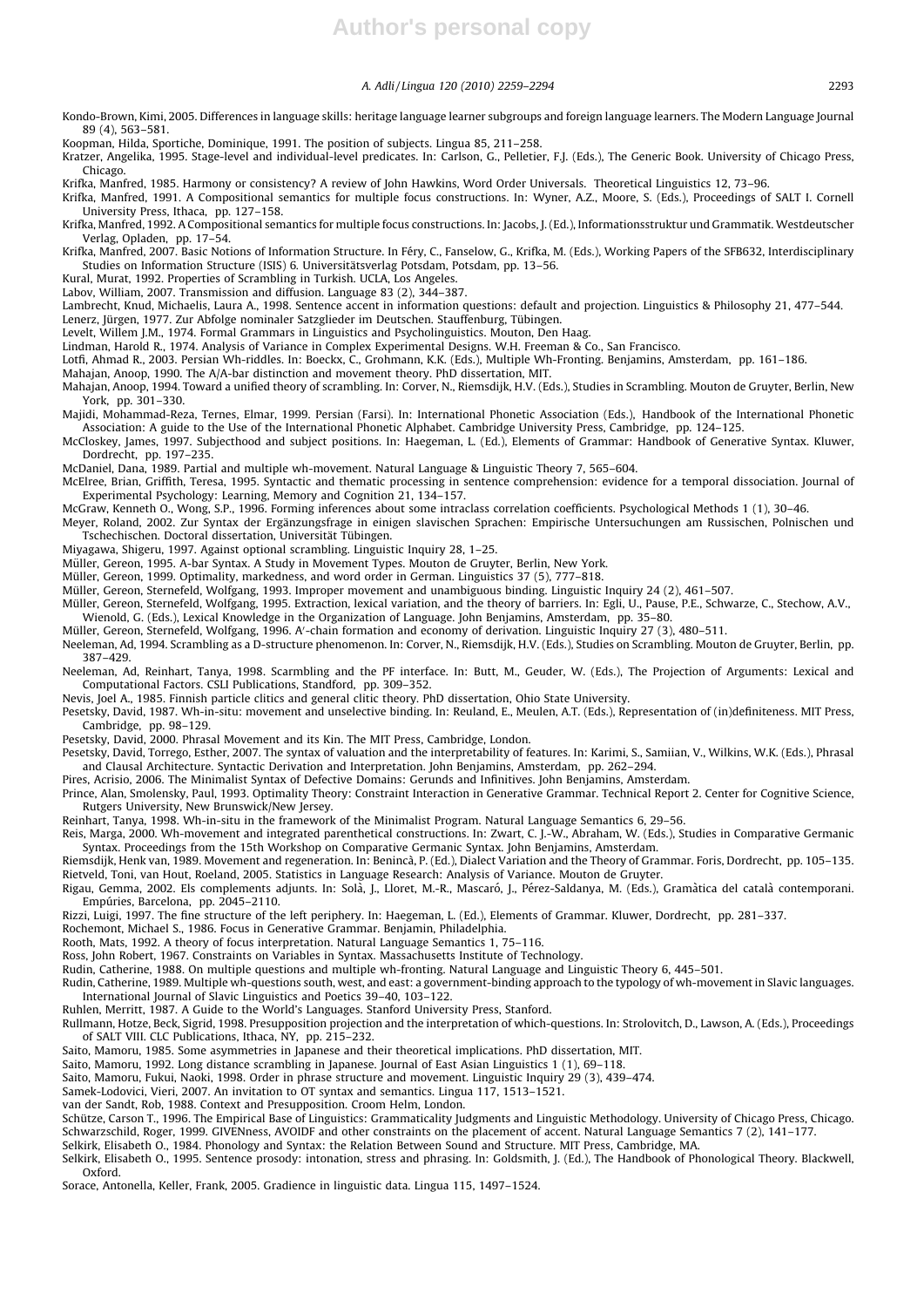Kondo-Brown, Kimi, 2005. Differences in language skills: heritage language learner subgroups and foreign language learners. The Modern Language Journal 89 (4), 563–581.

Koopman, Hilda, Sportiche, Dominique, 1991. The position of subjects. Lingua 85, 211–258.

Kratzer, Angelika, 1995. Stage-level and individual-level predicates. In: Carlson, G., Pelletier, F.J. (Eds.), The Generic Book. University of Chicago Press, Chicago.

Krifka, Manfred, 1985. Harmony or consistency? A review of John Hawkins, Word Order Universals. Theoretical Linguistics 12, 73–96.

Krifka, Manfred, 1991. A Compositional semantics for multiple focus constructions. In: Wyner, A.Z., Moore, S. (Eds.), Proceedings of SALT I. Cornell University Press, Ithaca, pp. 127–158.

Krifka, Manfred, 1992. A Compositional semantics for multiple focus constructions. In: Jacobs, J. (Ed.), Informationsstruktur und Grammatik. Westdeutscher Verlag, Opladen, pp. 17–54.

Krifka, Manfred, 2007. Basic Notions of Information Structure. In Féry, C., Fanselow, G., Krifka, M. (Eds.), Working Papers of the SFB632, Interdisciplinary Studies on Information Structure (ISIS) 6. Universitätsverlag Potsdam, Potsdam, pp. 13–56.

Kural, Murat, 1992. Properties of Scrambling in Turkish. UCLA, Los Angeles.

Labov, William, 2007. Transmission and diffusion. Language 83 (2), 344–387.

Lambrecht, Knud, Michaelis, Laura A., 1998. Sentence accent in information questions: default and projection. Linguistics & Philosophy 21, 477–544.

Lenerz, Jürgen, 1977. Zur Abfolge nominaler Satzglieder im Deutschen. Stauffenburg, Tübingen.

Levelt, Willem J.M., 1974. Formal Grammars in Linguistics and Psycholinguistics. Mouton, Den Haag.

Lindman, Harold R., 1974. Analysis of Variance in Complex Experimental Designs. W.H. Freeman & Co., San Francisco.

Lotfi, Ahmad R., 2003. Persian Wh-riddles. In: Boeckx, C., Grohmann, K.K. (Eds.), Multiple Wh-Fronting. Benjamins, Amsterdam, pp. 161–186.

Mahajan, Anoop, 1990. The A/A-bar distinction and movement theory. PhD dissertation, MIT.

Mahajan, Anoop, 1994. Toward a unified theory of scrambling. In: Corver, N., Riemsdijk, H.V. (Eds.), Studies in Scrambling. Mouton de Gruyter, Berlin, New York, pp. 301–330.

Majidi, Mohammad-Reza, Ternes, Elmar, 1999. Persian (Farsi). In: International Phonetic Association (Eds.), Handbook of the International Phonetic Association: A guide to the Use of the International Phonetic Alphabet. Cambridge University Press, Cambridge, pp. 124–125.

McCloskey, James, 1997. Subjecthood and subject positions. In: Haegeman, L. (Ed.), Elements of Grammar: Handbook of Generative Syntax. Kluwer, Dordrecht, pp. 197–235.

McDaniel, Dana, 1989. Partial and multiple wh-movement. Natural Language & Linguistic Theory 7, 565–604.

McElree, Brian, Griffith, Teresa, 1995. Syntactic and thematic processing in sentence comprehension: evidence for a temporal dissociation. Journal of Experimental Psychology: Learning, Memory and Cognition 21, 134–157.

McGraw, Kenneth O., Wong, S.P., 1996. Forming inferences about some intraclass correlation coefficients. Psychological Methods 1 (1), 30–46.

Meyer, Roland, 2002. Zur Syntax der Ergänzungsfrage in einigen slavischen Sprachen: Empirische Untersuchungen am Russischen, Polnischen und Tschechischen. Doctoral dissertation, Universität Tübingen.

Miyagawa, Shigeru, 1997. Against optional scrambling. Linguistic Inquiry 28, 1–25.

Müller, Gereon, 1995. A-bar Syntax. A Study in Movement Types. Mouton de Gruyter, Berlin, New York.

Müller, Gereon, 1999. Optimality, markedness, and word order in German. Linguistics 37 (5), 777–818.

Müller, Gereon, Sternefeld, Wolfgang, 1993. Improper movement and unambiguous binding. Linguistic Inquiry 24 (2), 461–507.

Müller, Gereon, Sternefeld, Wolfgang, 1995. Extraction, lexical variation, and the theory of barriers. In: Egli, U., Pause, P.E., Schwarze, C., Stechow, A.V., Wienold, G. (Eds.), Lexical Knowledge in the Organization of Language. John Benjamins, Amsterdam, pp. 35–80.

Müller, Gereon, Sternefeld, Wolfgang, 1996. A′-chain formation and economy of derivation. Linguistic Inquiry 27 (3), 480–511.

Neeleman, Ad, 1994. Scrambling as a D-structure phenomenon. In: Corver, N., Riemsdijk, H.V. (Eds.), Studies on Scrambling. Mouton de Gruyter, Berlin, pp. 387–429.

Neeleman, Ad, Reinhart, Tanya, 1998. Scarmbling and the PF interface. In: Butt, M., Geuder, W. (Eds.), The Projection of Arguments: Lexical and Computational Factors. CSLI Publications, Standford, pp. 309–352.

Nevis, Joel A., 1985. Finnish particle clitics and general clitic theory. PhD dissertation, Ohio State University.

Pesetsky, David, 1987. Wh-in-situ: movement and unselective binding. In: Reuland, E., Meulen, A.T. (Eds.), Representation of (in)definiteness. MIT Press, Cambridge, pp. 98–129.

Pesetsky, David, 2000. Phrasal Movement and its Kin. The MIT Press, Cambridge, London.

Pesetsky, David, Torrego, Esther, 2007. The syntax of valuation and the interpretability of features. In: Karimi, S., Samiian, V., Wilkins, W.K. (Eds.), Phrasal and Clausal Architecture. Syntactic Derivation and Interpretation. John Benjamins, Amsterdam, pp. 262–294.

Pires, Acrisio, 2006. The Minimalist Syntax of Defective Domains: Gerunds and Infinitives. John Benjamins, Amsterdam.

Prince, Alan, Smolensky, Paul, 1993. Optimality Theory: Constraint Interaction in Generative Grammar. Technical Report 2. Center for Cognitive Science, Rutgers University, New Brunswick/New Jersey.

Reinhart, Tanya, 1998. Wh-in-situ in the framework of the Minimalist Program. Natural Language Semantics 6, 29–56.

Reis, Marga, 2000. Wh-movement and integrated parenthetical constructions. In: Zwart, C. J.-W., Abraham, W. (Eds.), Studies in Comparative Germanic Syntax. Proceedings from the 15th Workshop on Comparative Germanic Syntax. John Benjamins, Amsterdam.

Riemsdijk, Henk van, 1989. Movement and regeneration. In: Benincà, P. (Ed.), Dialect Variation and the Theory of Grammar. Foris, Dordrecht, pp. 105–135.

Rietveld, Toni, van Hout, Roeland, 2005. Statistics in Language Research: Analysis of Variance. Mouton de Gruyter.

Rigau, Gemma, 2002. Els complements adjunts. In: Solà, J., Lloret, M.-R., Mascaró, J., Pérez-Saldanya, M. (Eds.), Gramàtica del català contemporani. Empúries, Barcelona, pp. 2045–2110.

Rizzi, Luigi, 1997. The fine structure of the left periphery. In: Haegeman, L. (Ed.), Elements of Grammar. Kluwer, Dordrecht, pp. 281–337.

Rochemont, Michael S., 1986. Focus in Generative Grammar. Benjamin, Philadelphia.

Rooth, Mats, 1992. A theory of focus interpretation. Natural Language Semantics 1, 75–116.

Ross, John Robert, 1967. Constraints on Variables in Syntax. Massachusetts Institute of Technology.

Rudin, Catherine, 1988. On multiple questions and multiple wh-fronting. Natural Language and Linguistic Theory 6, 445–501.

Rudin, Catherine, 1989. Multiple wh-questions south, west, and east: a government-binding approach to the typology of wh-movement in Slavic languages. International Journal of Slavic Linguistics and Poetics 39–40, 103–122.

Ruhlen, Merritt, 1987. A Guide to the World's Languages. Stanford University Press, Stanford.

Rullmann, Hotze, Beck, Sigrid, 1998. Presupposition projection and the interpretation of which-questions. In: Strolovitch, D., Lawson, A. (Eds.), Proceedings of SALT VIII. CLC Publications, Ithaca, NY, pp. 215–232.

Saito, Mamoru, 1985. Some asymmetries in Japanese and their theoretical implications. PhD dissertation, MIT.

Saito, Mamoru, 1992. Long distance scrambling in Japanese. Journal of East Asian Linguistics 1 (1), 69–118.

Saito, Mamoru, Fukui, Naoki, 1998. Order in phrase structure and movement. Linguistic Inquiry 29 (3), 439–474.

Samek-Lodovici, Vieri, 2007. An invitation to OT syntax and semantics. Lingua 117, 1513–1521.

van der Sandt, Rob, 1988. Context and Presupposition. Croom Helm, London.

Schütze, Carson T., 1996. The Empirical Base of Linguistics: Grammaticality Judgments and Linguistic Methodology. University of Chicago Press, Chicago.

Schwarzschild, Roger, 1999. GIVENness, AVOIDF and other constraints on the placement of accent. Natural Language Semantics 7 (2), 141–177.

Selkirk, Elisabeth O., 1984. Phonology and Syntax: the Relation Between Sound and Structure. MIT Press, Cambridge, MA.

Selkirk, Elisabeth O., 1995. Sentence prosody: intonation, stress and phrasing. In: Goldsmith, J. (Ed.), The Handbook of Phonological Theory. Blackwell, Oxford.

Sorace, Antonella, Keller, Frank, 2005. Gradience in linguistic data. Lingua 115, 1497–1524.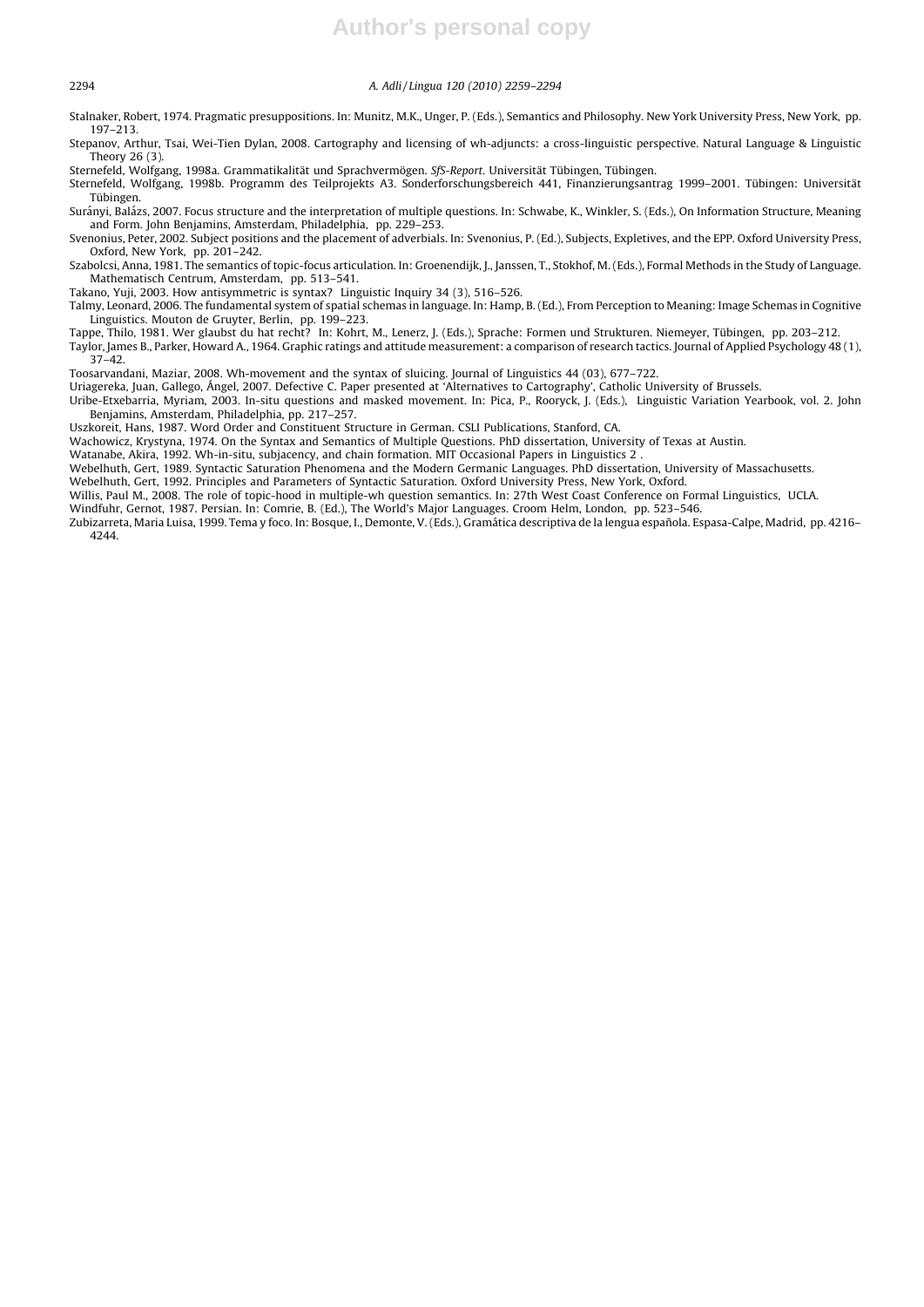Stalnaker, Robert, 1974. Pragmatic presuppositions. In: Munitz, M.K., Unger, P. (Eds.), Semantics and Philosophy. New York University Press, New York, pp. 197–213.

Stepanov, Arthur, Tsai, Wei-Tien Dylan, 2008. Cartography and licensing of wh-adjuncts: a cross-linguistic perspective. Natural Language & Linguistic Theory 26 (3).

Sternefeld, Wolfgang, 1998a. Grammatikalität und Sprachvermögen. *SfS-Report*. Universität Tübingen, Tübingen.

Sternefeld, Wolfgang, 1998b. Programm des Teilprojekts A3. Sonderforschungsbereich 441, Finanzierungsantrag 1999–2001. Tübingen: Universität Tübingen.

Surányi, Balázs, 2007. Focus structure and the interpretation of multiple questions. In: Schwabe, K., Winkler, S. (Eds.), On Information Structure, Meaning and Form. John Benjamins, Amsterdam, Philadelphia, pp. 229–253.

Svenonius, Peter, 2002. Subject positions and the placement of adverbials. In: Svenonius, P. (Ed.), Subjects, Expletives, and the EPP. Oxford University Press, Oxford, New York, pp. 201–242.

Szabolcsi, Anna, 1981. The semantics of topic-focus articulation. In: Groenendijk, J., Janssen, T., Stokhof, M. (Eds.), Formal Methods in the Study of Language. Mathematisch Centrum, Amsterdam, pp. 513–541.

Takano, Yuji, 2003. How antisymmetric is syntax? Linguistic Inquiry 34 (3), 516–526.

Talmy, Leonard, 2006. The fundamental system of spatial schemas in language. In: Hamp, B. (Ed.), From Perception to Meaning: Image Schemas in Cognitive Linguistics. Mouton de Gruyter, Berlin, pp. 199–223.

Tappe, Thilo, 1981. Wer glaubst du hat recht? In: Kohrt, M., Lenerz, J. (Eds.), Sprache: Formen und Strukturen. Niemeyer, Tübingen, pp. 203–212.

Taylor, James B., Parker, Howard A., 1964. Graphic ratings and attitude measurement: a comparison of research tactics. Journal of Applied Psychology 48 (1), 37–42.

Toosarvandani, Maziar, 2008. Wh-movement and the syntax of sluicing. Journal of Linguistics 44 (03), 677–722.

Uriagereka, Juan, Gallego, Ángel, 2007. Defective C. Paper presented at 'Alternatives to Cartography', Catholic University of Brussels.

Uribe-Etxebarria, Myriam, 2003. In-situ questions and masked movement. In: Pica, P., Rooryck, J. (Eds.), Linguistic Variation Yearbook, vol. 2. John Benjamins, Amsterdam, Philadelphia, pp. 217–257.

Uszkoreit, Hans, 1987. Word Order and Constituent Structure in German. CSLI Publications, Stanford, CA.

Wachowicz, Krystyna, 1974. On the Syntax and Semantics of Multiple Questions. PhD dissertation, University of Texas at Austin.

Watanabe, Akira, 1992. Wh-in-situ, subjacency, and chain formation. MIT Occasional Papers in Linguistics 2 .

Webelhuth, Gert, 1989. Syntactic Saturation Phenomena and the Modern Germanic Languages. PhD dissertation, University of Massachusetts.

Webelhuth, Gert, 1992. Principles and Parameters of Syntactic Saturation. Oxford University Press, New York, Oxford.

Willis, Paul M., 2008. The role of topic-hood in multiple-wh question semantics. In: 27th West Coast Conference on Formal Linguistics, UCLA.

Windfuhr, Gernot, 1987. Persian. In: Comrie, B. (Ed.), The World's Major Languages. Croom Helm, London, pp. 523–546.

Zubizarreta, Maria Luisa, 1999. Tema y foco. In: Bosque, I., Demonte, V. (Eds.), Gramática descriptiva de la lengua española. Espasa-Calpe, Madrid, pp. 4216–4244.